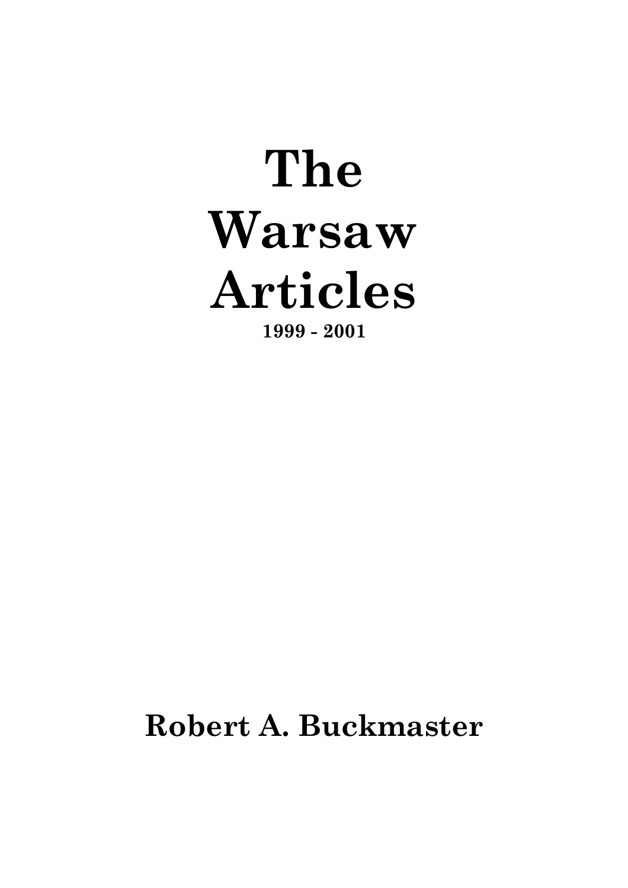# The Warsaw Articles

**1999 - 2001**

**Robert A. Buckmaster**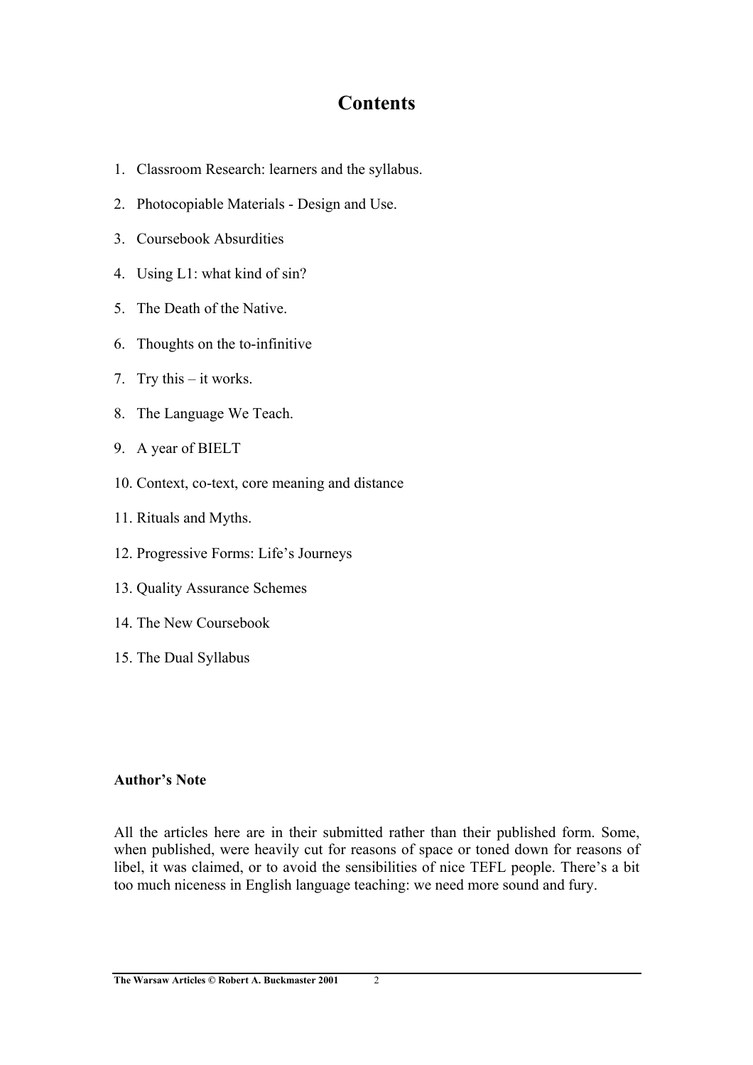# Contents

1. Classroom Research: learners and the syllabus.
2. Photocopiable Materials - Design and Use.
3. Coursebook Absurdities
4. Using L1: what kind of sin?
5. The Death of the Native.
6. Thoughts on the to-infinitive
7. Try this – it works.
8. The Language We Teach.
9. A year of BIELT
10. Context, co-text, core meaning and distance
11. Rituals and Myths.
12. Progressive Forms: Life's Journeys
13. Quality Assurance Schemes
14. The New Coursebook
15. The Dual Syllabus

**Author's Note**

All the articles here are in their submitted rather than their published form. Some, when published, were heavily cut for reasons of space or toned down for reasons of libel, it was claimed, or to avoid the sensibilities of nice TEFL people. There's a bit too much niceness in English language teaching: we need more sound and fury.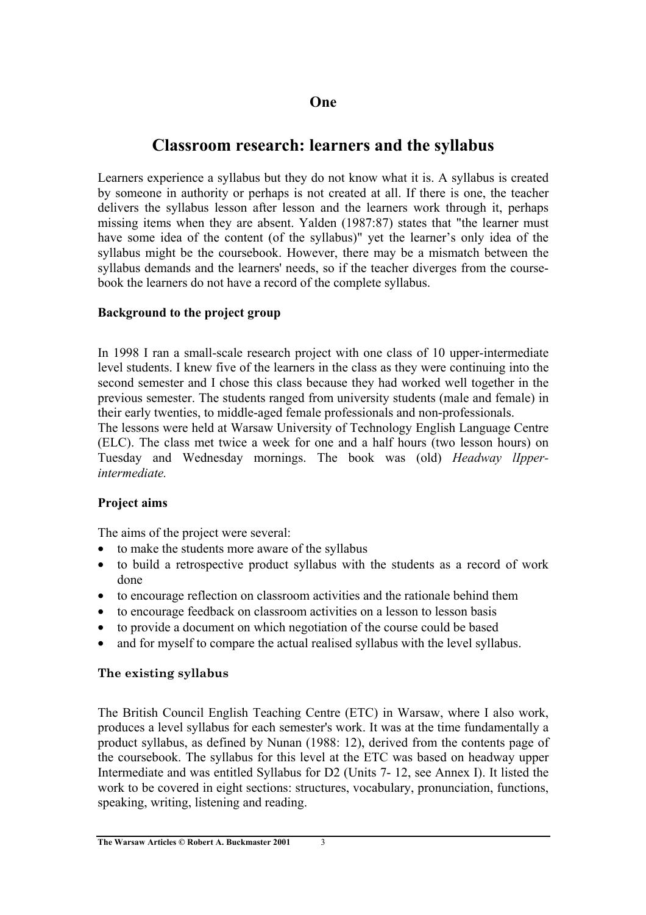## One

# Classroom research: learners and the syllabus

Learners experience a syllabus but they do not know what it is. A syllabus is created by someone in authority or perhaps is not created at all. If there is one, the teacher delivers the syllabus lesson after lesson and the learners work through it, perhaps missing items when they are absent. Yalden (1987:87) states that "the learner must have some idea of the content (of the syllabus)" yet the learner's only idea of the syllabus might be the coursebook. However, there may be a mismatch between the syllabus demands and the learners' needs, so if the teacher diverges from the course-book the learners do not have a record of the complete syllabus.

### Background to the project group

In 1998 I ran a small-scale research project with one class of 10 upper-intermediate level students. I knew five of the learners in the class as they were continuing into the second semester and I chose this class because they had worked well together in the previous semester. The students ranged from university students (male and female) in their early twenties, to middle-aged female professionals and non-professionals.
The lessons were held at Warsaw University of Technology English Language Centre (ELC). The class met twice a week for one and a half hours (two lesson hours) on Tuesday and Wednesday mornings. The book was (old) *Headway lIpper-intermediate.*

### Project aims

The aims of the project were several:

- to make the students more aware of the syllabus
- to build a retrospective product syllabus with the students as a record of work done
- to encourage reflection on classroom activities and the rationale behind them
- to encourage feedback on classroom activities on a lesson to lesson basis
- to provide a document on which negotiation of the course could be based
- and for myself to compare the actual realised syllabus with the level syllabus.

### The existing syllabus

The British Council English Teaching Centre (ETC) in Warsaw, where I also work, produces a level syllabus for each semester's work. It was at the time fundamentally a product syllabus, as defined by Nunan (1988: 12), derived from the contents page of the coursebook. The syllabus for this level at the ETC was based on headway upper Intermediate and was entitled Syllabus for D2 (Units 7- 12, see Annex I). It listed the work to be covered in eight sections: structures, vocabulary, pronunciation, functions, speaking, writing, listening and reading.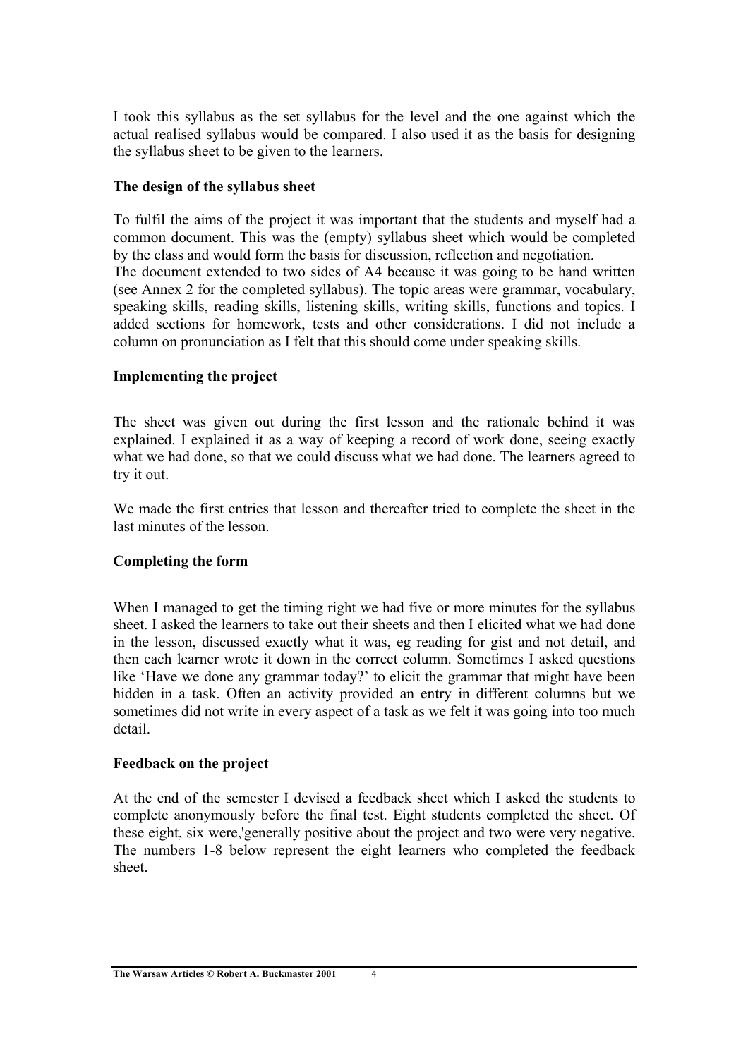I took this syllabus as the set syllabus for the level and the one against which the actual realised syllabus would be compared. I also used it as the basis for designing the syllabus sheet to be given to the learners.

**The design of the syllabus sheet**

To fulfil the aims of the project it was important that the students and myself had a common document. This was the (empty) syllabus sheet which would be completed by the class and would form the basis for discussion, reflection and negotiation.
The document extended to two sides of A4 because it was going to be hand written (see Annex 2 for the completed syllabus). The topic areas were grammar, vocabulary, speaking skills, reading skills, listening skills, writing skills, functions and topics. I added sections for homework, tests and other considerations. I did not include a column on pronunciation as I felt that this should come under speaking skills.

**Implementing the project**

The sheet was given out during the first lesson and the rationale behind it was explained. I explained it as a way of keeping a record of work done, seeing exactly what we had done, so that we could discuss what we had done. The learners agreed to try it out.

We made the first entries that lesson and thereafter tried to complete the sheet in the last minutes of the lesson.

**Completing the form**

When I managed to get the timing right we had five or more minutes for the syllabus sheet. I asked the learners to take out their sheets and then I elicited what we had done in the lesson, discussed exactly what it was, eg reading for gist and not detail, and then each learner wrote it down in the correct column. Sometimes I asked questions like 'Have we done any grammar today?' to elicit the grammar that might have been hidden in a task. Often an activity provided an entry in different columns but we sometimes did not write in every aspect of a task as we felt it was going into too much detail.

**Feedback on the project**

At the end of the semester I devised a feedback sheet which I asked the students to complete anonymously before the final test. Eight students completed the sheet. Of these eight, six were,'generally positive about the project and two were very negative. The numbers 1-8 below represent the eight learners who completed the feedback sheet.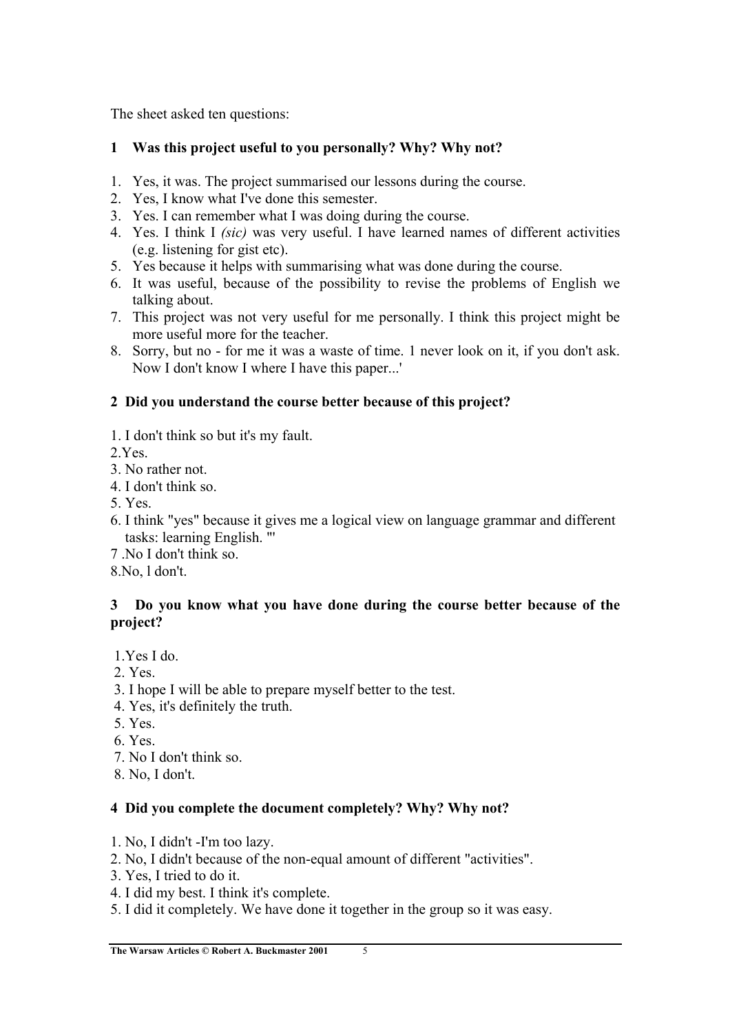The sheet asked ten questions:

**1 Was this project useful to you personally? Why? Why not?**

1. Yes, it was. The project summarised our lessons during the course.
2. Yes, I know what I've done this semester.
3. Yes. I can remember what I was doing during the course.
4. Yes. I think I *(sic)* was very useful. I have learned names of different activities (e.g. listening for gist etc).
5. Yes because it helps with summarising what was done during the course.
6. It was useful, because of the possibility to revise the problems of English we talking about.
7. This project was not very useful for me personally. I think this project might be more useful more for the teacher.
8. Sorry, but no - for me it was a waste of time. 1 never look on it, if you don't ask. Now I don't know I where I have this paper...'

**2 Did you understand the course better because of this project?**

1. I don't think so but it's my fault.
2. Yes.
3. No rather not.
4. I don't think so.
5. Yes.
6. I think "yes" because it gives me a logical view on language grammar and different tasks: learning English. "'
7. No I don't think so.
8. No, l don't.

**3 Do you know what you have done during the course better because of the project?**

1. Yes I do.
2. Yes.
3. I hope I will be able to prepare myself better to the test.
4. Yes, it's definitely the truth.
5. Yes.
6. Yes.
7. No I don't think so.
8. No, I don't.

**4 Did you complete the document completely? Why? Why not?**

1. No, I didn't -I'm too lazy.
2. No, I didn't because of the non-equal amount of different "activities".
3. Yes, I tried to do it.
4. I did my best. I think it's complete.
5. I did it completely. We have done it together in the group so it was easy.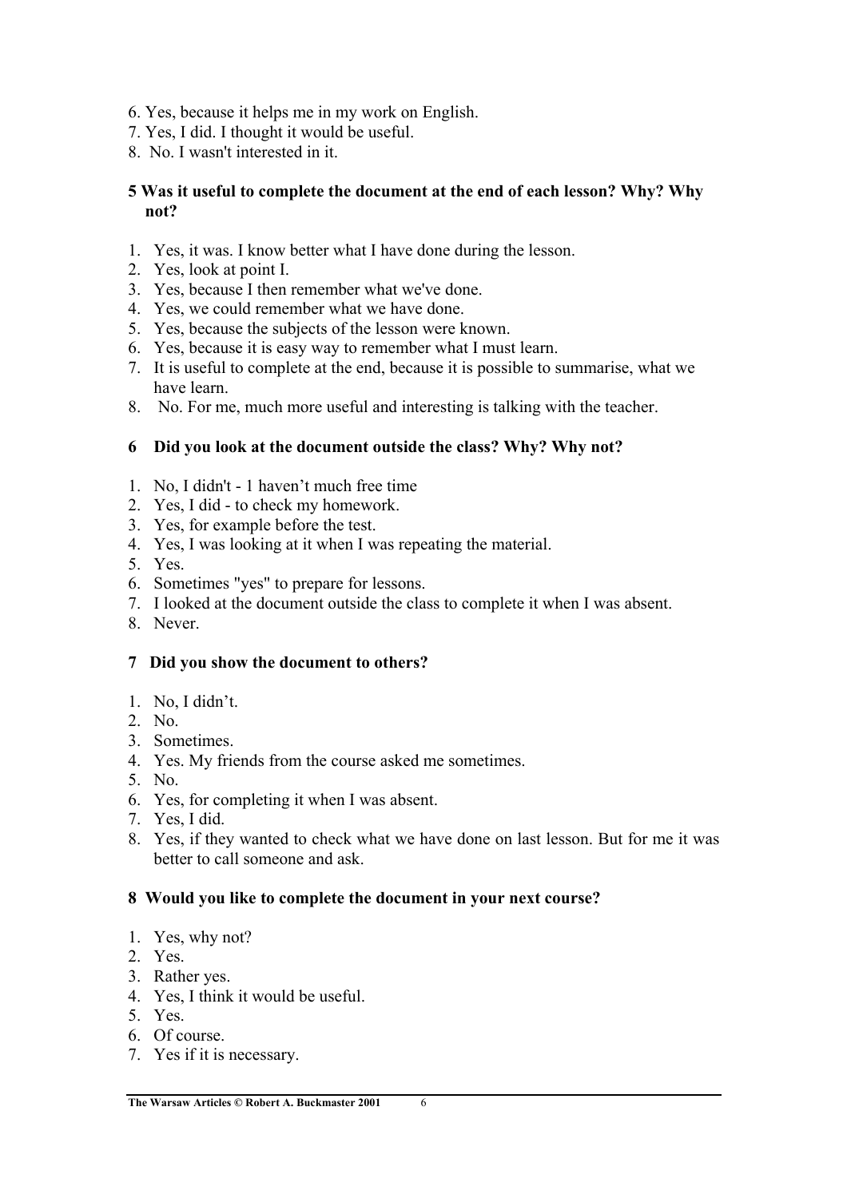6. Yes, because it helps me in my work on English.
7. Yes, I did. I thought it would be useful.
8. No. I wasn't interested in it.

**5 Was it useful to complete the document at the end of each lesson? Why? Why not?**

1. Yes, it was. I know better what I have done during the lesson.
2. Yes, look at point I.
3. Yes, because I then remember what we've done.
4. Yes, we could remember what we have done.
5. Yes, because the subjects of the lesson were known.
6. Yes, because it is easy way to remember what I must learn.
7. It is useful to complete at the end, because it is possible to summarise, what we have learn.
8. No. For me, much more useful and interesting is talking with the teacher.

**6 Did you look at the document outside the class? Why? Why not?**

1. No, I didn't - 1 haven't much free time
2. Yes, I did - to check my homework.
3. Yes, for example before the test.
4. Yes, I was looking at it when I was repeating the material.
5. Yes.
6. Sometimes "yes" to prepare for lessons.
7. I looked at the document outside the class to complete it when I was absent.
8. Never.

**7 Did you show the document to others?**

1. No, I didn't.
2. No.
3. Sometimes.
4. Yes. My friends from the course asked me sometimes.
5. No.
6. Yes, for completing it when I was absent.
7. Yes, I did.
8. Yes, if they wanted to check what we have done on last lesson. But for me it was better to call someone and ask.

**8 Would you like to complete the document in your next course?**

1. Yes, why not?
2. Yes.
3. Rather yes.
4. Yes, I think it would be useful.
5. Yes.
6. Of course.
7. Yes if it is necessary.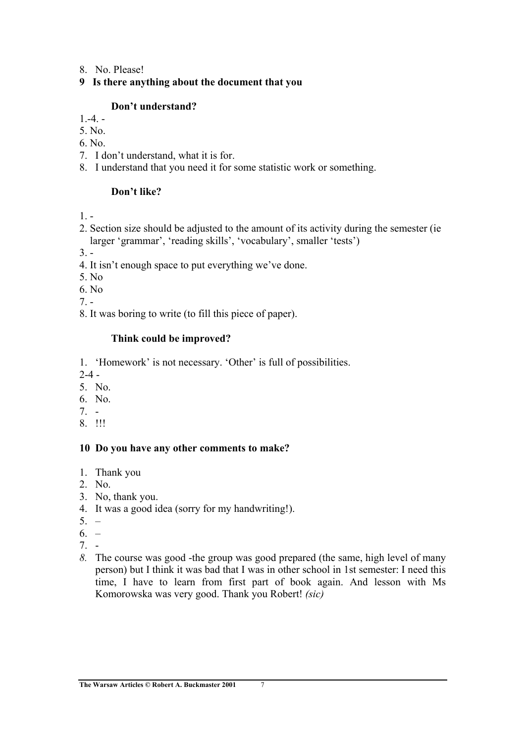8. No. Please!

**9 Is there anything about the document that you**

**Don't understand?**

1.-4. -  
5. No.  
6. No.  
7. I don't understand, what it is for.  
8. I understand that you need it for some statistic work or something.

**Don't like?**

1. -
2. Section size should be adjusted to the amount of its activity during the semester (ie larger 'grammar', 'reading skills', 'vocabulary', smaller 'tests')
3. -
4. It isn't enough space to put everything we've done.
5. No
6. No
7. -
8. It was boring to write (to fill this piece of paper).

**Think could be improved?**

1. 'Homework' is not necessary. 'Other' is full of possibilities.

2-4 -  
5. No.  
6. No.  
7. -  
8. !!!

**10 Do you have any other comments to make?**

1. Thank you
2. No.
3. No, thank you.
4. It was a good idea (sorry for my handwriting!).
5. –
6. –
7. -
8. The course was good -the group was good prepared (the same, high level of many person) but I think it was bad that I was in other school in 1st semester: I need this time, I have to learn from first part of book again. And lesson with Ms Komorowska was very good. Thank you Robert! *(sic)*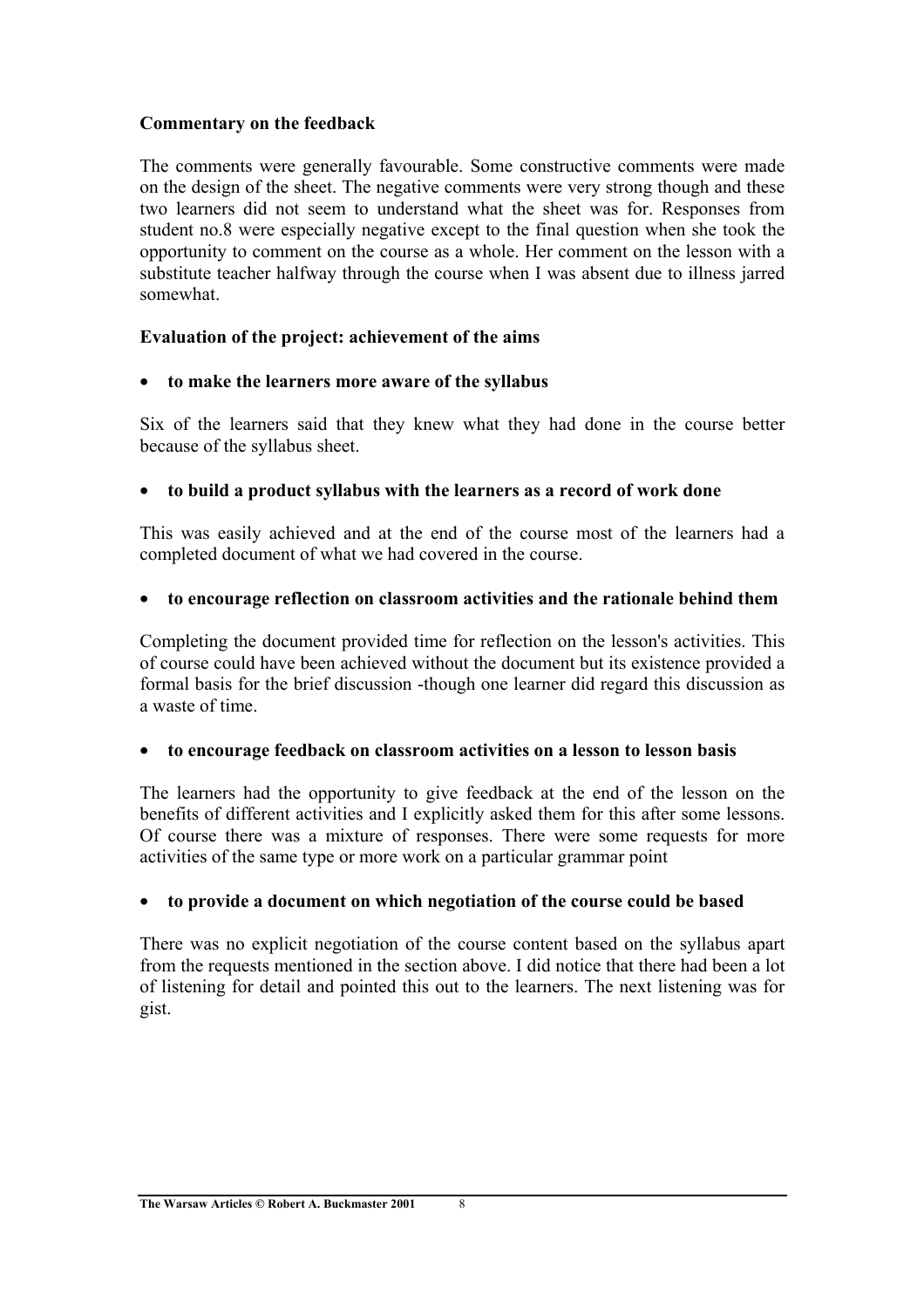**Commentary on the feedback**

The comments were generally favourable. Some constructive comments were made on the design of the sheet. The negative comments were very strong though and these two learners did not seem to understand what the sheet was for. Responses from student no.8 were especially negative except to the final question when she took the opportunity to comment on the course as a whole. Her comment on the lesson with a substitute teacher halfway through the course when I was absent due to illness jarred somewhat.

**Evaluation of the project: achievement of the aims**

- **to make the learners more aware of the syllabus**

Six of the learners said that they knew what they had done in the course better because of the syllabus sheet.

- **to build a product syllabus with the learners as a record of work done**

This was easily achieved and at the end of the course most of the learners had a completed document of what we had covered in the course.

- **to encourage reflection on classroom activities and the rationale behind them**

Completing the document provided time for reflection on the lesson's activities. This of course could have been achieved without the document but its existence provided a formal basis for the brief discussion -though one learner did regard this discussion as a waste of time.

- **to encourage feedback on classroom activities on a lesson to lesson basis**

The learners had the opportunity to give feedback at the end of the lesson on the benefits of different activities and I explicitly asked them for this after some lessons. Of course there was a mixture of responses. There were some requests for more activities of the same type or more work on a particular grammar point

- **to provide a document on which negotiation of the course could be based**

There was no explicit negotiation of the course content based on the syllabus apart from the requests mentioned in the section above. I did notice that there had been a lot of listening for detail and pointed this out to the learners. The next listening was for gist.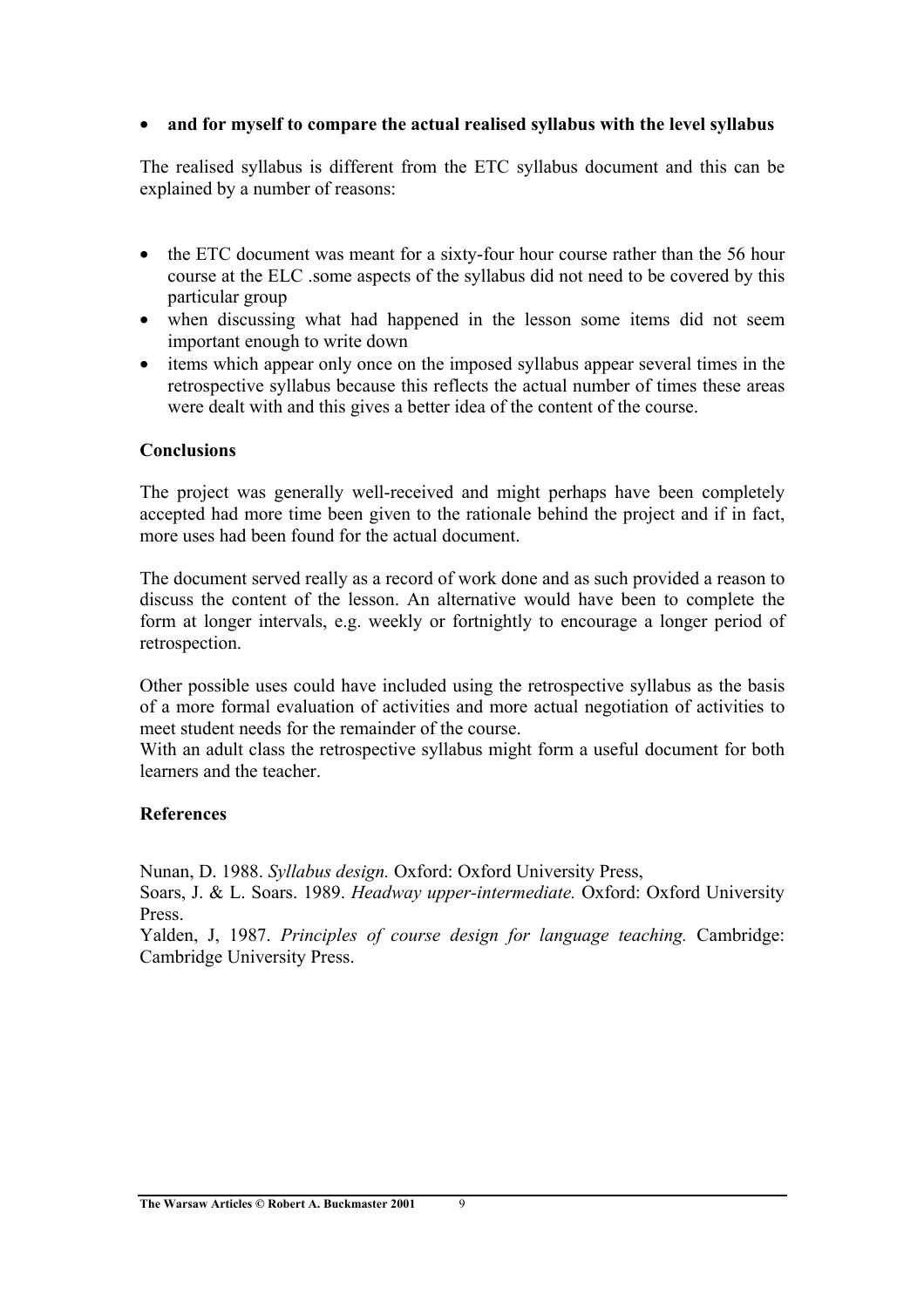- **and for myself to compare the actual realised syllabus with the level syllabus**

The realised syllabus is different from the ETC syllabus document and this can be explained by a number of reasons:

- the ETC document was meant for a sixty-four hour course rather than the 56 hour course at the ELC .some aspects of the syllabus did not need to be covered by this particular group
- when discussing what had happened in the lesson some items did not seem important enough to write down
- items which appear only once on the imposed syllabus appear several times in the retrospective syllabus because this reflects the actual number of times these areas were dealt with and this gives a better idea of the content of the course.

**Conclusions**

The project was generally well-received and might perhaps have been completely accepted had more time been given to the rationale behind the project and if in fact, more uses had been found for the actual document.

The document served really as a record of work done and as such provided a reason to discuss the content of the lesson. An alternative would have been to complete the form at longer intervals, e.g. weekly or fortnightly to encourage a longer period of retrospection.

Other possible uses could have included using the retrospective syllabus as the basis of a more formal evaluation of activities and more actual negotiation of activities to meet student needs for the remainder of the course.
With an adult class the retrospective syllabus might form a useful document for both learners and the teacher.

**References**

Nunan, D. 1988. *Syllabus design.* Oxford: Oxford University Press,
Soars, J. & L. Soars. 1989. *Headway upper-intermediate.* Oxford: Oxford University Press.
Yalden, J, 1987. *Principles of course design for language teaching.* Cambridge: Cambridge University Press.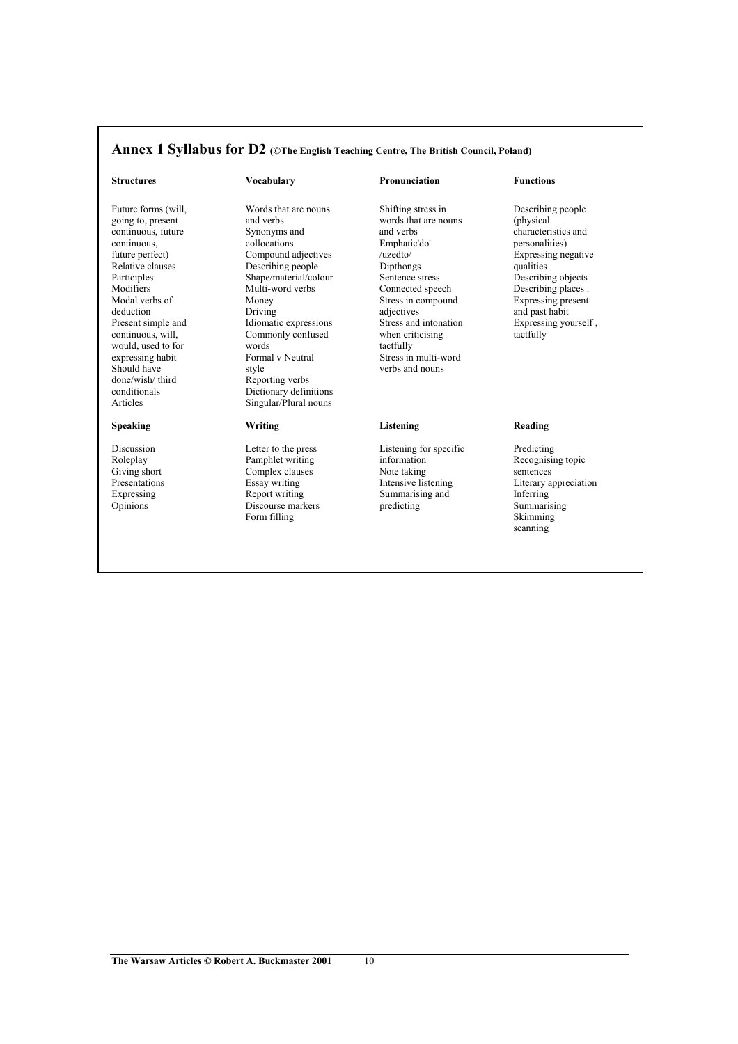## Annex 1 Syllabus for D2 (©The English Teaching Centre, The British Council, Poland)

| Structures | Vocabulary | Pronunciation | Functions |
|---|---|---|---|
| Future forms (will, going to, present continuous, future continuous, future perfect)<br>Relative clauses<br>Participles<br>Modifiers<br>Modal verbs of deduction<br>Present simple and continuous, will, would, used to for expressing habit<br>Should have done/wish/ third conditionals<br>Articles | Words that are nouns and verbs<br>Synonyms and collocations<br>Compound adjectives<br>Describing people<br>Shape/material/colour<br>Multi-word verbs<br>Money<br>Driving<br>Idiomatic expressions<br>Commonly confused words<br>Formal v Neutral style<br>Reporting verbs<br>Dictionary definitions<br>Singular/Plural nouns | Shifting stress in words that are nouns and verbs<br>Emphatic'do' /uzedto/<br>Dipthongs<br>Sentence stress<br>Connected speech<br>Stress in compound adjectives<br>Stress and intonation when criticising tactfully<br>Stress in multi-word verbs and nouns | Describing people (physical characteristics and personalities)<br>Expressing negative qualities<br>Describing objects<br>Describing places .<br>Expressing present and past habit<br>Expressing yourself , tactfully |
| **Speaking** | **Writing** | **Listening** | **Reading** |
| Discussion<br>Roleplay<br>Giving short Presentations<br>Expressing Opinions | Letter to the press<br>Pamphlet writing<br>Complex clauses<br>Essay writing<br>Report writing<br>Discourse markers<br>Form filling | Listening for specific information<br>Note taking<br>Intensive listening<br>Summarising and predicting | Predicting<br>Recognising topic sentences<br>Literary appreciation<br>Inferring<br>Summarising<br>Skimming<br>scanning |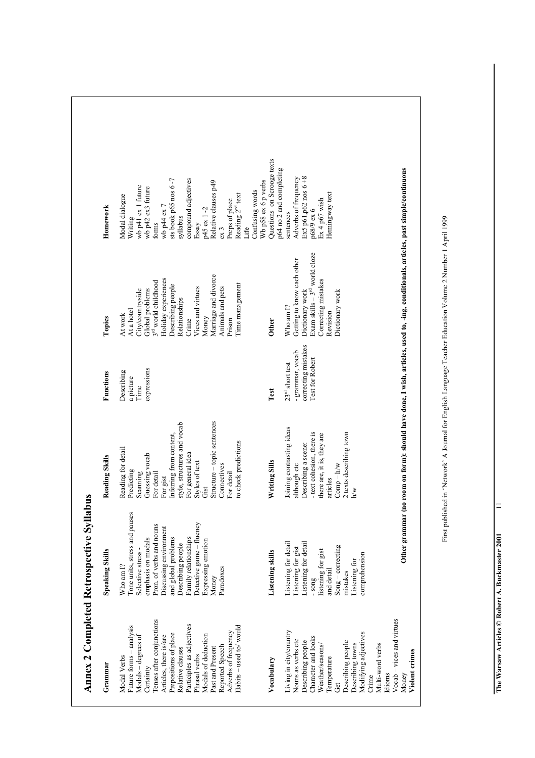# Annex 2 Completed Retrospective Syllabus

| Grammar | Speaking Skills | Reading Skills | Functions | Topics | Homework |
|---|---|---|---|---|---|
| Modal Verbs<br>Future forms – analysis<br>Modals – degrees of Certainty<br>Tenses after conjunctions<br>Articles, there is/are<br>Prepositions of place<br>Relative clauses<br>Participles as adjectives<br>Phrasal verbs<br>Modals of deduction<br>Past and Present<br>Reported Speech<br>Adverbs of frequency<br>Habits – used to/ would | Who am I?<br>Tone units, stress and pauses<br>Selective stress - emphasis on modals<br>Pron. of verbs and nouns<br>Discussing environment and global problems<br>Describing people<br>Family relationships<br>Detective game – fluency<br>Expressing emotion<br>Money<br>Paradoxes | Reading for detail<br>Predicting<br>Scanning<br>Guessing vocab<br>For detail<br>For gist<br>Inferring from content, style, structures and vocab<br>For general idea<br>Styles of text<br>Gist<br>Structure – topic sentences<br>Connectives<br>For detail<br>to check predictions | Describing a picture<br>Time expressions | At work<br>At a hotel<br>City/countryside<br>Global problems<br>3rd world childhood<br>Holiday experiences<br>Describing people<br>Relationships<br>Crime<br>Vices and virtues<br>Money<br>Marriage and divorce<br>Animals and pets<br>Prison<br>Time management | Modal dialogue<br>Writing<br>wb p41 ex 1 future<br>wb p42 ex3 future forms<br>wb p44 ex 7<br>sts book p65 nos 6 -7 syllabus<br>compound adjectives<br>Essay<br>p45 ex 1 -2<br>Relative clauses p49 ex 3<br>Preps of place<br>Reading 2nd text<br>Life<br>Confusing words<br>Wb p58 ex 6 p verbs<br>Questions on Scrooge texts<br>p64 no 2 and completing sentences<br>Adverbs of frequency<br>Ex5 p61,p62 nos 6 +8<br>p68/9 ex 6<br>Ex 4 p67 wish<br>Hemingway text |

| Vocabulary | Listening skills | Writing Sills | Test | Other |
|---|---|---|---|---|
| Living in city/country<br>Nouns as verbs etc<br>Describing people<br>Character and looks<br>Weather/seasons/ Temperature<br>Get<br>Describing people<br>Describing towns<br>Modifying adjectives<br>Crime<br>Multi-word verbs<br>Idioms<br>Vocab – vices and virtues<br>Money<br>**Violent crimes** | Listening for detail<br>Listening for gist<br>Listening for detail - song<br>listening for gist and detail<br>Song – correcting mistakes<br>Listening for comprehension | Joining contrasting ideas although etc<br>Describing a scene: - text cohesion, there is there are, it is, they are articles<br>Comp – h/w<br>2 texts describing town h/w | 23rd short test - grammar, vocab correcting mistakes<br>Test for Robert | Who am I?<br>Getting to know each other<br>Dictionary work<br>Exam skills – 3rd world cloze<br>Correcting mistakes<br>Revision<br>Dictionary work |

**Other grammar (no room on form): should have done, I wish, articles, used to, -ing, conditionals, articles, past simple/continuous**

First published in 'Network' A Journal for English Language Teacher Education Volume 2 Number 1 April 1999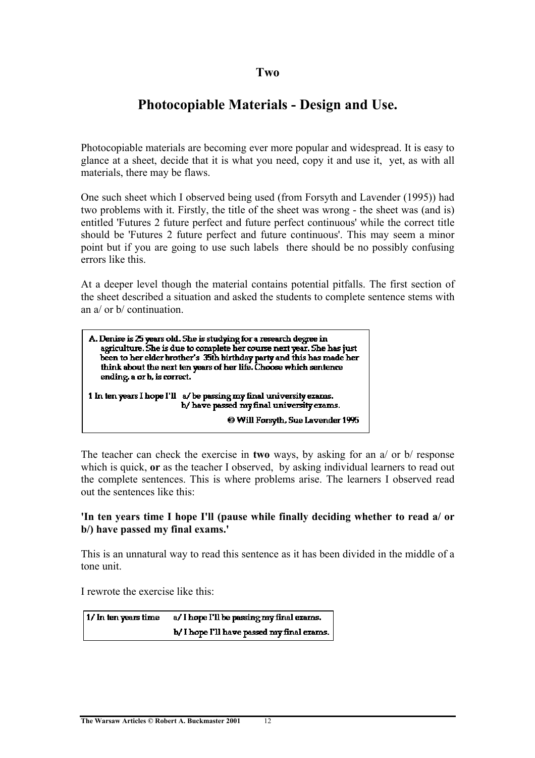**Two**

# Photocopiable Materials - Design and Use.

Photocopiable materials are becoming ever more popular and widespread. It is easy to glance at a sheet, decide that it is what you need, copy it and use it, yet, as with all materials, there may be flaws.

One such sheet which I observed being used (from Forsyth and Lavender (1995)) had two problems with it. Firstly, the title of the sheet was wrong - the sheet was (and is) entitled 'Futures 2 future perfect and future perfect continuous' while the correct title should be 'Futures 2 future perfect and future continuous'. This may seem a minor point but if you are going to use such labels there should be no possibly confusing errors like this.

At a deeper level though the material contains potential pitfalls. The first section of the sheet described a situation and asked the students to complete sentence stems with an a/ or b/ continuation.

> A. Denise is 25 years old. She is studying for a research degree in agriculture. She is due to complete her course next year. She has just been to her elder brother's 35th birthday party and this has made her think about the next ten years of her life. Choose which sentence ending, a or b, is correct.
>
> 1 In ten years I hope I'll a/ be passing my final university exams.
> b/ have passed my final university exams.
>
> © Will Forsyth, Sue Lavender 1995

The teacher can check the exercise in **two** ways, by asking for an a/ or b/ response which is quick, **or** as the teacher I observed, by asking individual learners to read out the complete sentences. This is where problems arise. The learners I observed read out the sentences like this:

**'In ten years time I hope I'll (pause while finally deciding whether to read a/ or b/) have passed my final exams.'**

This is an unnatural way to read this sentence as it has been divided in the middle of a tone unit.

I rewrote the exercise like this:

| 1/ In ten years time | a/ I hope I'll be passing my final exams. |
|---|---|
| | b/ I hope I'll have passed my final exams. |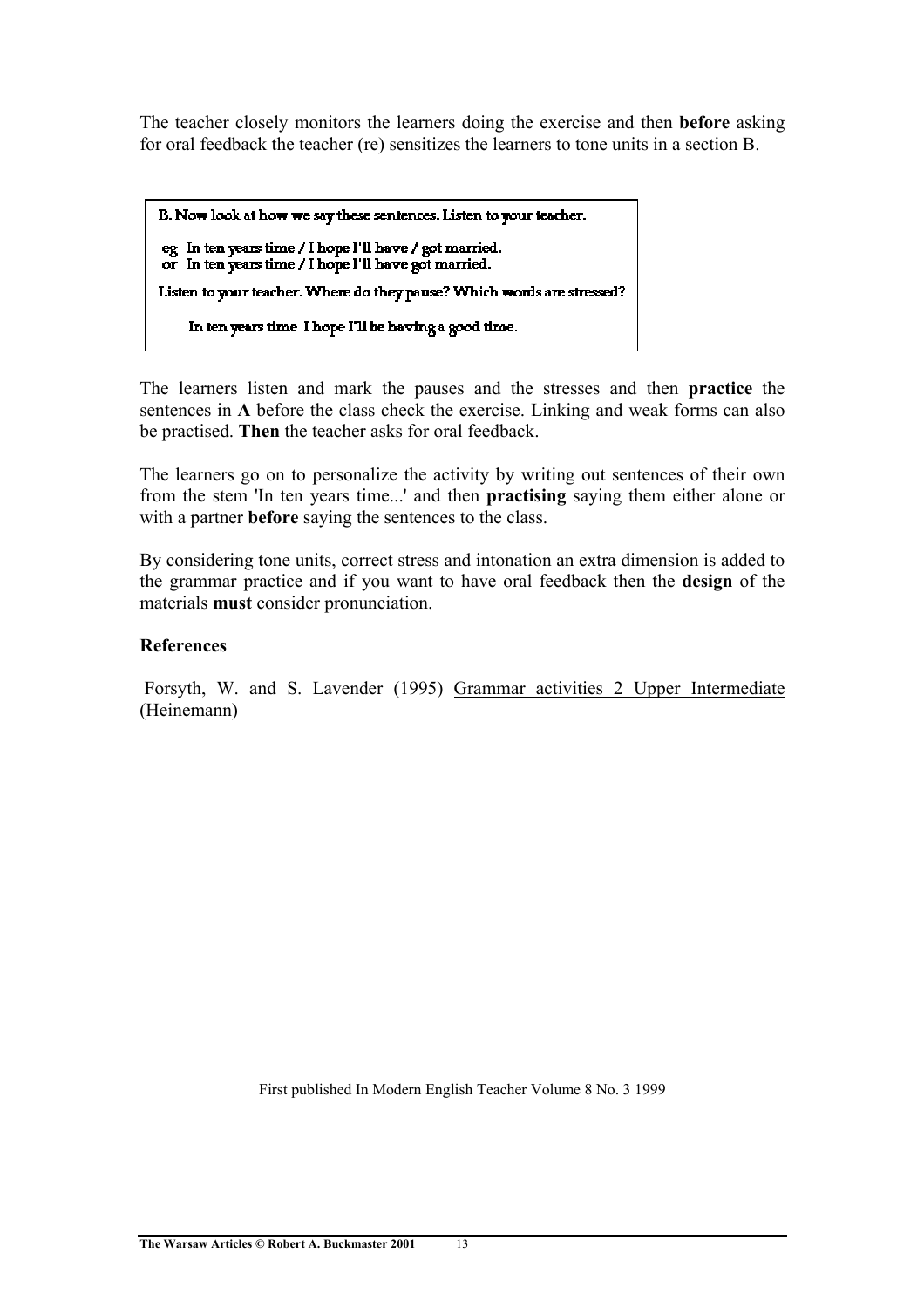The teacher closely monitors the learners doing the exercise and then **before** asking for oral feedback the teacher (re) sensitizes the learners to tone units in a section B.

> B. Now look at how we say these sentences. Listen to your teacher.
>
> eg In ten years time / I hope I'll have / got married.
> or In ten years time / I hope I'll have got married.
>
> Listen to your teacher. Where do they pause? Which words are stressed?
>
> In ten years time I hope I'll be having a good time.

The learners listen and mark the pauses and the stresses and then **practice** the sentences in **A** before the class check the exercise. Linking and weak forms can also be practised. **Then** the teacher asks for oral feedback.

The learners go on to personalize the activity by writing out sentences of their own from the stem 'In ten years time...' and then **practising** saying them either alone or with a partner **before** saying the sentences to the class.

By considering tone units, correct stress and intonation an extra dimension is added to the grammar practice and if you want to have oral feedback then the **design** of the materials **must** consider pronunciation.

**References**

Forsyth, W. and S. Lavender (1995) Grammar activities 2 Upper Intermediate (Heinemann)

First published In Modern English Teacher Volume 8 No. 3 1999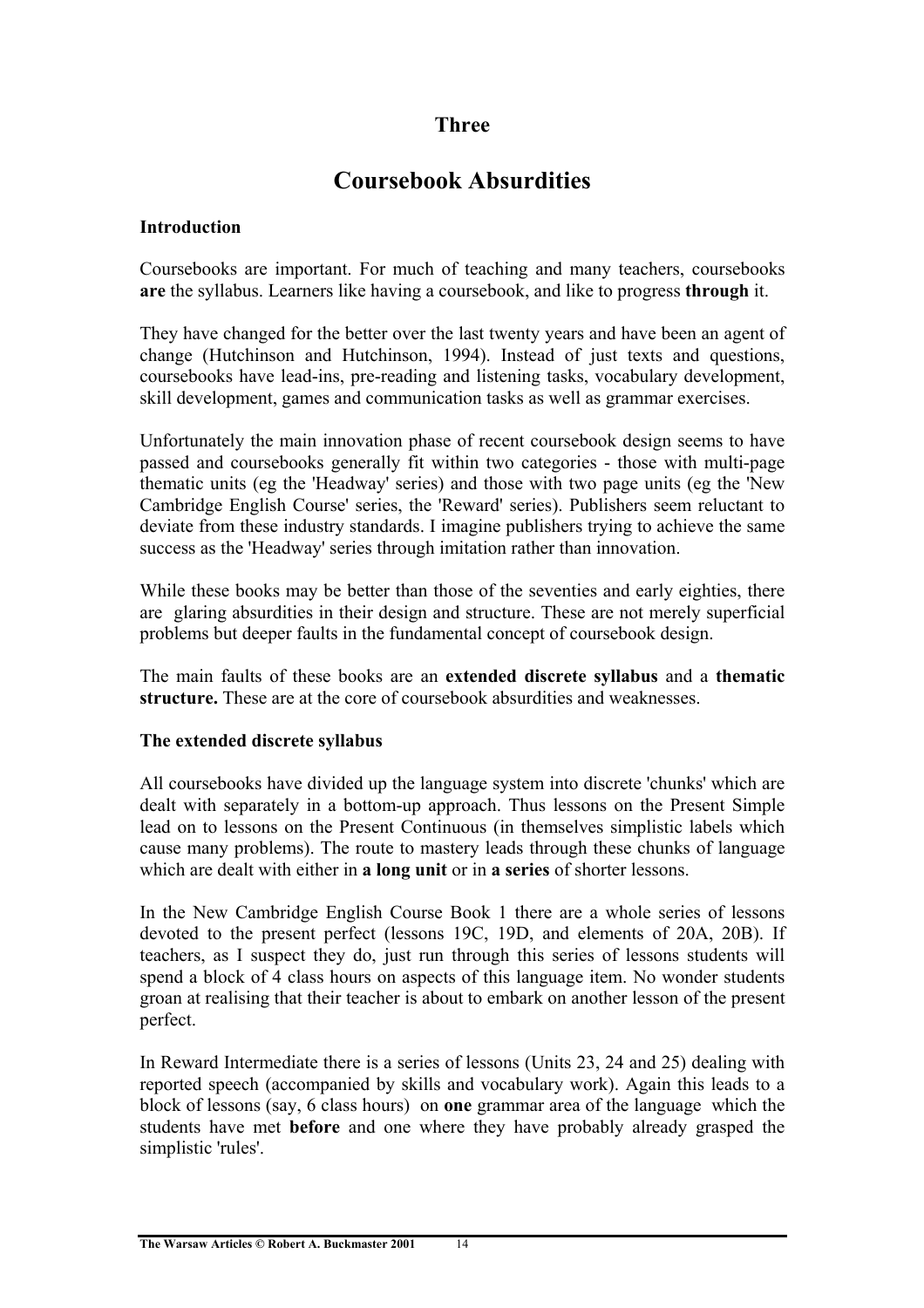## Three

# Coursebook Absurdities

### Introduction

Coursebooks are important. For much of teaching and many teachers, coursebooks **are** the syllabus. Learners like having a coursebook, and like to progress **through** it.

They have changed for the better over the last twenty years and have been an agent of change (Hutchinson and Hutchinson, 1994). Instead of just texts and questions, coursebooks have lead-ins, pre-reading and listening tasks, vocabulary development, skill development, games and communication tasks as well as grammar exercises.

Unfortunately the main innovation phase of recent coursebook design seems to have passed and coursebooks generally fit within two categories - those with multi-page thematic units (eg the 'Headway' series) and those with two page units (eg the 'New Cambridge English Course' series, the 'Reward' series). Publishers seem reluctant to deviate from these industry standards. I imagine publishers trying to achieve the same success as the 'Headway' series through imitation rather than innovation.

While these books may be better than those of the seventies and early eighties, there are glaring absurdities in their design and structure. These are not merely superficial problems but deeper faults in the fundamental concept of coursebook design.

The main faults of these books are an **extended discrete syllabus** and a **thematic structure.** These are at the core of coursebook absurdities and weaknesses.

### The extended discrete syllabus

All coursebooks have divided up the language system into discrete 'chunks' which are dealt with separately in a bottom-up approach. Thus lessons on the Present Simple lead on to lessons on the Present Continuous (in themselves simplistic labels which cause many problems). The route to mastery leads through these chunks of language which are dealt with either in **a long unit** or in **a series** of shorter lessons.

In the New Cambridge English Course Book 1 there are a whole series of lessons devoted to the present perfect (lessons 19C, 19D, and elements of 20A, 20B). If teachers, as I suspect they do, just run through this series of lessons students will spend a block of 4 class hours on aspects of this language item. No wonder students groan at realising that their teacher is about to embark on another lesson of the present perfect.

In Reward Intermediate there is a series of lessons (Units 23, 24 and 25) dealing with reported speech (accompanied by skills and vocabulary work). Again this leads to a block of lessons (say, 6 class hours) on **one** grammar area of the language which the students have met **before** and one where they have probably already grasped the simplistic 'rules'.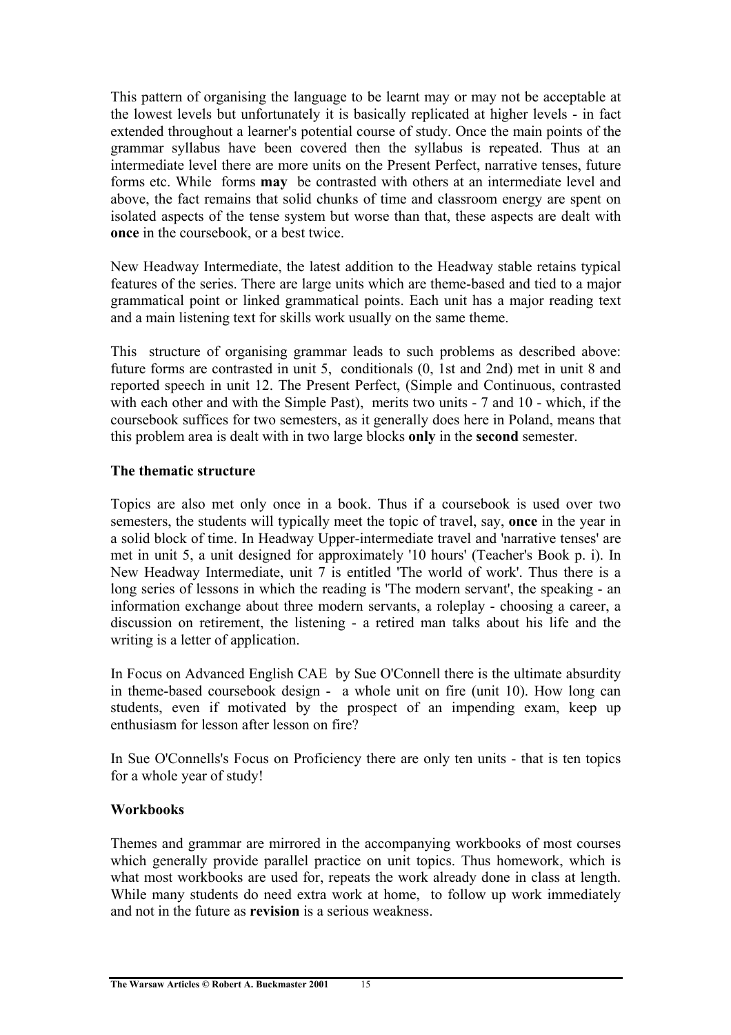This pattern of organising the language to be learnt may or may not be acceptable at the lowest levels but unfortunately it is basically replicated at higher levels - in fact extended throughout a learner's potential course of study. Once the main points of the grammar syllabus have been covered then the syllabus is repeated. Thus at an intermediate level there are more units on the Present Perfect, narrative tenses, future forms etc. While forms **may** be contrasted with others at an intermediate level and above, the fact remains that solid chunks of time and classroom energy are spent on isolated aspects of the tense system but worse than that, these aspects are dealt with **once** in the coursebook, or a best twice.

New Headway Intermediate, the latest addition to the Headway stable retains typical features of the series. There are large units which are theme-based and tied to a major grammatical point or linked grammatical points. Each unit has a major reading text and a main listening text for skills work usually on the same theme.

This structure of organising grammar leads to such problems as described above: future forms are contrasted in unit 5, conditionals (0, 1st and 2nd) met in unit 8 and reported speech in unit 12. The Present Perfect, (Simple and Continuous, contrasted with each other and with the Simple Past), merits two units - 7 and 10 - which, if the coursebook suffices for two semesters, as it generally does here in Poland, means that this problem area is dealt with in two large blocks **only** in the **second** semester.

**The thematic structure**

Topics are also met only once in a book. Thus if a coursebook is used over two semesters, the students will typically meet the topic of travel, say, **once** in the year in a solid block of time. In Headway Upper-intermediate travel and 'narrative tenses' are met in unit 5, a unit designed for approximately '10 hours' (Teacher's Book p. i). In New Headway Intermediate, unit 7 is entitled 'The world of work'. Thus there is a long series of lessons in which the reading is 'The modern servant', the speaking - an information exchange about three modern servants, a roleplay - choosing a career, a discussion on retirement, the listening - a retired man talks about his life and the writing is a letter of application.

In Focus on Advanced English CAE by Sue O'Connell there is the ultimate absurdity in theme-based coursebook design - a whole unit on fire (unit 10). How long can students, even if motivated by the prospect of an impending exam, keep up enthusiasm for lesson after lesson on fire?

In Sue O'Connells's Focus on Proficiency there are only ten units - that is ten topics for a whole year of study!

**Workbooks**

Themes and grammar are mirrored in the accompanying workbooks of most courses which generally provide parallel practice on unit topics. Thus homework, which is what most workbooks are used for, repeats the work already done in class at length. While many students do need extra work at home, to follow up work immediately and not in the future as **revision** is a serious weakness.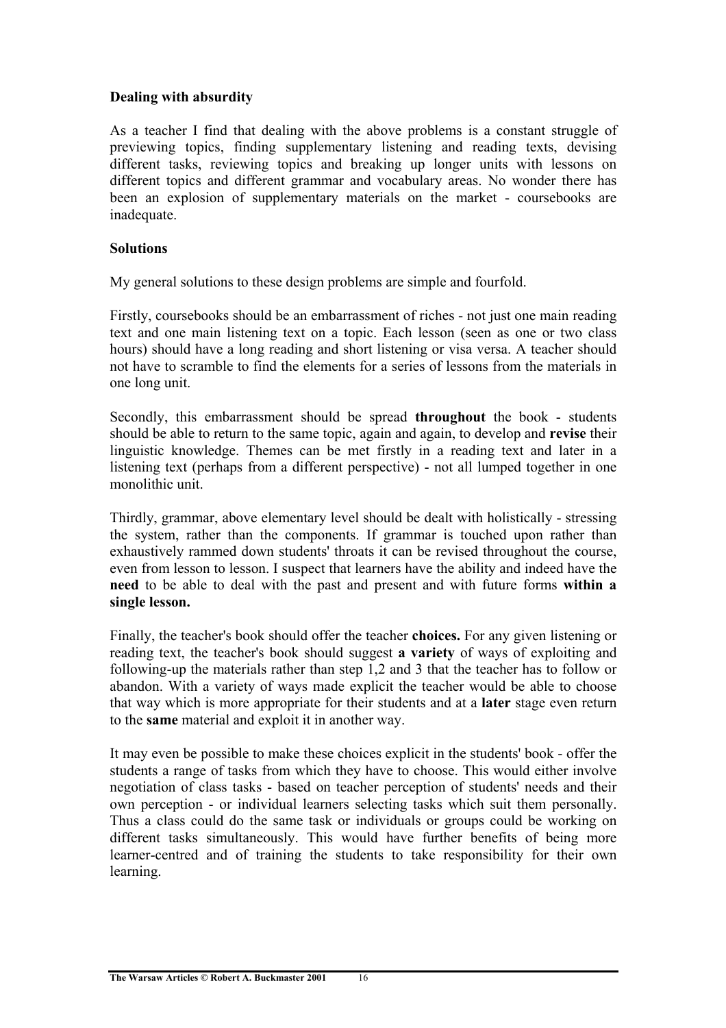**Dealing with absurdity**

As a teacher I find that dealing with the above problems is a constant struggle of previewing topics, finding supplementary listening and reading texts, devising different tasks, reviewing topics and breaking up longer units with lessons on different topics and different grammar and vocabulary areas. No wonder there has been an explosion of supplementary materials on the market - coursebooks are inadequate.

**Solutions**

My general solutions to these design problems are simple and fourfold.

Firstly, coursebooks should be an embarrassment of riches - not just one main reading text and one main listening text on a topic. Each lesson (seen as one or two class hours) should have a long reading and short listening or visa versa. A teacher should not have to scramble to find the elements for a series of lessons from the materials in one long unit.

Secondly, this embarrassment should be spread **throughout** the book - students should be able to return to the same topic, again and again, to develop and **revise** their linguistic knowledge. Themes can be met firstly in a reading text and later in a listening text (perhaps from a different perspective) - not all lumped together in one monolithic unit.

Thirdly, grammar, above elementary level should be dealt with holistically - stressing the system, rather than the components. If grammar is touched upon rather than exhaustively rammed down students' throats it can be revised throughout the course, even from lesson to lesson. I suspect that learners have the ability and indeed have the **need** to be able to deal with the past and present and with future forms **within a single lesson.**

Finally, the teacher's book should offer the teacher **choices.** For any given listening or reading text, the teacher's book should suggest **a variety** of ways of exploiting and following-up the materials rather than step 1,2 and 3 that the teacher has to follow or abandon. With a variety of ways made explicit the teacher would be able to choose that way which is more appropriate for their students and at a **later** stage even return to the **same** material and exploit it in another way.

It may even be possible to make these choices explicit in the students' book - offer the students a range of tasks from which they have to choose. This would either involve negotiation of class tasks - based on teacher perception of students' needs and their own perception - or individual learners selecting tasks which suit them personally. Thus a class could do the same task or individuals or groups could be working on different tasks simultaneously. This would have further benefits of being more learner-centred and of training the students to take responsibility for their own learning.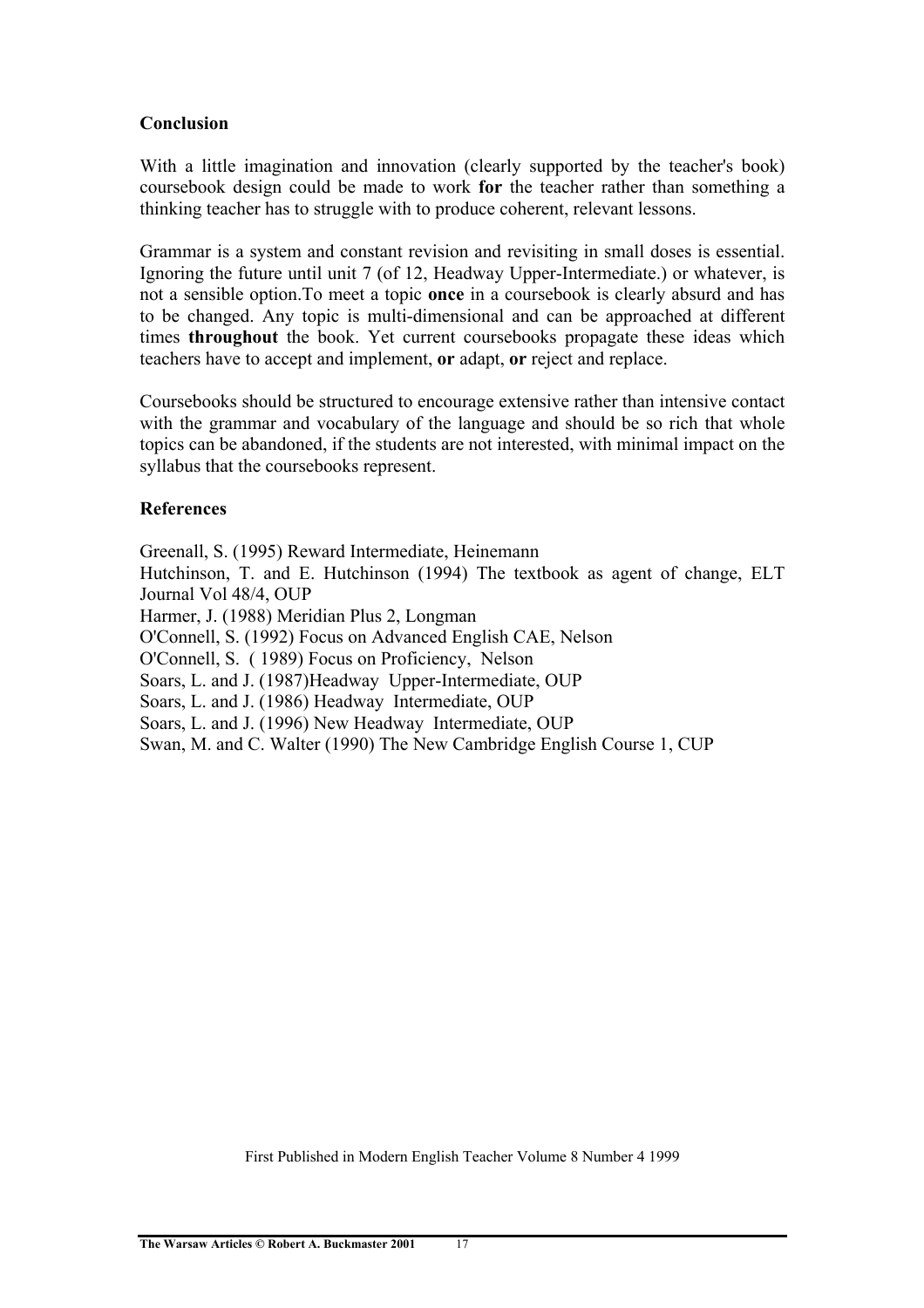## Conclusion

With a little imagination and innovation (clearly supported by the teacher's book) coursebook design could be made to work **for** the teacher rather than something a thinking teacher has to struggle with to produce coherent, relevant lessons.

Grammar is a system and constant revision and revisiting in small doses is essential. Ignoring the future until unit 7 (of 12, Headway Upper-Intermediate.) or whatever, is not a sensible option.To meet a topic **once** in a coursebook is clearly absurd and has to be changed. Any topic is multi-dimensional and can be approached at different times **throughout** the book. Yet current coursebooks propagate these ideas which teachers have to accept and implement, **or** adapt, **or** reject and replace.

Coursebooks should be structured to encourage extensive rather than intensive contact with the grammar and vocabulary of the language and should be so rich that whole topics can be abandoned, if the students are not interested, with minimal impact on the syllabus that the coursebooks represent.

## References

Greenall, S. (1995) Reward Intermediate, Heinemann  
Hutchinson, T. and E. Hutchinson (1994) The textbook as agent of change, ELT Journal Vol 48/4, OUP  
Harmer, J. (1988) Meridian Plus 2, Longman  
O'Connell, S. (1992) Focus on Advanced English CAE, Nelson  
O'Connell, S. ( 1989) Focus on Proficiency, Nelson  
Soars, L. and J. (1987)Headway Upper-Intermediate, OUP  
Soars, L. and J. (1986) Headway Intermediate, OUP  
Soars, L. and J. (1996) New Headway Intermediate, OUP  
Swan, M. and C. Walter (1990) The New Cambridge English Course 1, CUP

First Published in Modern English Teacher Volume 8 Number 4 1999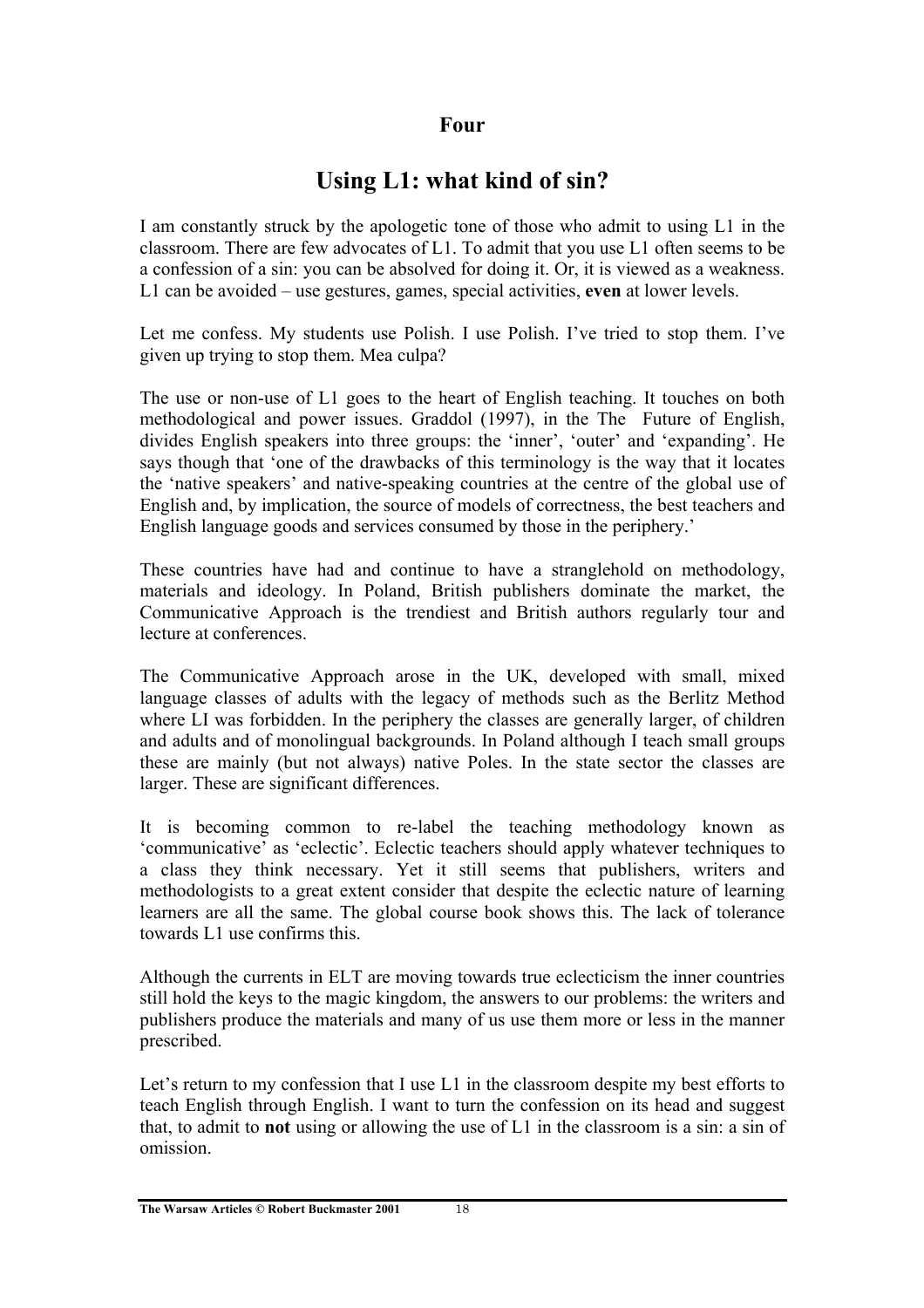## Four

# Using L1: what kind of sin?

I am constantly struck by the apologetic tone of those who admit to using L1 in the classroom. There are few advocates of L1. To admit that you use L1 often seems to be a confession of a sin: you can be absolved for doing it. Or, it is viewed as a weakness. L1 can be avoided – use gestures, games, special activities, **even** at lower levels.

Let me confess. My students use Polish. I use Polish. I've tried to stop them. I've given up trying to stop them. Mea culpa?

The use or non-use of L1 goes to the heart of English teaching. It touches on both methodological and power issues. Graddol (1997), in the The Future of English, divides English speakers into three groups: the 'inner', 'outer' and 'expanding'. He says though that 'one of the drawbacks of this terminology is the way that it locates the 'native speakers' and native-speaking countries at the centre of the global use of English and, by implication, the source of models of correctness, the best teachers and English language goods and services consumed by those in the periphery.'

These countries have had and continue to have a stranglehold on methodology, materials and ideology. In Poland, British publishers dominate the market, the Communicative Approach is the trendiest and British authors regularly tour and lecture at conferences.

The Communicative Approach arose in the UK, developed with small, mixed language classes of adults with the legacy of methods such as the Berlitz Method where LI was forbidden. In the periphery the classes are generally larger, of children and adults and of monolingual backgrounds. In Poland although I teach small groups these are mainly (but not always) native Poles. In the state sector the classes are larger. These are significant differences.

It is becoming common to re-label the teaching methodology known as 'communicative' as 'eclectic'. Eclectic teachers should apply whatever techniques to a class they think necessary. Yet it still seems that publishers, writers and methodologists to a great extent consider that despite the eclectic nature of learning learners are all the same. The global course book shows this. The lack of tolerance towards L1 use confirms this.

Although the currents in ELT are moving towards true eclecticism the inner countries still hold the keys to the magic kingdom, the answers to our problems: the writers and publishers produce the materials and many of us use them more or less in the manner prescribed.

Let's return to my confession that I use L1 in the classroom despite my best efforts to teach English through English. I want to turn the confession on its head and suggest that, to admit to **not** using or allowing the use of L1 in the classroom is a sin: a sin of omission.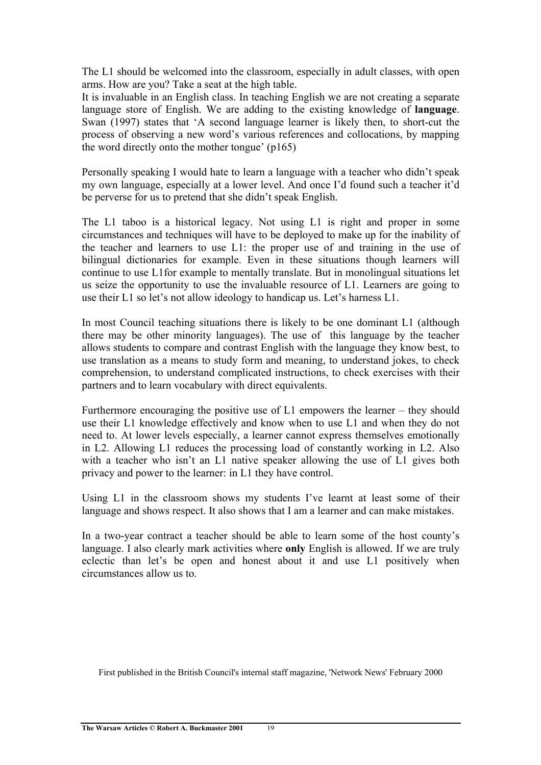The L1 should be welcomed into the classroom, especially in adult classes, with open arms. How are you? Take a seat at the high table.
It is invaluable in an English class. In teaching English we are not creating a separate language store of English. We are adding to the existing knowledge of **language**. Swan (1997) states that 'A second language learner is likely then, to short-cut the process of observing a new word's various references and collocations, by mapping the word directly onto the mother tongue' (p165)

Personally speaking I would hate to learn a language with a teacher who didn't speak my own language, especially at a lower level. And once I'd found such a teacher it'd be perverse for us to pretend that she didn't speak English.

The L1 taboo is a historical legacy. Not using L1 is right and proper in some circumstances and techniques will have to be deployed to make up for the inability of the teacher and learners to use L1: the proper use of and training in the use of bilingual dictionaries for example. Even in these situations though learners will continue to use L1for example to mentally translate. But in monolingual situations let us seize the opportunity to use the invaluable resource of L1. Learners are going to use their L1 so let's not allow ideology to handicap us. Let's harness L1.

In most Council teaching situations there is likely to be one dominant L1 (although there may be other minority languages). The use of this language by the teacher allows students to compare and contrast English with the language they know best, to use translation as a means to study form and meaning, to understand jokes, to check comprehension, to understand complicated instructions, to check exercises with their partners and to learn vocabulary with direct equivalents.

Furthermore encouraging the positive use of L1 empowers the learner – they should use their L1 knowledge effectively and know when to use L1 and when they do not need to. At lower levels especially, a learner cannot express themselves emotionally in L2. Allowing L1 reduces the processing load of constantly working in L2. Also with a teacher who isn't an L1 native speaker allowing the use of L1 gives both privacy and power to the learner: in L1 they have control.

Using L1 in the classroom shows my students I've learnt at least some of their language and shows respect. It also shows that I am a learner and can make mistakes.

In a two-year contract a teacher should be able to learn some of the host county's language. I also clearly mark activities where **only** English is allowed. If we are truly eclectic than let's be open and honest about it and use L1 positively when circumstances allow us to.

First published in the British Council's internal staff magazine, 'Network News' February 2000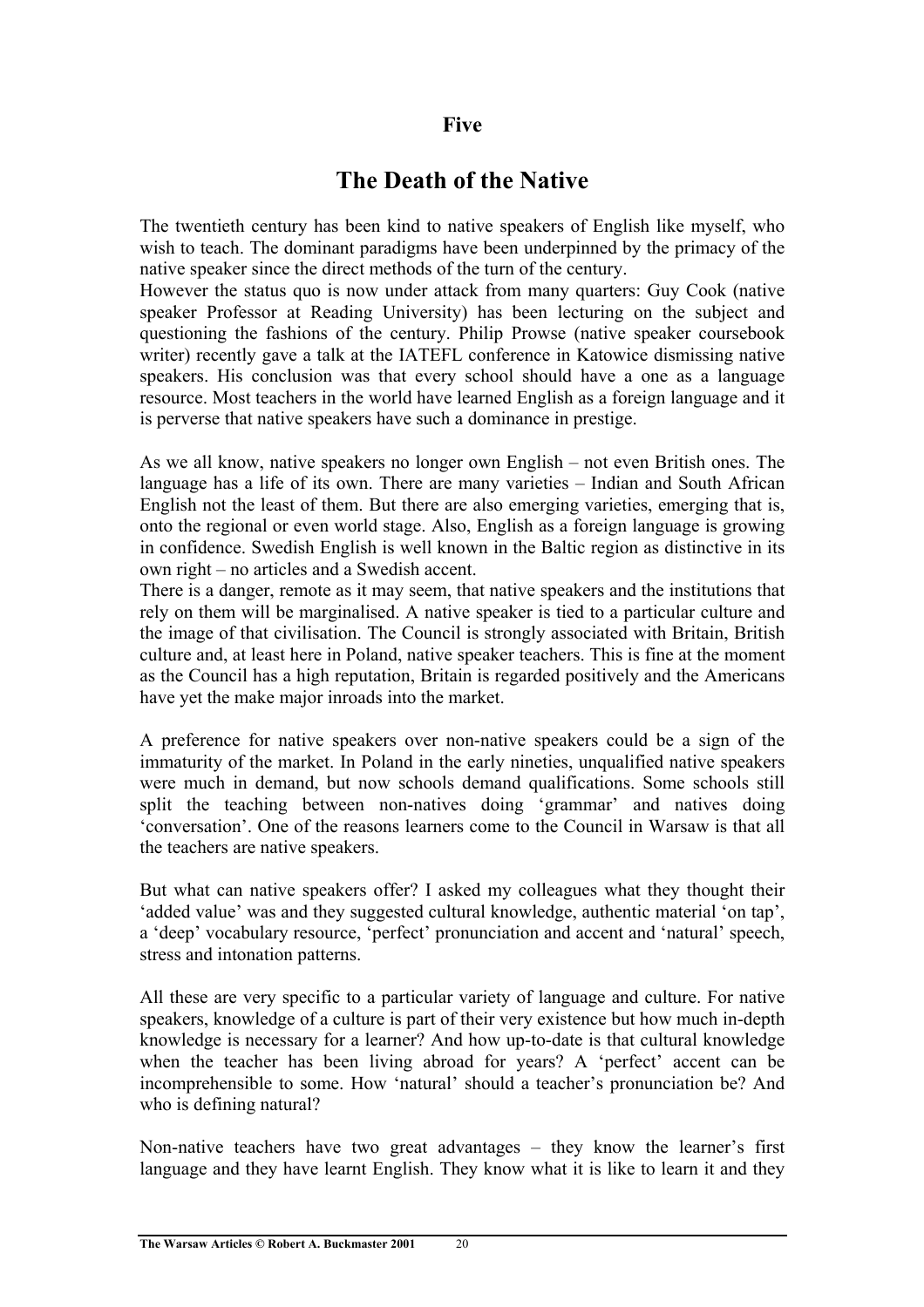## Five

# The Death of the Native

The twentieth century has been kind to native speakers of English like myself, who wish to teach. The dominant paradigms have been underpinned by the primacy of the native speaker since the direct methods of the turn of the century.

However the status quo is now under attack from many quarters: Guy Cook (native speaker Professor at Reading University) has been lecturing on the subject and questioning the fashions of the century. Philip Prowse (native speaker coursebook writer) recently gave a talk at the IATEFL conference in Katowice dismissing native speakers. His conclusion was that every school should have a one as a language resource. Most teachers in the world have learned English as a foreign language and it is perverse that native speakers have such a dominance in prestige.

As we all know, native speakers no longer own English – not even British ones. The language has a life of its own. There are many varieties – Indian and South African English not the least of them. But there are also emerging varieties, emerging that is, onto the regional or even world stage. Also, English as a foreign language is growing in confidence. Swedish English is well known in the Baltic region as distinctive in its own right – no articles and a Swedish accent.

There is a danger, remote as it may seem, that native speakers and the institutions that rely on them will be marginalised. A native speaker is tied to a particular culture and the image of that civilisation. The Council is strongly associated with Britain, British culture and, at least here in Poland, native speaker teachers. This is fine at the moment as the Council has a high reputation, Britain is regarded positively and the Americans have yet the make major inroads into the market.

A preference for native speakers over non-native speakers could be a sign of the immaturity of the market. In Poland in the early nineties, unqualified native speakers were much in demand, but now schools demand qualifications. Some schools still split the teaching between non-natives doing 'grammar' and natives doing 'conversation'. One of the reasons learners come to the Council in Warsaw is that all the teachers are native speakers.

But what can native speakers offer? I asked my colleagues what they thought their 'added value' was and they suggested cultural knowledge, authentic material 'on tap', a 'deep' vocabulary resource, 'perfect' pronunciation and accent and 'natural' speech, stress and intonation patterns.

All these are very specific to a particular variety of language and culture. For native speakers, knowledge of a culture is part of their very existence but how much in-depth knowledge is necessary for a learner? And how up-to-date is that cultural knowledge when the teacher has been living abroad for years? A 'perfect' accent can be incomprehensible to some. How 'natural' should a teacher's pronunciation be? And who is defining natural?

Non-native teachers have two great advantages – they know the learner's first language and they have learnt English. They know what it is like to learn it and they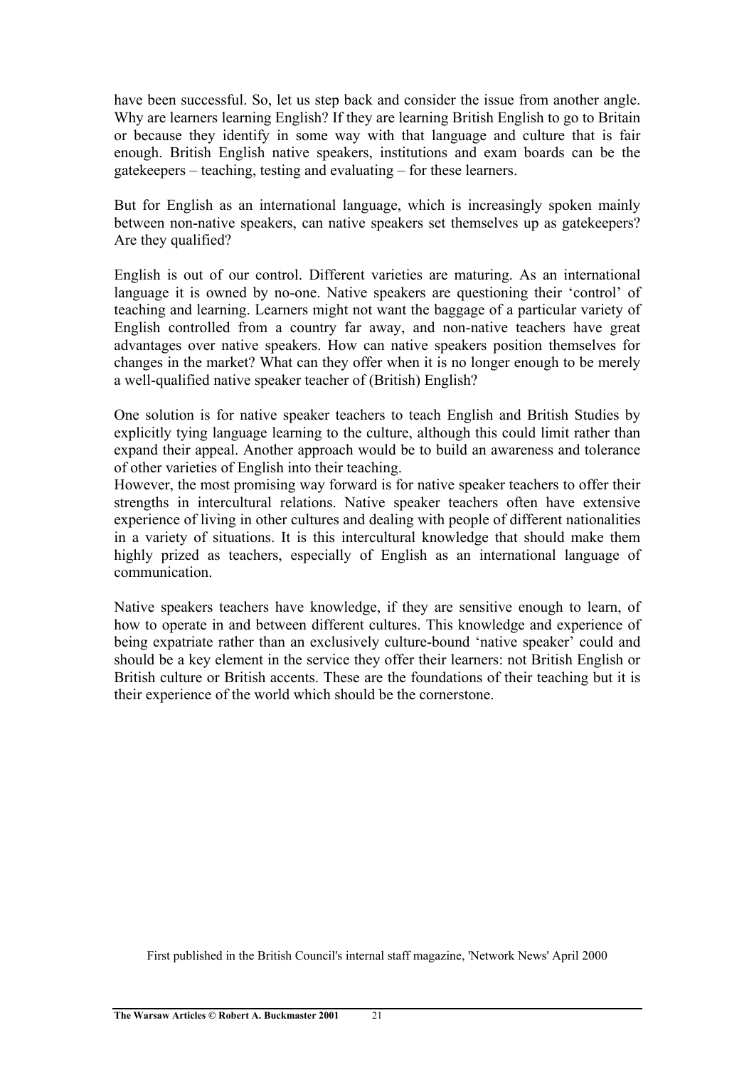have been successful. So, let us step back and consider the issue from another angle. Why are learners learning English? If they are learning British English to go to Britain or because they identify in some way with that language and culture that is fair enough. British English native speakers, institutions and exam boards can be the gatekeepers – teaching, testing and evaluating – for these learners.

But for English as an international language, which is increasingly spoken mainly between non-native speakers, can native speakers set themselves up as gatekeepers? Are they qualified?

English is out of our control. Different varieties are maturing. As an international language it is owned by no-one. Native speakers are questioning their 'control' of teaching and learning. Learners might not want the baggage of a particular variety of English controlled from a country far away, and non-native teachers have great advantages over native speakers. How can native speakers position themselves for changes in the market? What can they offer when it is no longer enough to be merely a well-qualified native speaker teacher of (British) English?

One solution is for native speaker teachers to teach English and British Studies by explicitly tying language learning to the culture, although this could limit rather than expand their appeal. Another approach would be to build an awareness and tolerance of other varieties of English into their teaching.

However, the most promising way forward is for native speaker teachers to offer their strengths in intercultural relations. Native speaker teachers often have extensive experience of living in other cultures and dealing with people of different nationalities in a variety of situations. It is this intercultural knowledge that should make them highly prized as teachers, especially of English as an international language of communication.

Native speakers teachers have knowledge, if they are sensitive enough to learn, of how to operate in and between different cultures. This knowledge and experience of being expatriate rather than an exclusively culture-bound 'native speaker' could and should be a key element in the service they offer their learners: not British English or British culture or British accents. These are the foundations of their teaching but it is their experience of the world which should be the cornerstone.

First published in the British Council's internal staff magazine, 'Network News' April 2000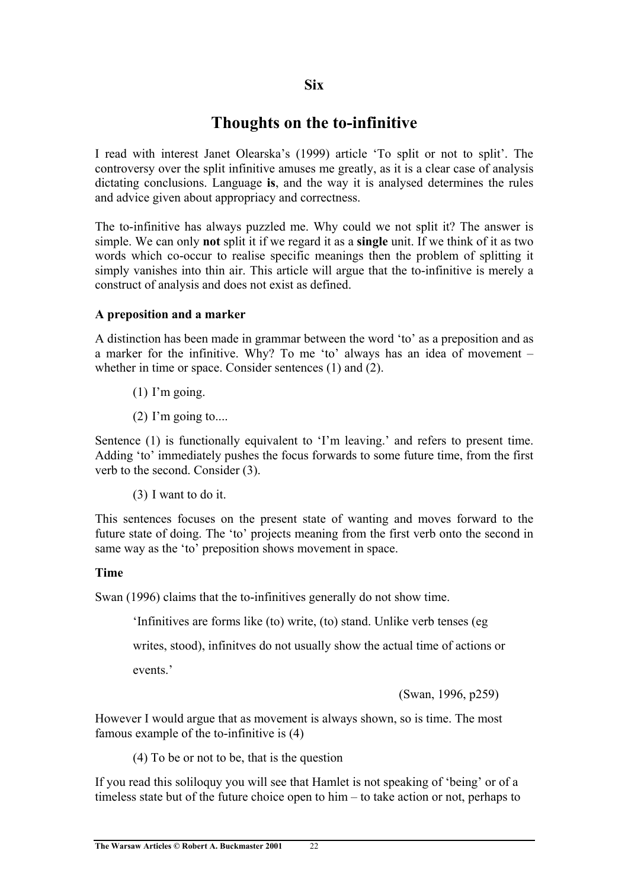## Six

# Thoughts on the to-infinitive

I read with interest Janet Olearska's (1999) article 'To split or not to split'. The controversy over the split infinitive amuses me greatly, as it is a clear case of analysis dictating conclusions. Language **is**, and the way it is analysed determines the rules and advice given about appropriacy and correctness.

The to-infinitive has always puzzled me. Why could we not split it? The answer is simple. We can only **not** split it if we regard it as a **single** unit. If we think of it as two words which co-occur to realise specific meanings then the problem of splitting it simply vanishes into thin air. This article will argue that the to-infinitive is merely a construct of analysis and does not exist as defined.

### A preposition and a marker

A distinction has been made in grammar between the word 'to' as a preposition and as a marker for the infinitive. Why? To me 'to' always has an idea of movement – whether in time or space. Consider sentences (1) and (2).

(1) I'm going.

(2) I'm going to....

Sentence (1) is functionally equivalent to 'I'm leaving.' and refers to present time. Adding 'to' immediately pushes the focus forwards to some future time, from the first verb to the second. Consider (3).

(3) I want to do it.

This sentences focuses on the present state of wanting and moves forward to the future state of doing. The 'to' projects meaning from the first verb onto the second in same way as the 'to' preposition shows movement in space.

### Time

Swan (1996) claims that the to-infinitives generally do not show time.

> 'Infinitives are forms like (to) write, (to) stand. Unlike verb tenses (eg writes, stood), infinitves do not usually show the actual time of actions or events.'
>
> (Swan, 1996, p259)

However I would argue that as movement is always shown, so is time. The most famous example of the to-infinitive is (4)

(4) To be or not to be, that is the question

If you read this soliloquy you will see that Hamlet is not speaking of 'being' or of a timeless state but of the future choice open to him – to take action or not, perhaps to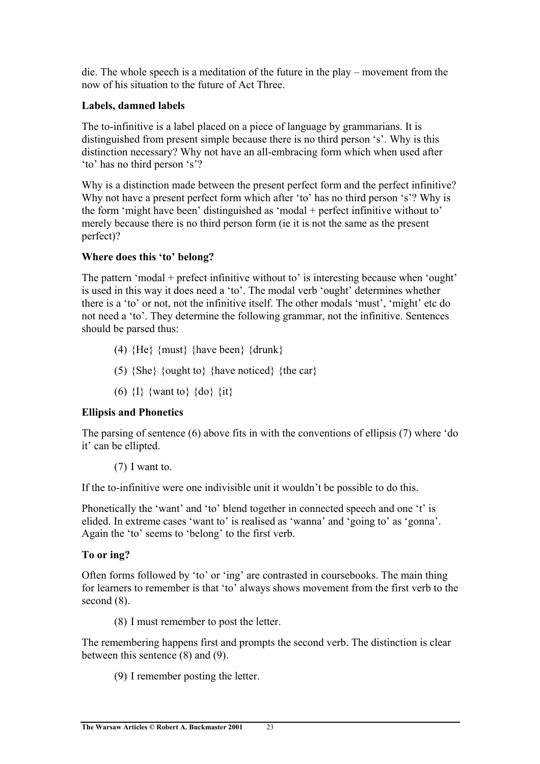die. The whole speech is a meditation of the future in the play – movement from the now of his situation to the future of Act Three.

**Labels, damned labels**

The to-infinitive is a label placed on a piece of language by grammarians. It is distinguished from present simple because there is no third person 's'. Why is this distinction necessary? Why not have an all-embracing form which when used after 'to' has no third person 's'?

Why is a distinction made between the present perfect form and the perfect infinitive? Why not have a present perfect form which after 'to' has no third person 's'? Why is the form 'might have been' distinguished as 'modal + perfect infinitive without to' merely because there is no third person form (ie it is not the same as the present perfect)?

**Where does this 'to' belong?**

The pattern 'modal + prefect infinitive without to' is interesting because when 'ought' is used in this way it does need a 'to'. The modal verb 'ought' determines whether there is a 'to' or not, not the infinitive itself. The other modals 'must', 'might' etc do not need a 'to'. They determine the following grammar, not the infinitive. Sentences should be parsed thus:

(4) {He} {must} {have been} {drunk}

(5) {She} {ought to} {have noticed} {the car}

(6) {I} {want to} {do} {it}

**Ellipsis and Phonetics**

The parsing of sentence (6) above fits in with the conventions of ellipsis (7) where 'do it' can be ellipted.

(7) I want to.

If the to-infinitive were one indivisible unit it wouldn't be possible to do this.

Phonetically the 'want' and 'to' blend together in connected speech and one 't' is elided. In extreme cases 'want to' is realised as 'wanna' and 'going to' as 'gonna'. Again the 'to' seems to 'belong' to the first verb.

**To or ing?**

Often forms followed by 'to' or 'ing' are contrasted in coursebooks. The main thing for learners to remember is that 'to' always shows movement from the first verb to the second (8).

(8) I must remember to post the letter.

The remembering happens first and prompts the second verb. The distinction is clear between this sentence (8) and (9).

(9) I remember posting the letter.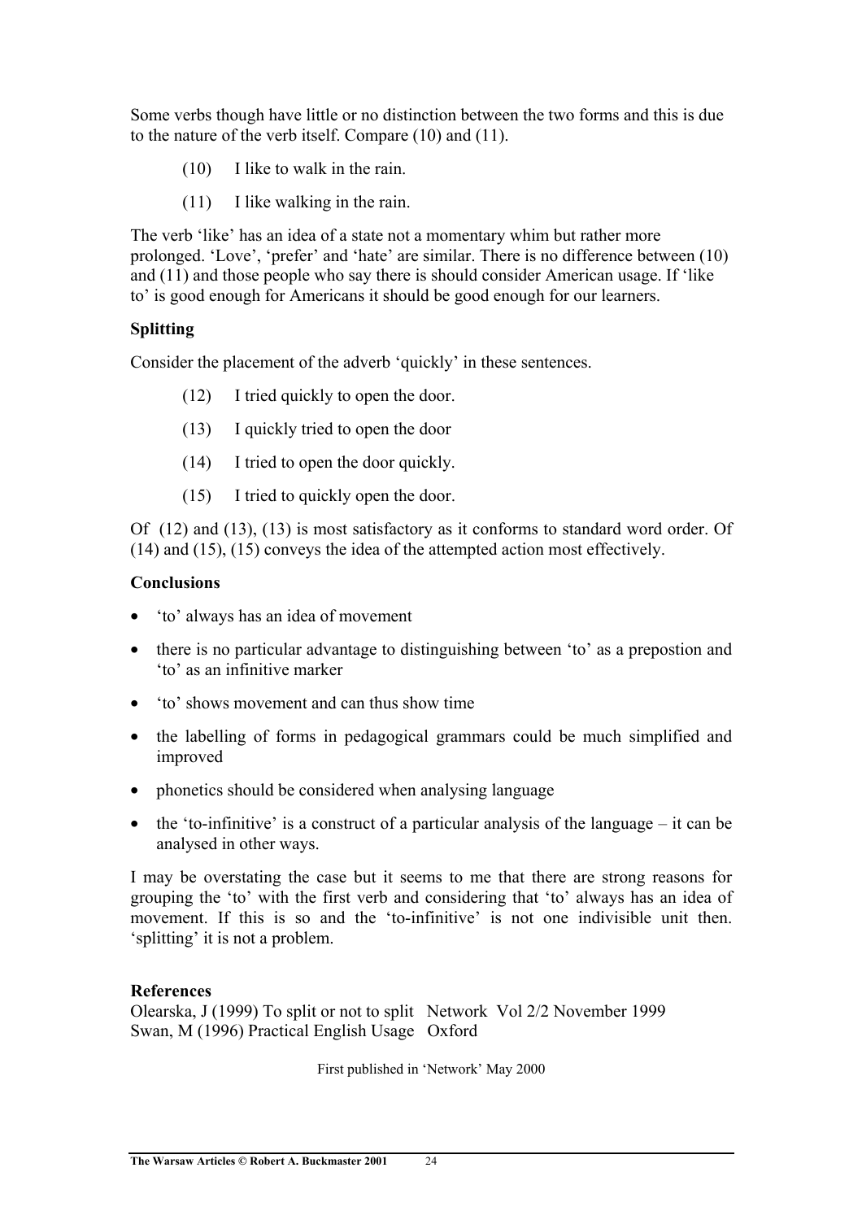Some verbs though have little or no distinction between the two forms and this is due to the nature of the verb itself. Compare (10) and (11).

(10) I like to walk in the rain.

(11) I like walking in the rain.

The verb 'like' has an idea of a state not a momentary whim but rather more prolonged. 'Love', 'prefer' and 'hate' are similar. There is no difference between (10) and (11) and those people who say there is should consider American usage. If 'like to' is good enough for Americans it should be good enough for our learners.

**Splitting**

Consider the placement of the adverb 'quickly' in these sentences.

(12) I tried quickly to open the door.

(13) I quickly tried to open the door

(14) I tried to open the door quickly.

(15) I tried to quickly open the door.

Of (12) and (13), (13) is most satisfactory as it conforms to standard word order. Of (14) and (15), (15) conveys the idea of the attempted action most effectively.

**Conclusions**

- 'to' always has an idea of movement
- there is no particular advantage to distinguishing between 'to' as a prepostion and 'to' as an infinitive marker
- 'to' shows movement and can thus show time
- the labelling of forms in pedagogical grammars could be much simplified and improved
- phonetics should be considered when analysing language
- the 'to-infinitive' is a construct of a particular analysis of the language – it can be analysed in other ways.

I may be overstating the case but it seems to me that there are strong reasons for grouping the 'to' with the first verb and considering that 'to' always has an idea of movement. If this is so and the 'to-infinitive' is not one indivisible unit then. 'splitting' it is not a problem.

**References**

Olearska, J (1999) To split or not to split Network Vol 2/2 November 1999
Swan, M (1996) Practical English Usage Oxford

First published in 'Network' May 2000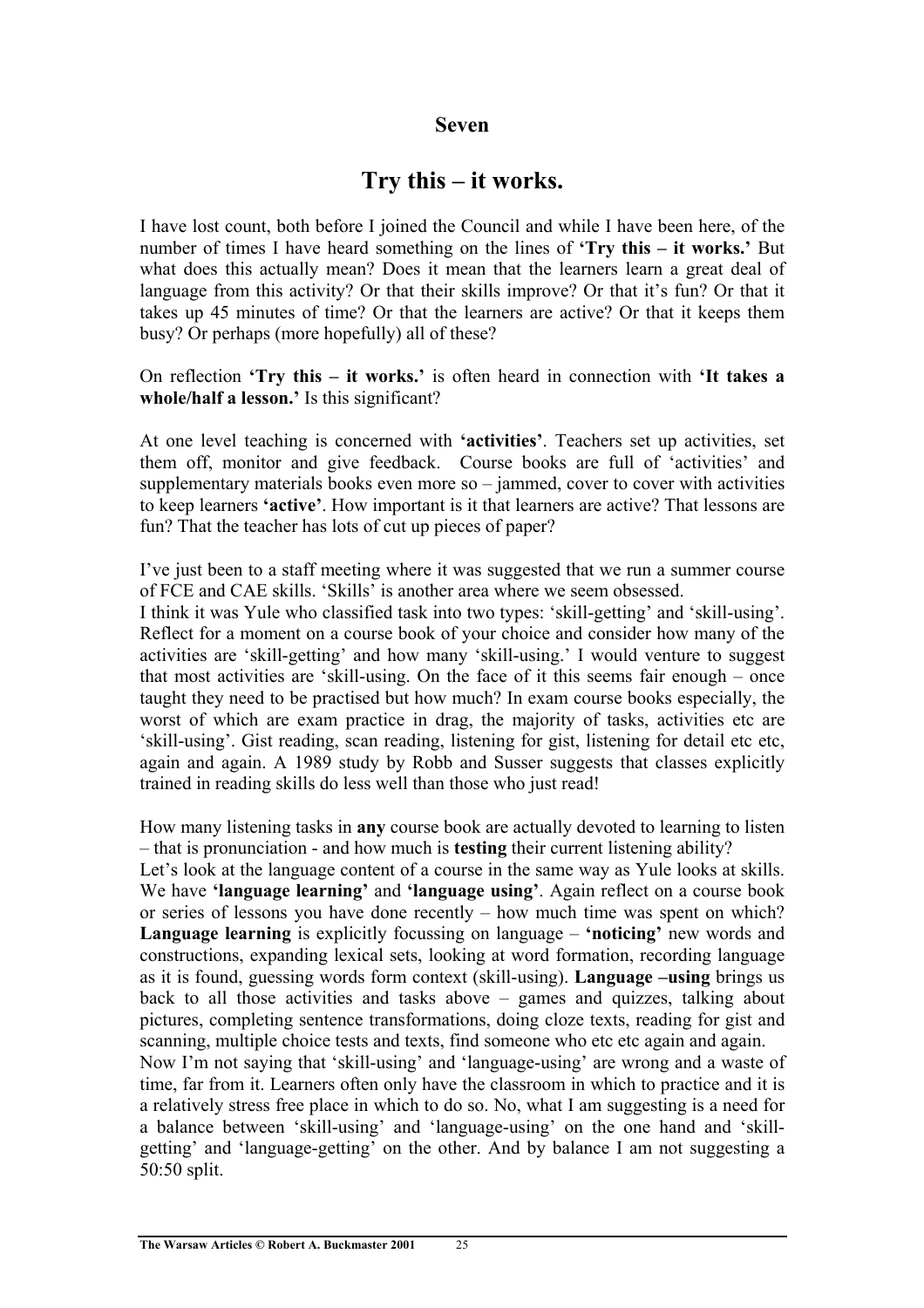## Seven

# Try this – it works.

I have lost count, both before I joined the Council and while I have been here, of the number of times I have heard something on the lines of **'Try this – it works.'** But what does this actually mean? Does it mean that the learners learn a great deal of language from this activity? Or that their skills improve? Or that it's fun? Or that it takes up 45 minutes of time? Or that the learners are active? Or that it keeps them busy? Or perhaps (more hopefully) all of these?

On reflection **'Try this – it works.'** is often heard in connection with **'It takes a whole/half a lesson.'** Is this significant?

At one level teaching is concerned with **'activities'**. Teachers set up activities, set them off, monitor and give feedback. Course books are full of 'activities' and supplementary materials books even more so – jammed, cover to cover with activities to keep learners **'active'**. How important is it that learners are active? That lessons are fun? That the teacher has lots of cut up pieces of paper?

I've just been to a staff meeting where it was suggested that we run a summer course of FCE and CAE skills. 'Skills' is another area where we seem obsessed.
I think it was Yule who classified task into two types: 'skill-getting' and 'skill-using'. Reflect for a moment on a course book of your choice and consider how many of the activities are 'skill-getting' and how many 'skill-using.' I would venture to suggest that most activities are 'skill-using. On the face of it this seems fair enough – once taught they need to be practised but how much? In exam course books especially, the worst of which are exam practice in drag, the majority of tasks, activities etc are 'skill-using'. Gist reading, scan reading, listening for gist, listening for detail etc etc, again and again. A 1989 study by Robb and Susser suggests that classes explicitly trained in reading skills do less well than those who just read!

How many listening tasks in **any** course book are actually devoted to learning to listen – that is pronunciation - and how much is **testing** their current listening ability?
Let's look at the language content of a course in the same way as Yule looks at skills. We have **'language learning'** and **'language using'**. Again reflect on a course book or series of lessons you have done recently – how much time was spent on which? **Language learning** is explicitly focussing on language – **'noticing'** new words and constructions, expanding lexical sets, looking at word formation, recording language as it is found, guessing words form context (skill-using). **Language –using** brings us back to all those activities and tasks above – games and quizzes, talking about pictures, completing sentence transformations, doing cloze texts, reading for gist and scanning, multiple choice tests and texts, find someone who etc etc again and again.
Now I'm not saying that 'skill-using' and 'language-using' are wrong and a waste of time, far from it. Learners often only have the classroom in which to practice and it is a relatively stress free place in which to do so. No, what I am suggesting is a need for a balance between 'skill-using' and 'language-using' on the one hand and 'skill-getting' and 'language-getting' on the other. And by balance I am not suggesting a 50:50 split.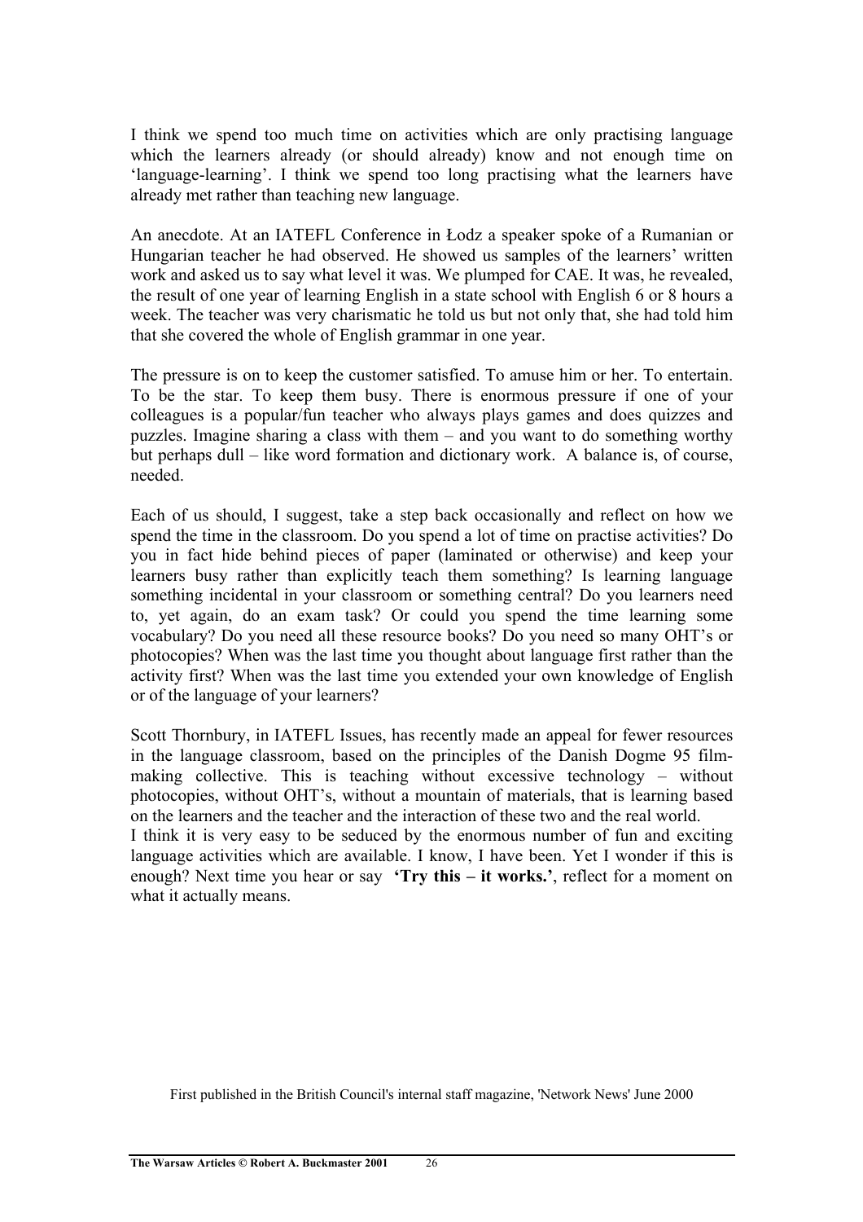I think we spend too much time on activities which are only practising language which the learners already (or should already) know and not enough time on 'language-learning'. I think we spend too long practising what the learners have already met rather than teaching new language.

An anecdote. At an IATEFL Conference in Łodz a speaker spoke of a Rumanian or Hungarian teacher he had observed. He showed us samples of the learners' written work and asked us to say what level it was. We plumped for CAE. It was, he revealed, the result of one year of learning English in a state school with English 6 or 8 hours a week. The teacher was very charismatic he told us but not only that, she had told him that she covered the whole of English grammar in one year.

The pressure is on to keep the customer satisfied. To amuse him or her. To entertain. To be the star. To keep them busy. There is enormous pressure if one of your colleagues is a popular/fun teacher who always plays games and does quizzes and puzzles. Imagine sharing a class with them – and you want to do something worthy but perhaps dull – like word formation and dictionary work. A balance is, of course, needed.

Each of us should, I suggest, take a step back occasionally and reflect on how we spend the time in the classroom. Do you spend a lot of time on practise activities? Do you in fact hide behind pieces of paper (laminated or otherwise) and keep your learners busy rather than explicitly teach them something? Is learning language something incidental in your classroom or something central? Do you learners need to, yet again, do an exam task? Or could you spend the time learning some vocabulary? Do you need all these resource books? Do you need so many OHT's or photocopies? When was the last time you thought about language first rather than the activity first? When was the last time you extended your own knowledge of English or of the language of your learners?

Scott Thornbury, in IATEFL Issues, has recently made an appeal for fewer resources in the language classroom, based on the principles of the Danish Dogme 95 film-making collective. This is teaching without excessive technology – without photocopies, without OHT's, without a mountain of materials, that is learning based on the learners and the teacher and the interaction of these two and the real world.
I think it is very easy to be seduced by the enormous number of fun and exciting language activities which are available. I know, I have been. Yet I wonder if this is enough? Next time you hear or say **'Try this – it works.'**, reflect for a moment on what it actually means.

First published in the British Council's internal staff magazine, 'Network News' June 2000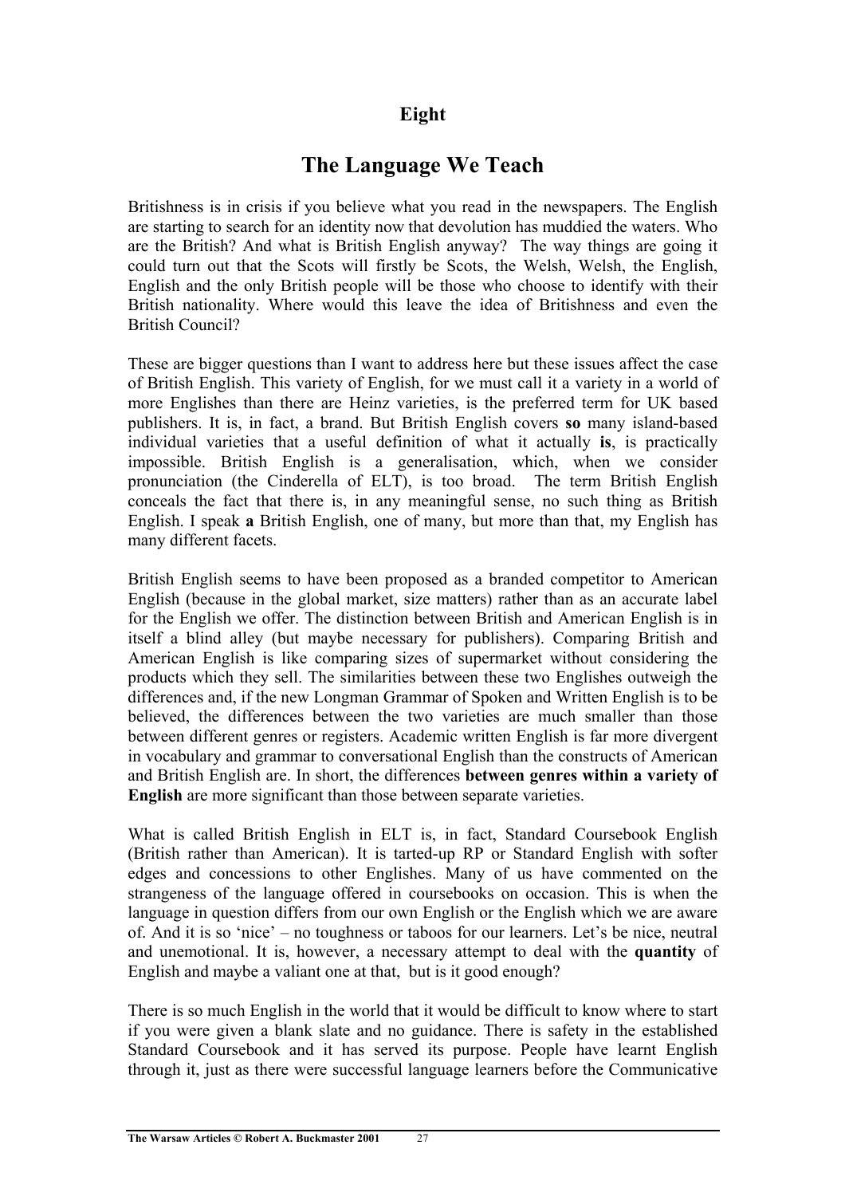**Eight**

# The Language We Teach

Britishness is in crisis if you believe what you read in the newspapers. The English are starting to search for an identity now that devolution has muddied the waters. Who are the British? And what is British English anyway? The way things are going it could turn out that the Scots will firstly be Scots, the Welsh, Welsh, the English, English and the only British people will be those who choose to identify with their British nationality. Where would this leave the idea of Britishness and even the British Council?

These are bigger questions than I want to address here but these issues affect the case of British English. This variety of English, for we must call it a variety in a world of more Englishes than there are Heinz varieties, is the preferred term for UK based publishers. It is, in fact, a brand. But British English covers **so** many island-based individual varieties that a useful definition of what it actually **is**, is practically impossible. British English is a generalisation, which, when we consider pronunciation (the Cinderella of ELT), is too broad. The term British English conceals the fact that there is, in any meaningful sense, no such thing as British English. I speak **a** British English, one of many, but more than that, my English has many different facets.

British English seems to have been proposed as a branded competitor to American English (because in the global market, size matters) rather than as an accurate label for the English we offer. The distinction between British and American English is in itself a blind alley (but maybe necessary for publishers). Comparing British and American English is like comparing sizes of supermarket without considering the products which they sell. The similarities between these two Englishes outweigh the differences and, if the new Longman Grammar of Spoken and Written English is to be believed, the differences between the two varieties are much smaller than those between different genres or registers. Academic written English is far more divergent in vocabulary and grammar to conversational English than the constructs of American and British English are. In short, the differences **between genres within a variety of English** are more significant than those between separate varieties.

What is called British English in ELT is, in fact, Standard Coursebook English (British rather than American). It is tarted-up RP or Standard English with softer edges and concessions to other Englishes. Many of us have commented on the strangeness of the language offered in coursebooks on occasion. This is when the language in question differs from our own English or the English which we are aware of. And it is so 'nice' – no toughness or taboos for our learners. Let's be nice, neutral and unemotional. It is, however, a necessary attempt to deal with the **quantity** of English and maybe a valiant one at that, but is it good enough?

There is so much English in the world that it would be difficult to know where to start if you were given a blank slate and no guidance. There is safety in the established Standard Coursebook and it has served its purpose. People have learnt English through it, just as there were successful language learners before the Communicative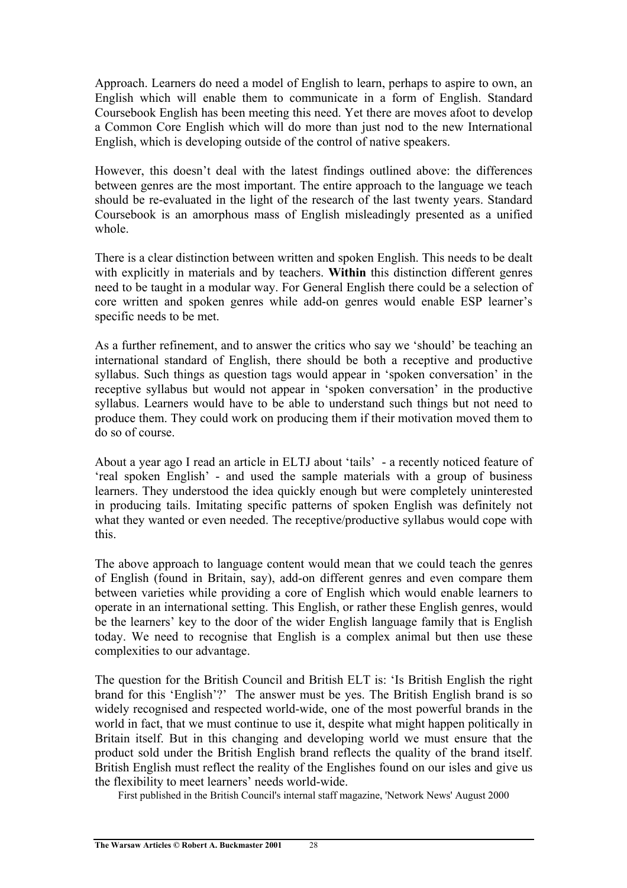Approach. Learners do need a model of English to learn, perhaps to aspire to own, an English which will enable them to communicate in a form of English. Standard Coursebook English has been meeting this need. Yet there are moves afoot to develop a Common Core English which will do more than just nod to the new International English, which is developing outside of the control of native speakers.

However, this doesn't deal with the latest findings outlined above: the differences between genres are the most important. The entire approach to the language we teach should be re-evaluated in the light of the research of the last twenty years. Standard Coursebook is an amorphous mass of English misleadingly presented as a unified whole.

There is a clear distinction between written and spoken English. This needs to be dealt with explicitly in materials and by teachers. **Within** this distinction different genres need to be taught in a modular way. For General English there could be a selection of core written and spoken genres while add-on genres would enable ESP learner's specific needs to be met.

As a further refinement, and to answer the critics who say we 'should' be teaching an international standard of English, there should be both a receptive and productive syllabus. Such things as question tags would appear in 'spoken conversation' in the receptive syllabus but would not appear in 'spoken conversation' in the productive syllabus. Learners would have to be able to understand such things but not need to produce them. They could work on producing them if their motivation moved them to do so of course.

About a year ago I read an article in ELTJ about 'tails' - a recently noticed feature of 'real spoken English' - and used the sample materials with a group of business learners. They understood the idea quickly enough but were completely uninterested in producing tails. Imitating specific patterns of spoken English was definitely not what they wanted or even needed. The receptive/productive syllabus would cope with this.

The above approach to language content would mean that we could teach the genres of English (found in Britain, say), add-on different genres and even compare them between varieties while providing a core of English which would enable learners to operate in an international setting. This English, or rather these English genres, would be the learners' key to the door of the wider English language family that is English today. We need to recognise that English is a complex animal but then use these complexities to our advantage.

The question for the British Council and British ELT is: 'Is British English the right brand for this 'English'?' The answer must be yes. The British English brand is so widely recognised and respected world-wide, one of the most powerful brands in the world in fact, that we must continue to use it, despite what might happen politically in Britain itself. But in this changing and developing world we must ensure that the product sold under the British English brand reflects the quality of the brand itself. British English must reflect the reality of the Englishes found on our isles and give us the flexibility to meet learners' needs world-wide.

First published in the British Council's internal staff magazine, 'Network News' August 2000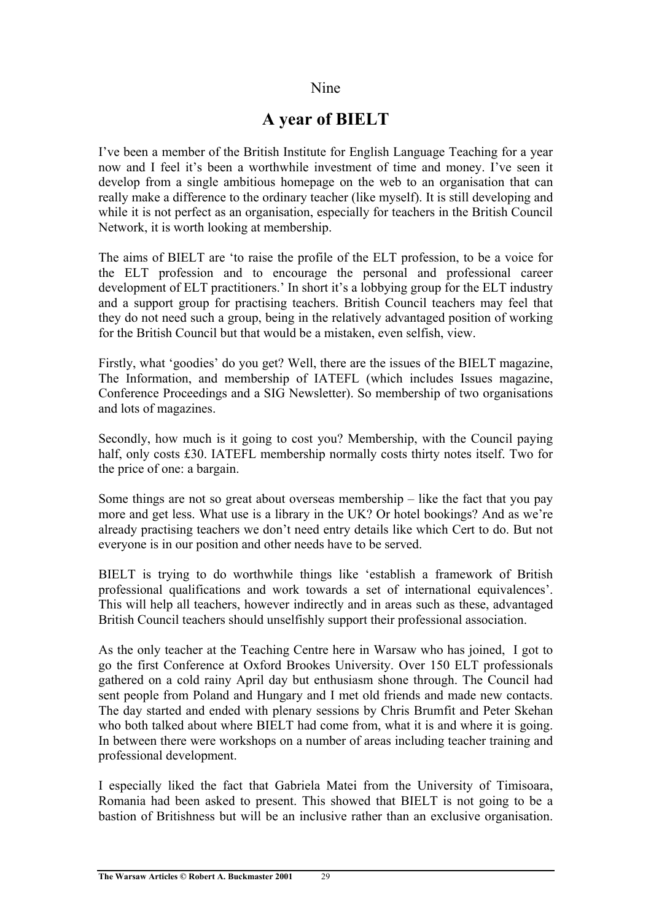Nine

# A year of BIELT

I've been a member of the British Institute for English Language Teaching for a year now and I feel it's been a worthwhile investment of time and money. I've seen it develop from a single ambitious homepage on the web to an organisation that can really make a difference to the ordinary teacher (like myself). It is still developing and while it is not perfect as an organisation, especially for teachers in the British Council Network, it is worth looking at membership.

The aims of BIELT are 'to raise the profile of the ELT profession, to be a voice for the ELT profession and to encourage the personal and professional career development of ELT practitioners.' In short it's a lobbying group for the ELT industry and a support group for practising teachers. British Council teachers may feel that they do not need such a group, being in the relatively advantaged position of working for the British Council but that would be a mistaken, even selfish, view.

Firstly, what 'goodies' do you get? Well, there are the issues of the BIELT magazine, The Information, and membership of IATEFL (which includes Issues magazine, Conference Proceedings and a SIG Newsletter). So membership of two organisations and lots of magazines.

Secondly, how much is it going to cost you? Membership, with the Council paying half, only costs £30. IATEFL membership normally costs thirty notes itself. Two for the price of one: a bargain.

Some things are not so great about overseas membership – like the fact that you pay more and get less. What use is a library in the UK? Or hotel bookings? And as we're already practising teachers we don't need entry details like which Cert to do. But not everyone is in our position and other needs have to be served.

BIELT is trying to do worthwhile things like 'establish a framework of British professional qualifications and work towards a set of international equivalences'. This will help all teachers, however indirectly and in areas such as these, advantaged British Council teachers should unselfishly support their professional association.

As the only teacher at the Teaching Centre here in Warsaw who has joined, I got to go the first Conference at Oxford Brookes University. Over 150 ELT professionals gathered on a cold rainy April day but enthusiasm shone through. The Council had sent people from Poland and Hungary and I met old friends and made new contacts. The day started and ended with plenary sessions by Chris Brumfit and Peter Skehan who both talked about where BIELT had come from, what it is and where it is going. In between there were workshops on a number of areas including teacher training and professional development.

I especially liked the fact that Gabriela Matei from the University of Timisoara, Romania had been asked to present. This showed that BIELT is not going to be a bastion of Britishness but will be an inclusive rather than an exclusive organisation.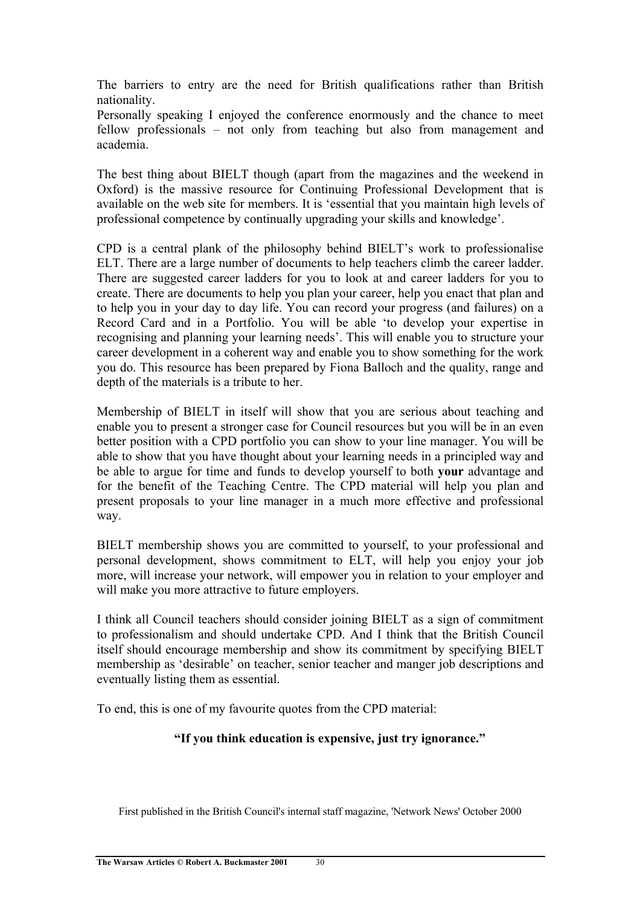The barriers to entry are the need for British qualifications rather than British nationality.
Personally speaking I enjoyed the conference enormously and the chance to meet fellow professionals – not only from teaching but also from management and academia.

The best thing about BIELT though (apart from the magazines and the weekend in Oxford) is the massive resource for Continuing Professional Development that is available on the web site for members. It is 'essential that you maintain high levels of professional competence by continually upgrading your skills and knowledge'.

CPD is a central plank of the philosophy behind BIELT's work to professionalise ELT. There are a large number of documents to help teachers climb the career ladder. There are suggested career ladders for you to look at and career ladders for you to create. There are documents to help you plan your career, help you enact that plan and to help you in your day to day life. You can record your progress (and failures) on a Record Card and in a Portfolio. You will be able 'to develop your expertise in recognising and planning your learning needs'. This will enable you to structure your career development in a coherent way and enable you to show something for the work you do. This resource has been prepared by Fiona Balloch and the quality, range and depth of the materials is a tribute to her.

Membership of BIELT in itself will show that you are serious about teaching and enable you to present a stronger case for Council resources but you will be in an even better position with a CPD portfolio you can show to your line manager. You will be able to show that you have thought about your learning needs in a principled way and be able to argue for time and funds to develop yourself to both **your** advantage and for the benefit of the Teaching Centre. The CPD material will help you plan and present proposals to your line manager in a much more effective and professional way.

BIELT membership shows you are committed to yourself, to your professional and personal development, shows commitment to ELT, will help you enjoy your job more, will increase your network, will empower you in relation to your employer and will make you more attractive to future employers.

I think all Council teachers should consider joining BIELT as a sign of commitment to professionalism and should undertake CPD. And I think that the British Council itself should encourage membership and show its commitment by specifying BIELT membership as 'desirable' on teacher, senior teacher and manger job descriptions and eventually listing them as essential.

To end, this is one of my favourite quotes from the CPD material:

**"If you think education is expensive, just try ignorance."**

First published in the British Council's internal staff magazine, 'Network News' October 2000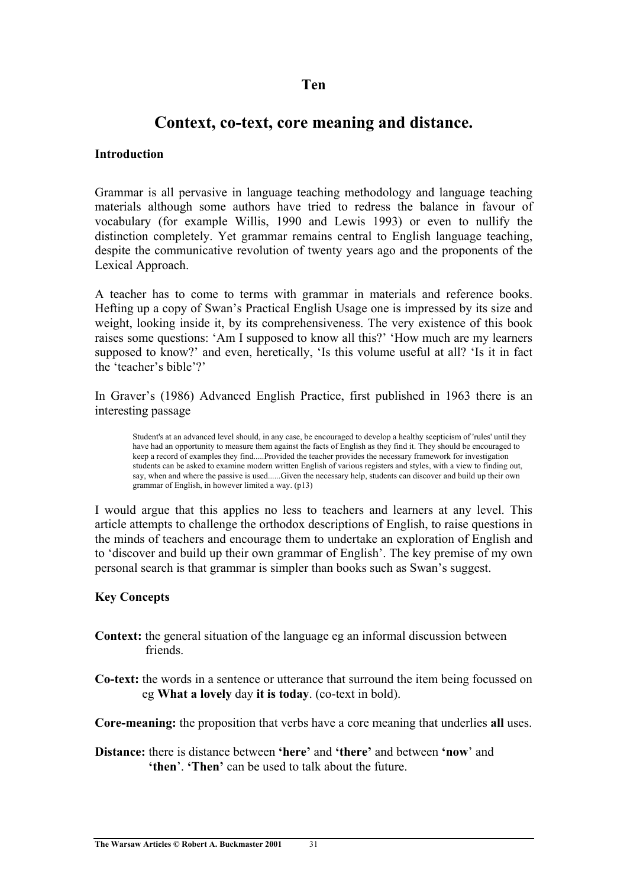## Ten

# Context, co-text, core meaning and distance.

### Introduction

Grammar is all pervasive in language teaching methodology and language teaching materials although some authors have tried to redress the balance in favour of vocabulary (for example Willis, 1990 and Lewis 1993) or even to nullify the distinction completely. Yet grammar remains central to English language teaching, despite the communicative revolution of twenty years ago and the proponents of the Lexical Approach.

A teacher has to come to terms with grammar in materials and reference books. Hefting up a copy of Swan's Practical English Usage one is impressed by its size and weight, looking inside it, by its comprehensiveness. The very existence of this book raises some questions: 'Am I supposed to know all this?' 'How much are my learners supposed to know?' and even, heretically, 'Is this volume useful at all? 'Is it in fact the 'teacher's bible'?'

In Graver's (1986) Advanced English Practice, first published in 1963 there is an interesting passage

> Student's at an advanced level should, in any case, be encouraged to develop a healthy scepticism of 'rules' until they have had an opportunity to measure them against the facts of English as they find it. They should be encouraged to keep a record of examples they find.....Provided the teacher provides the necessary framework for investigation students can be asked to examine modern written English of various registers and styles, with a view to finding out, say, when and where the passive is used......Given the necessary help, students can discover and build up their own grammar of English, in however limited a way. (p13)

I would argue that this applies no less to teachers and learners at any level. This article attempts to challenge the orthodox descriptions of English, to raise questions in the minds of teachers and encourage them to undertake an exploration of English and to 'discover and build up their own grammar of English'. The key premise of my own personal search is that grammar is simpler than books such as Swan's suggest.

### Key Concepts

**Context:** the general situation of the language eg an informal discussion between friends.

**Co-text:** the words in a sentence or utterance that surround the item being focussed on eg **What a lovely** day **it is today**. (co-text in bold).

**Core-meaning:** the proposition that verbs have a core meaning that underlies **all** uses.

**Distance:** there is distance between **'here'** and **'there'** and between **'now**' and **'then**'. **'Then'** can be used to talk about the future.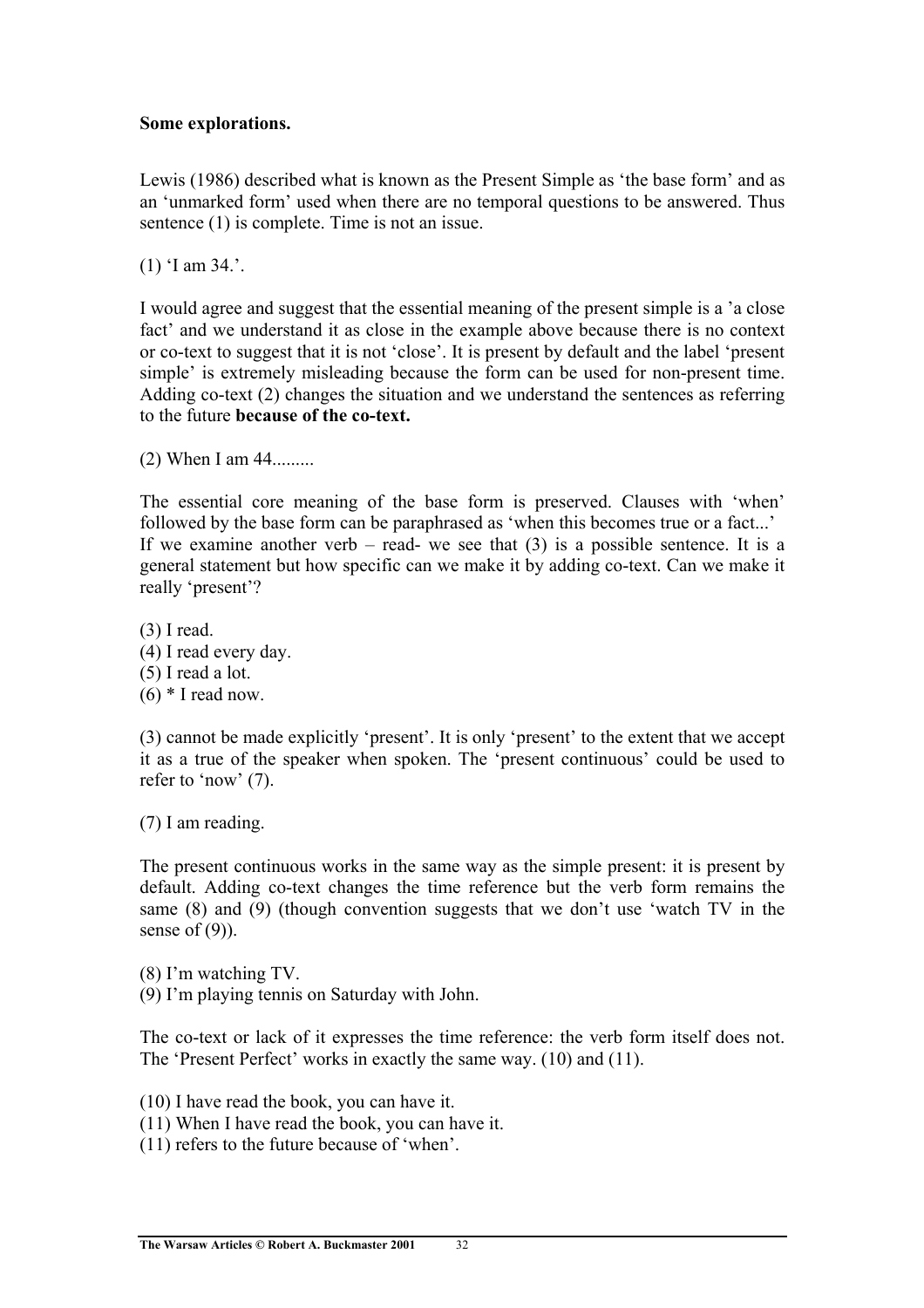**Some explorations.**

Lewis (1986) described what is known as the Present Simple as 'the base form' and as an 'unmarked form' used when there are no temporal questions to be answered. Thus sentence (1) is complete. Time is not an issue.

(1) 'I am 34.'.

I would agree and suggest that the essential meaning of the present simple is a 'a close fact' and we understand it as close in the example above because there is no context or co-text to suggest that it is not 'close'. It is present by default and the label 'present simple' is extremely misleading because the form can be used for non-present time. Adding co-text (2) changes the situation and we understand the sentences as referring to the future **because of the co-text.**

(2) When I am 44.........

The essential core meaning of the base form is preserved. Clauses with 'when' followed by the base form can be paraphrased as 'when this becomes true or a fact...'
If we examine another verb – read- we see that (3) is a possible sentence. It is a general statement but how specific can we make it by adding co-text. Can we make it really 'present'?

(3) I read.
(4) I read every day.
(5) I read a lot.
(6) * I read now.

(3) cannot be made explicitly 'present'. It is only 'present' to the extent that we accept it as a true of the speaker when spoken. The 'present continuous' could be used to refer to 'now' (7).

(7) I am reading.

The present continuous works in the same way as the simple present: it is present by default. Adding co-text changes the time reference but the verb form remains the same (8) and (9) (though convention suggests that we don't use 'watch TV in the sense of (9)).

(8) I'm watching TV.
(9) I'm playing tennis on Saturday with John.

The co-text or lack of it expresses the time reference: the verb form itself does not. The 'Present Perfect' works in exactly the same way. (10) and (11).

(10) I have read the book, you can have it.
(11) When I have read the book, you can have it.
(11) refers to the future because of 'when'.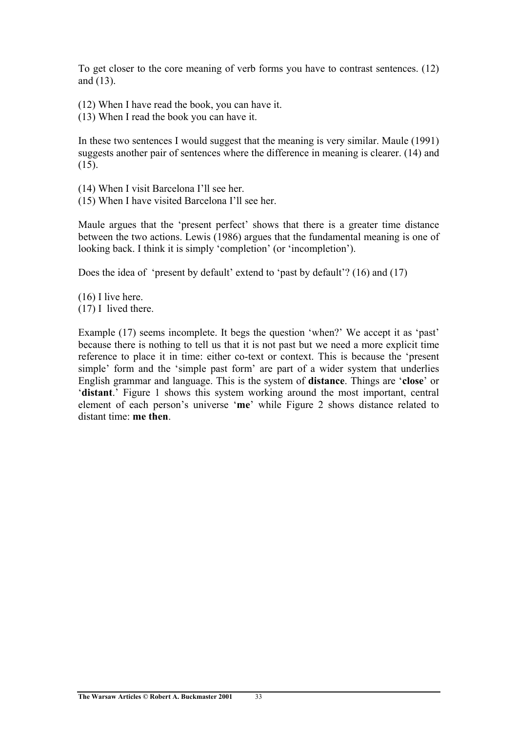To get closer to the core meaning of verb forms you have to contrast sentences. (12) and (13).

(12) When I have read the book, you can have it.
(13) When I read the book you can have it.

In these two sentences I would suggest that the meaning is very similar. Maule (1991) suggests another pair of sentences where the difference in meaning is clearer. (14) and (15).

(14) When I visit Barcelona I'll see her.
(15) When I have visited Barcelona I'll see her.

Maule argues that the 'present perfect' shows that there is a greater time distance between the two actions. Lewis (1986) argues that the fundamental meaning is one of looking back. I think it is simply 'completion' (or 'incompletion').

Does the idea of 'present by default' extend to 'past by default'? (16) and (17)

(16) I live here.
(17) I lived there.

Example (17) seems incomplete. It begs the question 'when?' We accept it as 'past' because there is nothing to tell us that it is not past but we need a more explicit time reference to place it in time: either co-text or context. This is because the 'present simple' form and the 'simple past form' are part of a wider system that underlies English grammar and language. This is the system of **distance**. Things are '**close**' or '**distant**.' Figure 1 shows this system working around the most important, central element of each person's universe '**me**' while Figure 2 shows distance related to distant time: **me then**.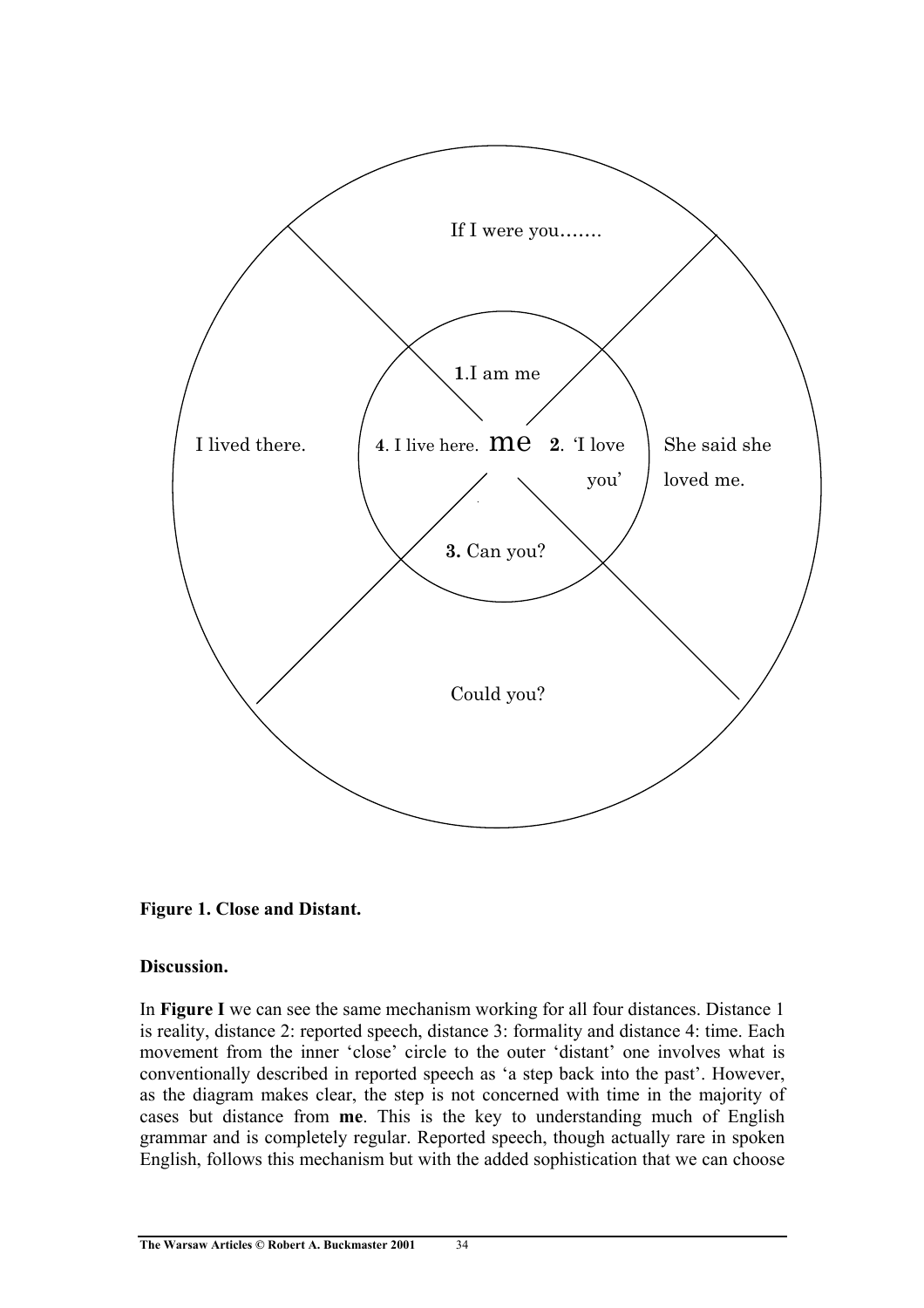If I were you.......

**1**.I am me

I lived there.

**4**. I live here. me **2**. 'I love you'

She said she loved me.

**3.** Can you?

Could you?

**Figure 1. Close and Distant.**

**Discussion.**

In **Figure I** we can see the same mechanism working for all four distances. Distance 1 is reality, distance 2: reported speech, distance 3: formality and distance 4: time. Each movement from the inner 'close' circle to the outer 'distant' one involves what is conventionally described in reported speech as 'a step back into the past'. However, as the diagram makes clear, the step is not concerned with time in the majority of cases but distance from **me**. This is the key to understanding much of English grammar and is completely regular. Reported speech, though actually rare in spoken English, follows this mechanism but with the added sophistication that we can choose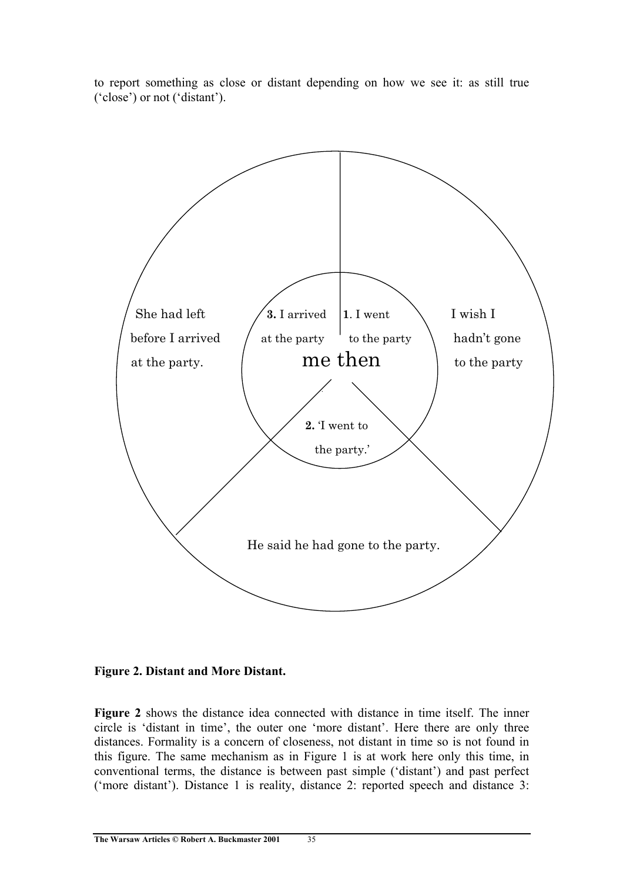to report something as close or distant depending on how we see it: as still true ('close') or not ('distant').

She had left before I arrived at the party.

**3.** I arrived at the party

**1**. I went to the party

I wish I hadn't gone to the party

me then

**2.** 'I went to the party.'

He said he had gone to the party.

**Figure 2. Distant and More Distant.**

**Figure 2** shows the distance idea connected with distance in time itself. The inner circle is 'distant in time', the outer one 'more distant'. Here there are only three distances. Formality is a concern of closeness, not distant in time so is not found in this figure. The same mechanism as in Figure 1 is at work here only this time, in conventional terms, the distance is between past simple ('distant') and past perfect ('more distant'). Distance 1 is reality, distance 2: reported speech and distance 3: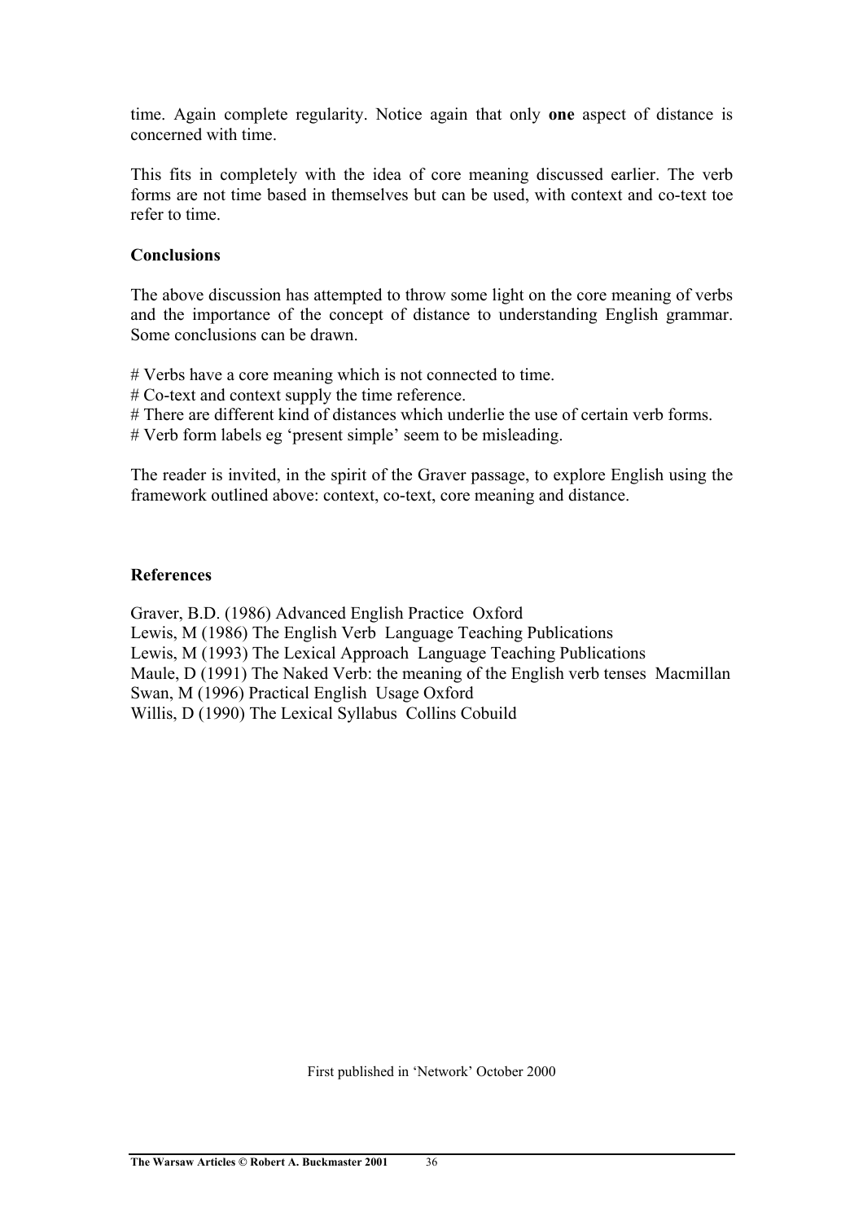time. Again complete regularity. Notice again that only **one** aspect of distance is concerned with time.

This fits in completely with the idea of core meaning discussed earlier. The verb forms are not time based in themselves but can be used, with context and co-text toe refer to time.

**Conclusions**

The above discussion has attempted to throw some light on the core meaning of verbs and the importance of the concept of distance to understanding English grammar. Some conclusions can be drawn.

# Verbs have a core meaning which is not connected to time.
# Co-text and context supply the time reference.
# There are different kind of distances which underlie the use of certain verb forms.
# Verb form labels eg 'present simple' seem to be misleading.

The reader is invited, in the spirit of the Graver passage, to explore English using the framework outlined above: context, co-text, core meaning and distance.

**References**

Graver, B.D. (1986) Advanced English Practice Oxford
Lewis, M (1986) The English Verb Language Teaching Publications
Lewis, M (1993) The Lexical Approach Language Teaching Publications
Maule, D (1991) The Naked Verb: the meaning of the English verb tenses Macmillan
Swan, M (1996) Practical English Usage Oxford
Willis, D (1990) The Lexical Syllabus Collins Cobuild

First published in 'Network' October 2000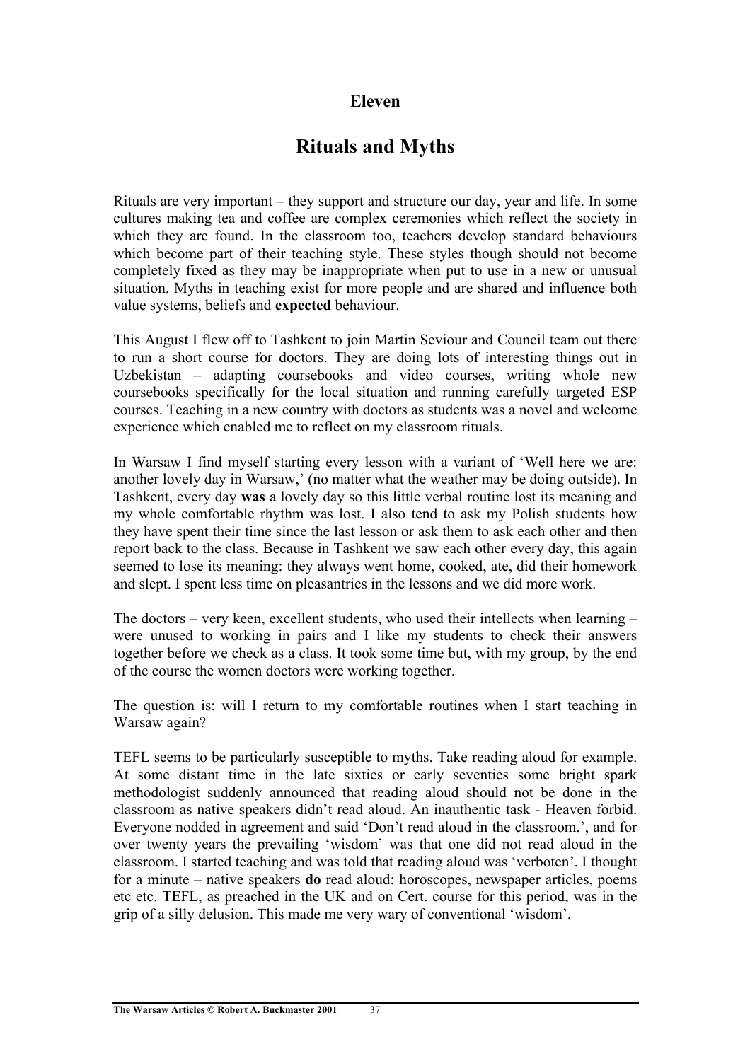## Eleven

# Rituals and Myths

Rituals are very important – they support and structure our day, year and life. In some cultures making tea and coffee are complex ceremonies which reflect the society in which they are found. In the classroom too, teachers develop standard behaviours which become part of their teaching style. These styles though should not become completely fixed as they may be inappropriate when put to use in a new or unusual situation. Myths in teaching exist for more people and are shared and influence both value systems, beliefs and **expected** behaviour.

This August I flew off to Tashkent to join Martin Seviour and Council team out there to run a short course for doctors. They are doing lots of interesting things out in Uzbekistan – adapting coursebooks and video courses, writing whole new coursebooks specifically for the local situation and running carefully targeted ESP courses. Teaching in a new country with doctors as students was a novel and welcome experience which enabled me to reflect on my classroom rituals.

In Warsaw I find myself starting every lesson with a variant of 'Well here we are: another lovely day in Warsaw,' (no matter what the weather may be doing outside). In Tashkent, every day **was** a lovely day so this little verbal routine lost its meaning and my whole comfortable rhythm was lost. I also tend to ask my Polish students how they have spent their time since the last lesson or ask them to ask each other and then report back to the class. Because in Tashkent we saw each other every day, this again seemed to lose its meaning: they always went home, cooked, ate, did their homework and slept. I spent less time on pleasantries in the lessons and we did more work.

The doctors – very keen, excellent students, who used their intellects when learning – were unused to working in pairs and I like my students to check their answers together before we check as a class. It took some time but, with my group, by the end of the course the women doctors were working together.

The question is: will I return to my comfortable routines when I start teaching in Warsaw again?

TEFL seems to be particularly susceptible to myths. Take reading aloud for example. At some distant time in the late sixties or early seventies some bright spark methodologist suddenly announced that reading aloud should not be done in the classroom as native speakers didn't read aloud. An inauthentic task - Heaven forbid. Everyone nodded in agreement and said 'Don't read aloud in the classroom.', and for over twenty years the prevailing 'wisdom' was that one did not read aloud in the classroom. I started teaching and was told that reading aloud was 'verboten'. I thought for a minute – native speakers **do** read aloud: horoscopes, newspaper articles, poems etc etc. TEFL, as preached in the UK and on Cert. course for this period, was in the grip of a silly delusion. This made me very wary of conventional 'wisdom'.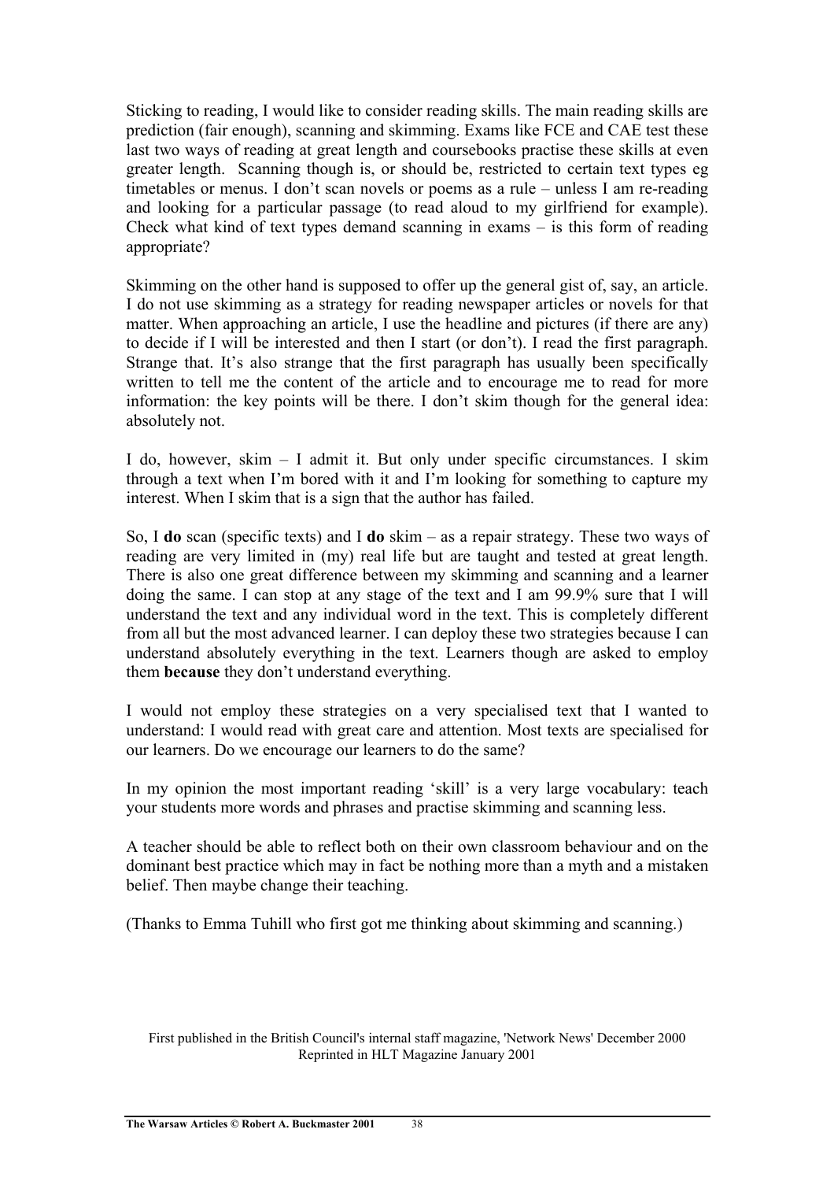Sticking to reading, I would like to consider reading skills. The main reading skills are prediction (fair enough), scanning and skimming. Exams like FCE and CAE test these last two ways of reading at great length and coursebooks practise these skills at even greater length. Scanning though is, or should be, restricted to certain text types eg timetables or menus. I don't scan novels or poems as a rule – unless I am re-reading and looking for a particular passage (to read aloud to my girlfriend for example). Check what kind of text types demand scanning in exams – is this form of reading appropriate?

Skimming on the other hand is supposed to offer up the general gist of, say, an article. I do not use skimming as a strategy for reading newspaper articles or novels for that matter. When approaching an article, I use the headline and pictures (if there are any) to decide if I will be interested and then I start (or don't). I read the first paragraph. Strange that. It's also strange that the first paragraph has usually been specifically written to tell me the content of the article and to encourage me to read for more information: the key points will be there. I don't skim though for the general idea: absolutely not.

I do, however, skim – I admit it. But only under specific circumstances. I skim through a text when I'm bored with it and I'm looking for something to capture my interest. When I skim that is a sign that the author has failed.

So, I **do** scan (specific texts) and I **do** skim – as a repair strategy. These two ways of reading are very limited in (my) real life but are taught and tested at great length. There is also one great difference between my skimming and scanning and a learner doing the same. I can stop at any stage of the text and I am 99.9% sure that I will understand the text and any individual word in the text. This is completely different from all but the most advanced learner. I can deploy these two strategies because I can understand absolutely everything in the text. Learners though are asked to employ them **because** they don't understand everything.

I would not employ these strategies on a very specialised text that I wanted to understand: I would read with great care and attention. Most texts are specialised for our learners. Do we encourage our learners to do the same?

In my opinion the most important reading 'skill' is a very large vocabulary: teach your students more words and phrases and practise skimming and scanning less.

A teacher should be able to reflect both on their own classroom behaviour and on the dominant best practice which may in fact be nothing more than a myth and a mistaken belief. Then maybe change their teaching.

(Thanks to Emma Tuhill who first got me thinking about skimming and scanning.)

First published in the British Council's internal staff magazine, 'Network News' December 2000
Reprinted in HLT Magazine January 2001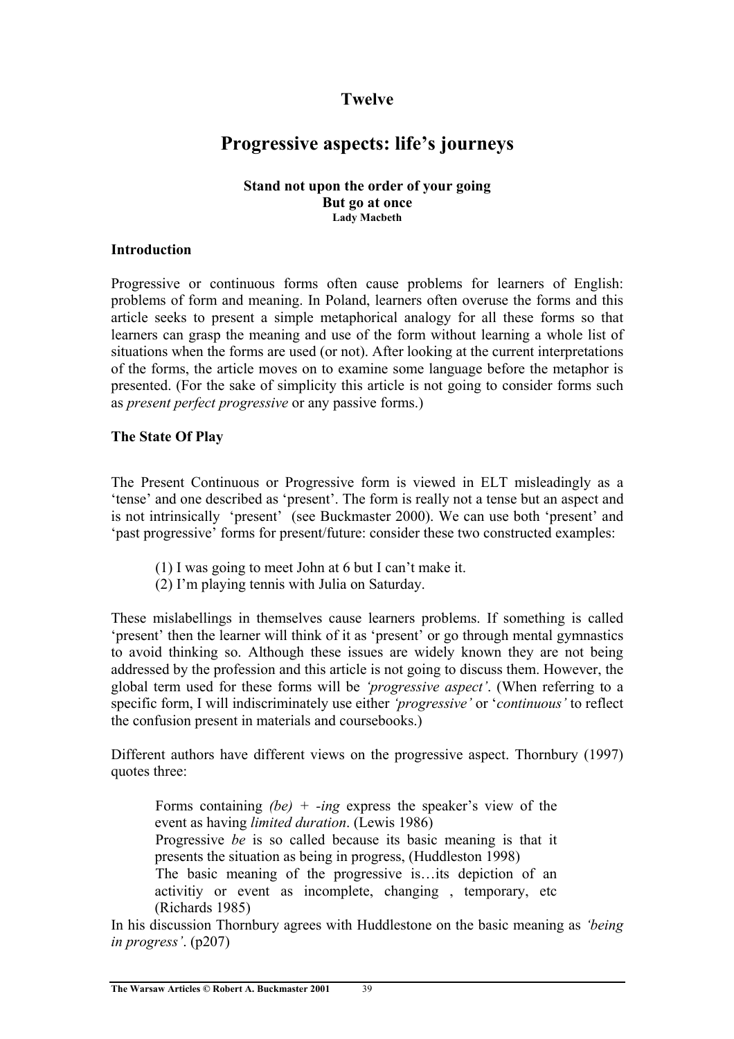# Twelve

# Progressive aspects: life's journeys

**Stand not upon the order of your going**
**But go at once**
**Lady Macbeth**

### Introduction

Progressive or continuous forms often cause problems for learners of English: problems of form and meaning. In Poland, learners often overuse the forms and this article seeks to present a simple metaphorical analogy for all these forms so that learners can grasp the meaning and use of the form without learning a whole list of situations when the forms are used (or not). After looking at the current interpretations of the forms, the article moves on to examine some language before the metaphor is presented. (For the sake of simplicity this article is not going to consider forms such as *present perfect progressive* or any passive forms.)

### The State Of Play

The Present Continuous or Progressive form is viewed in ELT misleadingly as a 'tense' and one described as 'present'. The form is really not a tense but an aspect and is not intrinsically 'present' (see Buckmaster 2000). We can use both 'present' and 'past progressive' forms for present/future: consider these two constructed examples:

> (1) I was going to meet John at 6 but I can't make it.
> (2) I'm playing tennis with Julia on Saturday.

These mislabellings in themselves cause learners problems. If something is called 'present' then the learner will think of it as 'present' or go through mental gymnastics to avoid thinking so. Although these issues are widely known they are not being addressed by the profession and this article is not going to discuss them. However, the global term used for these forms will be *'progressive aspect'*. (When referring to a specific form, I will indiscriminately use either *'progressive'* or '*continuous'* to reflect the confusion present in materials and coursebooks.)

Different authors have different views on the progressive aspect. Thornbury (1997) quotes three:

> Forms containing *(be) + -ing* express the speaker's view of the event as having *limited duration*. (Lewis 1986)
> Progressive *be* is so called because its basic meaning is that it presents the situation as being in progress, (Huddleston 1998)
> The basic meaning of the progressive is…its depiction of an activitiy or event as incomplete, changing , temporary, etc (Richards 1985)

In his discussion Thornbury agrees with Huddlestone on the basic meaning as *'being in progress'*. (p207)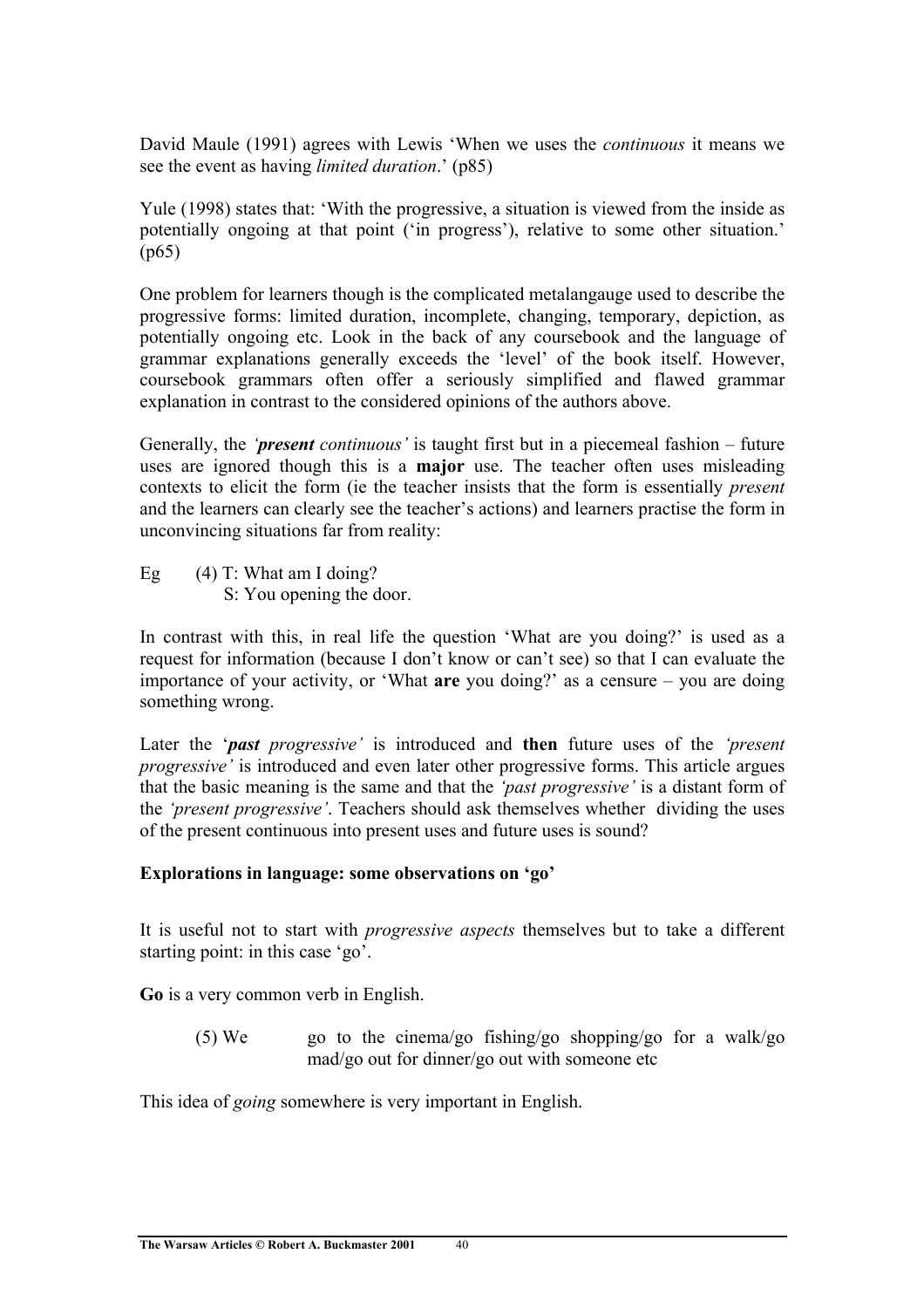David Maule (1991) agrees with Lewis 'When we uses the *continuous* it means we see the event as having *limited duration*.' (p85)

Yule (1998) states that: 'With the progressive, a situation is viewed from the inside as potentially ongoing at that point ('in progress'), relative to some other situation.' (p65)

One problem for learners though is the complicated metalangauge used to describe the progressive forms: limited duration, incomplete, changing, temporary, depiction, as potentially ongoing etc. Look in the back of any coursebook and the language of grammar explanations generally exceeds the 'level' of the book itself. However, coursebook grammars often offer a seriously simplified and flawed grammar explanation in contrast to the considered opinions of the authors above.

Generally, the *'**present** continuous'* is taught first but in a piecemeal fashion – future uses are ignored though this is a **major** use. The teacher often uses misleading contexts to elicit the form (ie the teacher insists that the form is essentially *present* and the learners can clearly see the teacher's actions) and learners practise the form in unconvincing situations far from reality:

Eg (4) T: What am I doing?
S: You opening the door.

In contrast with this, in real life the question 'What are you doing?' is used as a request for information (because I don't know or can't see) so that I can evaluate the importance of your activity, or 'What **are** you doing?' as a censure – you are doing something wrong.

Later the '***past** progressive'* is introduced and **then** future uses of the *'present progressive'* is introduced and even later other progressive forms. This article argues that the basic meaning is the same and that the *'past progressive'* is a distant form of the *'present progressive'*. Teachers should ask themselves whether dividing the uses of the present continuous into present uses and future uses is sound?

**Explorations in language: some observations on 'go'**

It is useful not to start with *progressive aspects* themselves but to take a different starting point: in this case 'go'.

**Go** is a very common verb in English.

(5) We go to the cinema/go fishing/go shopping/go for a walk/go mad/go out for dinner/go out with someone etc

This idea of *going* somewhere is very important in English.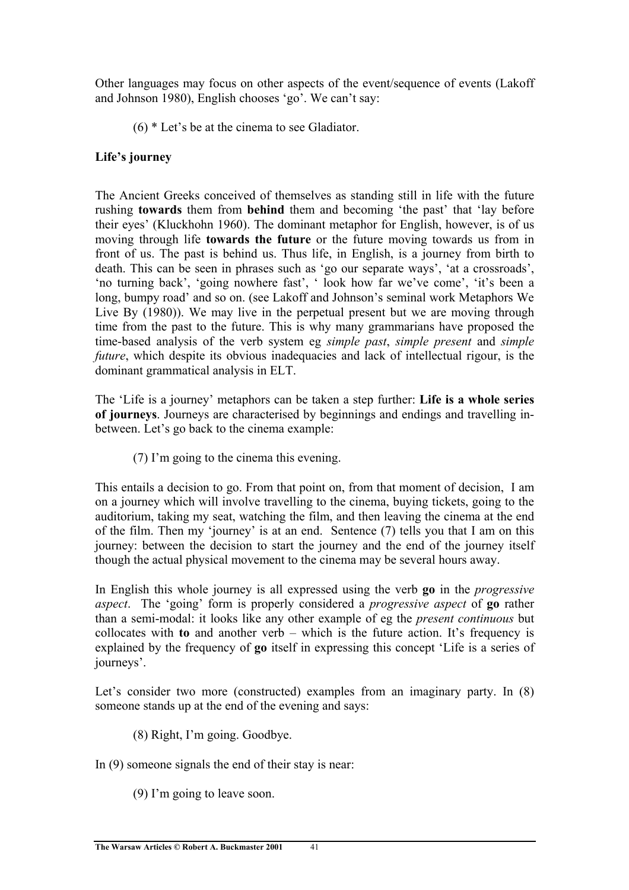Other languages may focus on other aspects of the event/sequence of events (Lakoff and Johnson 1980), English chooses 'go'. We can't say:

(6) * Let's be at the cinema to see Gladiator.

**Life's journey**

The Ancient Greeks conceived of themselves as standing still in life with the future rushing **towards** them from **behind** them and becoming 'the past' that 'lay before their eyes' (Kluckhohn 1960). The dominant metaphor for English, however, is of us moving through life **towards the future** or the future moving towards us from in front of us. The past is behind us. Thus life, in English, is a journey from birth to death. This can be seen in phrases such as 'go our separate ways', 'at a crossroads', 'no turning back', 'going nowhere fast', ' look how far we've come', 'it's been a long, bumpy road' and so on. (see Lakoff and Johnson's seminal work Metaphors We Live By (1980)). We may live in the perpetual present but we are moving through time from the past to the future. This is why many grammarians have proposed the time-based analysis of the verb system eg *simple past*, *simple present* and *simple future*, which despite its obvious inadequacies and lack of intellectual rigour, is the dominant grammatical analysis in ELT.

The 'Life is a journey' metaphors can be taken a step further: **Life is a whole series of journeys**. Journeys are characterised by beginnings and endings and travelling in-between. Let's go back to the cinema example:

(7) I'm going to the cinema this evening.

This entails a decision to go. From that point on, from that moment of decision, I am on a journey which will involve travelling to the cinema, buying tickets, going to the auditorium, taking my seat, watching the film, and then leaving the cinema at the end of the film. Then my 'journey' is at an end. Sentence (7) tells you that I am on this journey: between the decision to start the journey and the end of the journey itself though the actual physical movement to the cinema may be several hours away.

In English this whole journey is all expressed using the verb **go** in the *progressive aspect*. The 'going' form is properly considered a *progressive aspect* of **go** rather than a semi-modal: it looks like any other example of eg the *present continuous* but collocates with **to** and another verb – which is the future action. It's frequency is explained by the frequency of **go** itself in expressing this concept 'Life is a series of journeys'.

Let's consider two more (constructed) examples from an imaginary party. In (8) someone stands up at the end of the evening and says:

(8) Right, I'm going. Goodbye.

In (9) someone signals the end of their stay is near:

(9) I'm going to leave soon.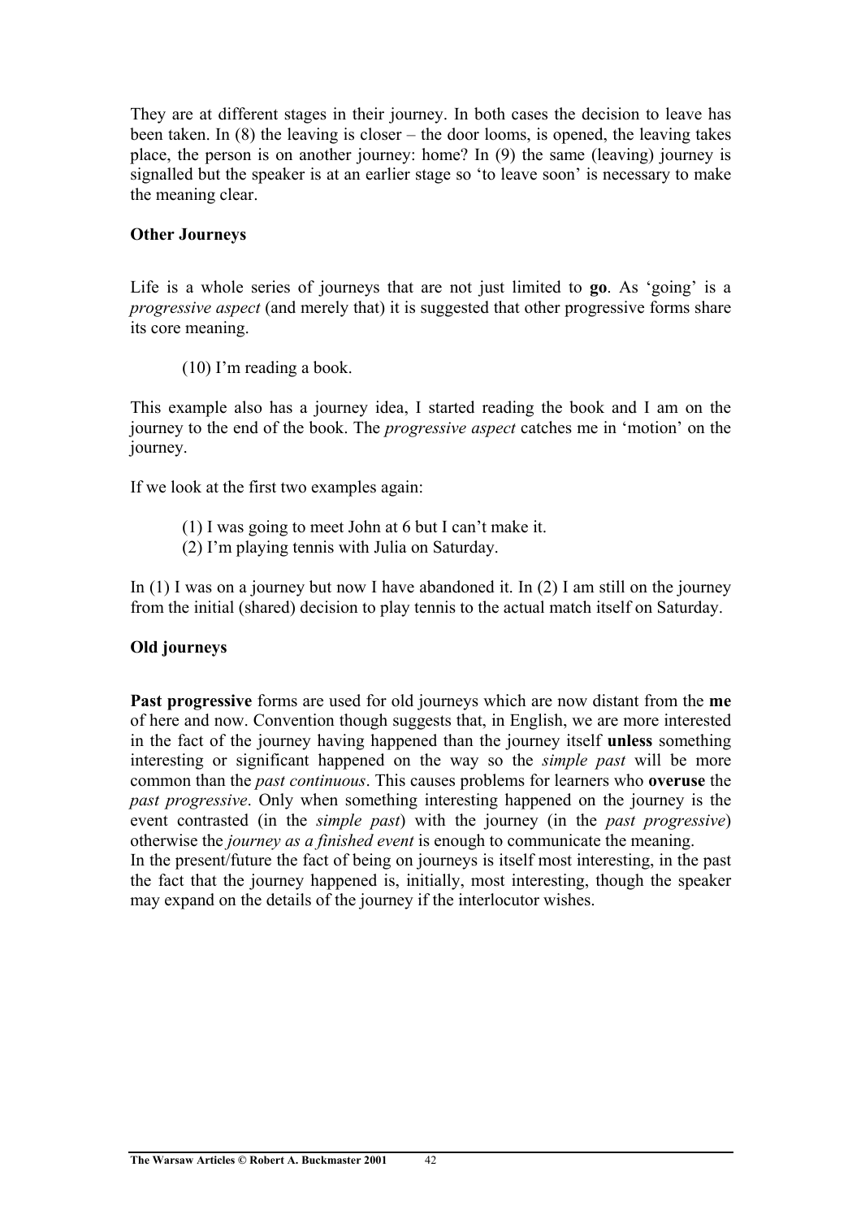They are at different stages in their journey. In both cases the decision to leave has been taken. In (8) the leaving is closer – the door looms, is opened, the leaving takes place, the person is on another journey: home? In (9) the same (leaving) journey is signalled but the speaker is at an earlier stage so 'to leave soon' is necessary to make the meaning clear.

**Other Journeys**

Life is a whole series of journeys that are not just limited to **go**. As 'going' is a *progressive aspect* (and merely that) it is suggested that other progressive forms share its core meaning.

(10) I'm reading a book.

This example also has a journey idea, I started reading the book and I am on the journey to the end of the book. The *progressive aspect* catches me in 'motion' on the journey.

If we look at the first two examples again:

(1) I was going to meet John at 6 but I can't make it.
(2) I'm playing tennis with Julia on Saturday.

In (1) I was on a journey but now I have abandoned it. In (2) I am still on the journey from the initial (shared) decision to play tennis to the actual match itself on Saturday.

**Old journeys**

**Past progressive** forms are used for old journeys which are now distant from the **me** of here and now. Convention though suggests that, in English, we are more interested in the fact of the journey having happened than the journey itself **unless** something interesting or significant happened on the way so the *simple past* will be more common than the *past continuous*. This causes problems for learners who **overuse** the *past progressive*. Only when something interesting happened on the journey is the event contrasted (in the *simple past*) with the journey (in the *past progressive*) otherwise the *journey as a finished event* is enough to communicate the meaning.
In the present/future the fact of being on journeys is itself most interesting, in the past the fact that the journey happened is, initially, most interesting, though the speaker may expand on the details of the journey if the interlocutor wishes.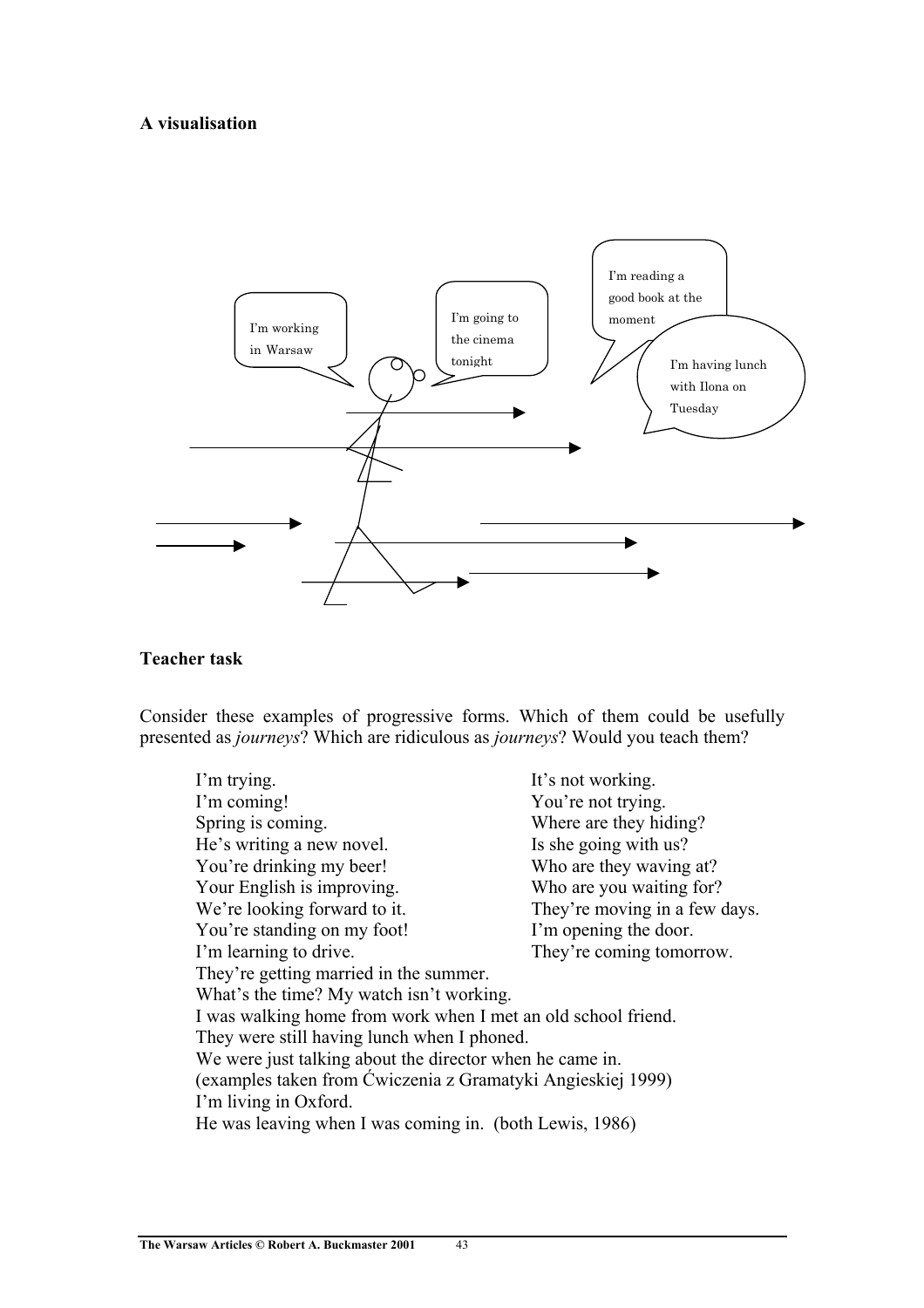**A visualisation**

I'm working in Warsaw

I'm going to the cinema tonight

I'm reading a good book at the moment

I'm having lunch with Ilona on Tuesday

**Teacher task**

Consider these examples of progressive forms. Which of them could be usefully presented as *journeys*? Which are ridiculous as *journeys*? Would you teach them?

I'm trying.
I'm coming!
Spring is coming.
He's writing a new novel.
You're drinking my beer!
Your English is improving.
We're looking forward to it.
You're standing on my foot!
I'm learning to drive.
It's not working.
You're not trying.
Where are they hiding?
Is she going with us?
Who are they waving at?
Who are you waiting for?
They're moving in a few days.
I'm opening the door.
They're coming tomorrow.
They're getting married in the summer.
What's the time? My watch isn't working.
I was walking home from work when I met an old school friend.
They were still having lunch when I phoned.
We were just talking about the director when he came in.
(examples taken from Ćwiczenia z Gramatyki Angieskiej 1999)
I'm living in Oxford.
He was leaving when I was coming in. (both Lewis, 1986)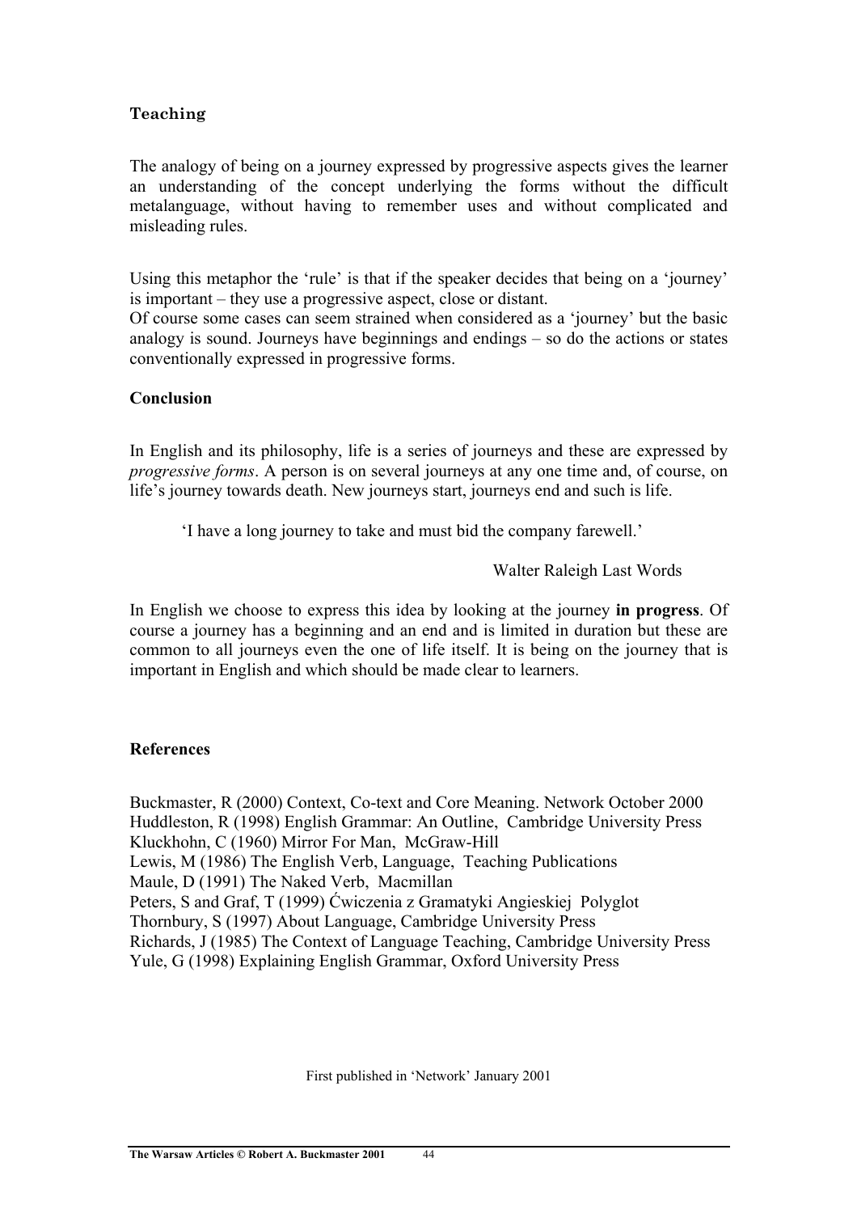### Teaching

The analogy of being on a journey expressed by progressive aspects gives the learner an understanding of the concept underlying the forms without the difficult metalanguage, without having to remember uses and without complicated and misleading rules.

Using this metaphor the 'rule' is that if the speaker decides that being on a 'journey' is important – they use a progressive aspect, close or distant.
Of course some cases can seem strained when considered as a 'journey' but the basic analogy is sound. Journeys have beginnings and endings – so do the actions or states conventionally expressed in progressive forms.

### Conclusion

In English and its philosophy, life is a series of journeys and these are expressed by *progressive forms*. A person is on several journeys at any one time and, of course, on life's journey towards death. New journeys start, journeys end and such is life.

> 'I have a long journey to take and must bid the company farewell.'
>
> Walter Raleigh Last Words

In English we choose to express this idea by looking at the journey **in progress**. Of course a journey has a beginning and an end and is limited in duration but these are common to all journeys even the one of life itself. It is being on the journey that is important in English and which should be made clear to learners.

### References

Buckmaster, R (2000) Context, Co-text and Core Meaning. Network October 2000
Huddleston, R (1998) English Grammar: An Outline, Cambridge University Press
Kluckhohn, C (1960) Mirror For Man, McGraw-Hill
Lewis, M (1986) The English Verb, Language, Teaching Publications
Maule, D (1991) The Naked Verb, Macmillan
Peters, S and Graf, T (1999) Ćwiczenia z Gramatyki Angieskiej Polyglot
Thornbury, S (1997) About Language, Cambridge University Press
Richards, J (1985) The Context of Language Teaching, Cambridge University Press
Yule, G (1998) Explaining English Grammar, Oxford University Press

First published in 'Network' January 2001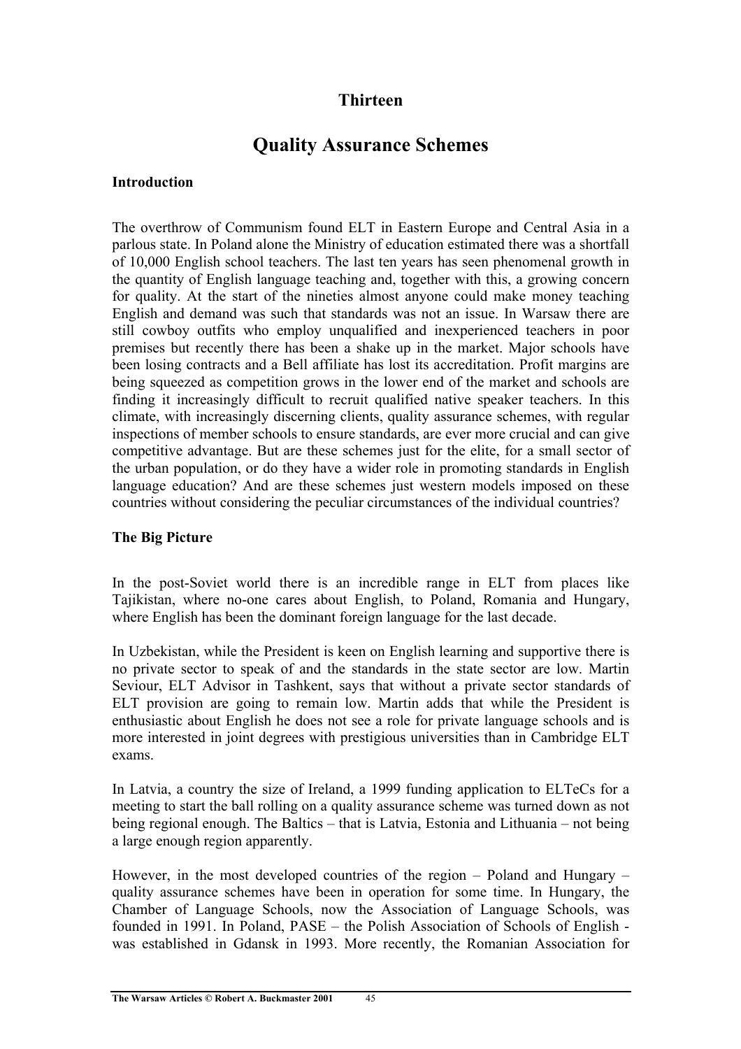# Thirteen

## Quality Assurance Schemes

### Introduction

The overthrow of Communism found ELT in Eastern Europe and Central Asia in a parlous state. In Poland alone the Ministry of education estimated there was a shortfall of 10,000 English school teachers. The last ten years has seen phenomenal growth in the quantity of English language teaching and, together with this, a growing concern for quality. At the start of the nineties almost anyone could make money teaching English and demand was such that standards was not an issue. In Warsaw there are still cowboy outfits who employ unqualified and inexperienced teachers in poor premises but recently there has been a shake up in the market. Major schools have been losing contracts and a Bell affiliate has lost its accreditation. Profit margins are being squeezed as competition grows in the lower end of the market and schools are finding it increasingly difficult to recruit qualified native speaker teachers. In this climate, with increasingly discerning clients, quality assurance schemes, with regular inspections of member schools to ensure standards, are ever more crucial and can give competitive advantage. But are these schemes just for the elite, for a small sector of the urban population, or do they have a wider role in promoting standards in English language education? And are these schemes just western models imposed on these countries without considering the peculiar circumstances of the individual countries?

### The Big Picture

In the post-Soviet world there is an incredible range in ELT from places like Tajikistan, where no-one cares about English, to Poland, Romania and Hungary, where English has been the dominant foreign language for the last decade.

In Uzbekistan, while the President is keen on English learning and supportive there is no private sector to speak of and the standards in the state sector are low. Martin Seviour, ELT Advisor in Tashkent, says that without a private sector standards of ELT provision are going to remain low. Martin adds that while the President is enthusiastic about English he does not see a role for private language schools and is more interested in joint degrees with prestigious universities than in Cambridge ELT exams.

In Latvia, a country the size of Ireland, a 1999 funding application to ELTeCs for a meeting to start the ball rolling on a quality assurance scheme was turned down as not being regional enough. The Baltics – that is Latvia, Estonia and Lithuania – not being a large enough region apparently.

However, in the most developed countries of the region – Poland and Hungary – quality assurance schemes have been in operation for some time. In Hungary, the Chamber of Language Schools, now the Association of Language Schools, was founded in 1991. In Poland, PASE – the Polish Association of Schools of English - was established in Gdansk in 1993. More recently, the Romanian Association for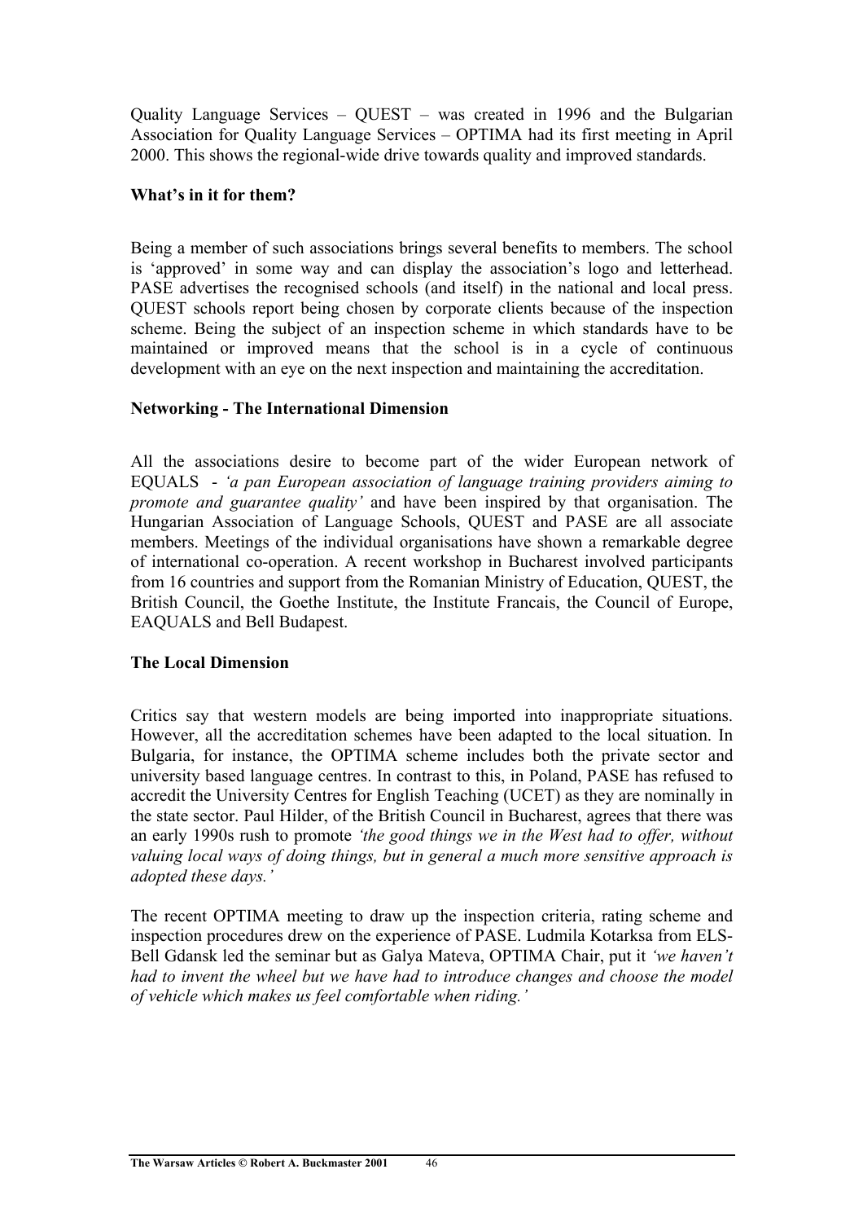Quality Language Services – QUEST – was created in 1996 and the Bulgarian Association for Quality Language Services – OPTIMA had its first meeting in April 2000. This shows the regional-wide drive towards quality and improved standards.

**What's in it for them?**

Being a member of such associations brings several benefits to members. The school is 'approved' in some way and can display the association's logo and letterhead. PASE advertises the recognised schools (and itself) in the national and local press. QUEST schools report being chosen by corporate clients because of the inspection scheme. Being the subject of an inspection scheme in which standards have to be maintained or improved means that the school is in a cycle of continuous development with an eye on the next inspection and maintaining the accreditation.

**Networking - The International Dimension**

All the associations desire to become part of the wider European network of EQUALS - *'a pan European association of language training providers aiming to promote and guarantee quality'* and have been inspired by that organisation. The Hungarian Association of Language Schools, QUEST and PASE are all associate members. Meetings of the individual organisations have shown a remarkable degree of international co-operation. A recent workshop in Bucharest involved participants from 16 countries and support from the Romanian Ministry of Education, QUEST, the British Council, the Goethe Institute, the Institute Francais, the Council of Europe, EAQUALS and Bell Budapest.

**The Local Dimension**

Critics say that western models are being imported into inappropriate situations. However, all the accreditation schemes have been adapted to the local situation. In Bulgaria, for instance, the OPTIMA scheme includes both the private sector and university based language centres. In contrast to this, in Poland, PASE has refused to accredit the University Centres for English Teaching (UCET) as they are nominally in the state sector. Paul Hilder, of the British Council in Bucharest, agrees that there was an early 1990s rush to promote *'the good things we in the West had to offer, without valuing local ways of doing things, but in general a much more sensitive approach is adopted these days.'*

The recent OPTIMA meeting to draw up the inspection criteria, rating scheme and inspection procedures drew on the experience of PASE. Ludmila Kotarksa from ELS-Bell Gdansk led the seminar but as Galya Mateva, OPTIMA Chair, put it *'we haven't had to invent the wheel but we have had to introduce changes and choose the model of vehicle which makes us feel comfortable when riding.'*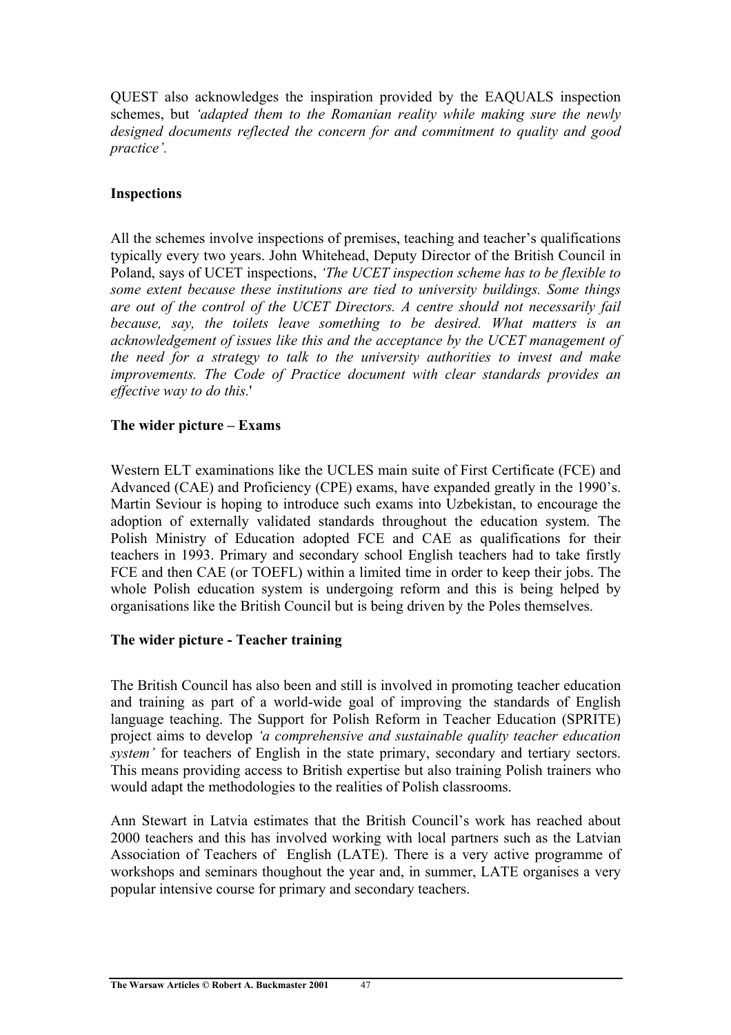QUEST also acknowledges the inspiration provided by the EAQUALS inspection schemes, but *'adapted them to the Romanian reality while making sure the newly designed documents reflected the concern for and commitment to quality and good practice'.*

**Inspections**

All the schemes involve inspections of premises, teaching and teacher's qualifications typically every two years. John Whitehead, Deputy Director of the British Council in Poland, says of UCET inspections, *'The UCET inspection scheme has to be flexible to some extent because these institutions are tied to university buildings. Some things are out of the control of the UCET Directors. A centre should not necessarily fail because, say, the toilets leave something to be desired. What matters is an acknowledgement of issues like this and the acceptance by the UCET management of the need for a strategy to talk to the university authorities to invest and make improvements. The Code of Practice document with clear standards provides an effective way to do this.*'

**The wider picture – Exams**

Western ELT examinations like the UCLES main suite of First Certificate (FCE) and Advanced (CAE) and Proficiency (CPE) exams, have expanded greatly in the 1990's. Martin Seviour is hoping to introduce such exams into Uzbekistan, to encourage the adoption of externally validated standards throughout the education system. The Polish Ministry of Education adopted FCE and CAE as qualifications for their teachers in 1993. Primary and secondary school English teachers had to take firstly FCE and then CAE (or TOEFL) within a limited time in order to keep their jobs. The whole Polish education system is undergoing reform and this is being helped by organisations like the British Council but is being driven by the Poles themselves.

**The wider picture - Teacher training**

The British Council has also been and still is involved in promoting teacher education and training as part of a world-wide goal of improving the standards of English language teaching. The Support for Polish Reform in Teacher Education (SPRITE) project aims to develop *'a comprehensive and sustainable quality teacher education system'* for teachers of English in the state primary, secondary and tertiary sectors. This means providing access to British expertise but also training Polish trainers who would adapt the methodologies to the realities of Polish classrooms.

Ann Stewart in Latvia estimates that the British Council's work has reached about 2000 teachers and this has involved working with local partners such as the Latvian Association of Teachers of English (LATE). There is a very active programme of workshops and seminars thoughout the year and, in summer, LATE organises a very popular intensive course for primary and secondary teachers.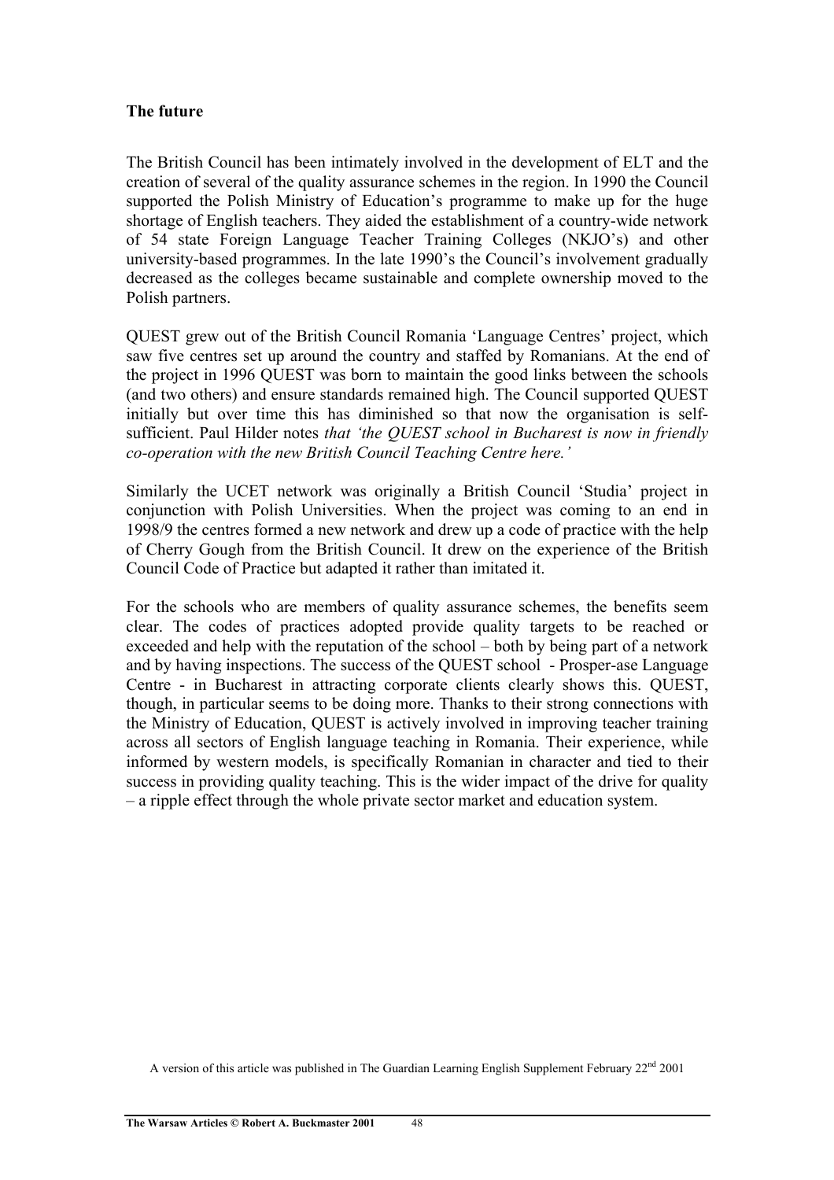**The future**

The British Council has been intimately involved in the development of ELT and the creation of several of the quality assurance schemes in the region. In 1990 the Council supported the Polish Ministry of Education's programme to make up for the huge shortage of English teachers. They aided the establishment of a country-wide network of 54 state Foreign Language Teacher Training Colleges (NKJO's) and other university-based programmes. In the late 1990's the Council's involvement gradually decreased as the colleges became sustainable and complete ownership moved to the Polish partners.

QUEST grew out of the British Council Romania 'Language Centres' project, which saw five centres set up around the country and staffed by Romanians. At the end of the project in 1996 QUEST was born to maintain the good links between the schools (and two others) and ensure standards remained high. The Council supported QUEST initially but over time this has diminished so that now the organisation is self-sufficient. Paul Hilder notes *that 'the QUEST school in Bucharest is now in friendly co-operation with the new British Council Teaching Centre here.'*

Similarly the UCET network was originally a British Council 'Studia' project in conjunction with Polish Universities. When the project was coming to an end in 1998/9 the centres formed a new network and drew up a code of practice with the help of Cherry Gough from the British Council. It drew on the experience of the British Council Code of Practice but adapted it rather than imitated it.

For the schools who are members of quality assurance schemes, the benefits seem clear. The codes of practices adopted provide quality targets to be reached or exceeded and help with the reputation of the school – both by being part of a network and by having inspections. The success of the QUEST school - Prosper-ase Language Centre - in Bucharest in attracting corporate clients clearly shows this. QUEST, though, in particular seems to be doing more. Thanks to their strong connections with the Ministry of Education, QUEST is actively involved in improving teacher training across all sectors of English language teaching in Romania. Their experience, while informed by western models, is specifically Romanian in character and tied to their success in providing quality teaching. This is the wider impact of the drive for quality – a ripple effect through the whole private sector market and education system.

A version of this article was published in The Guardian Learning English Supplement February 22nd 2001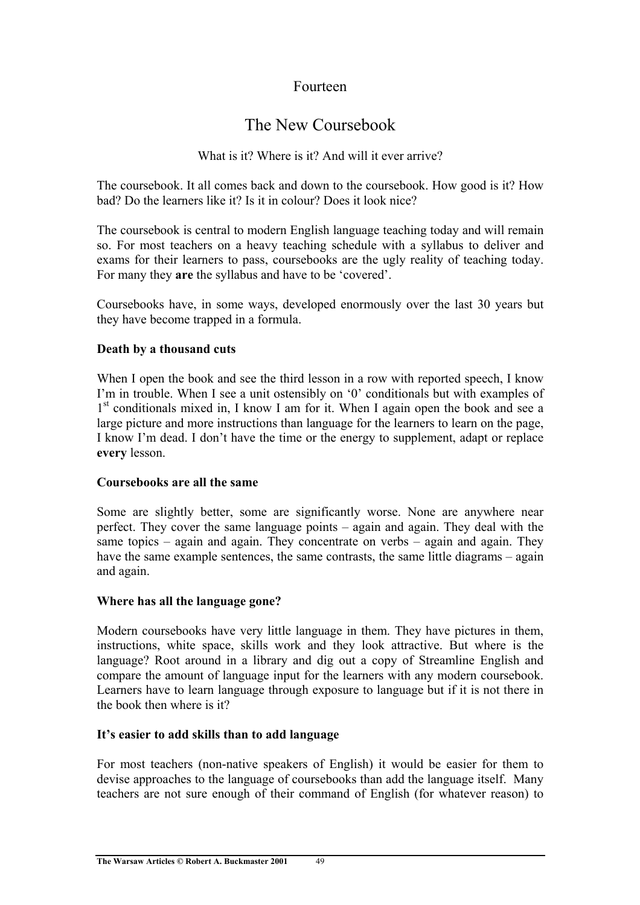Fourteen

# The New Coursebook

What is it? Where is it? And will it ever arrive?

The coursebook. It all comes back and down to the coursebook. How good is it? How bad? Do the learners like it? Is it in colour? Does it look nice?

The coursebook is central to modern English language teaching today and will remain so. For most teachers on a heavy teaching schedule with a syllabus to deliver and exams for their learners to pass, coursebooks are the ugly reality of teaching today. For many they **are** the syllabus and have to be 'covered'.

Coursebooks have, in some ways, developed enormously over the last 30 years but they have become trapped in a formula.

### Death by a thousand cuts

When I open the book and see the third lesson in a row with reported speech, I know I'm in trouble. When I see a unit ostensibly on '0' conditionals but with examples of 1st conditionals mixed in, I know I am for it. When I again open the book and see a large picture and more instructions than language for the learners to learn on the page, I know I'm dead. I don't have the time or the energy to supplement, adapt or replace **every** lesson.

### Coursebooks are all the same

Some are slightly better, some are significantly worse. None are anywhere near perfect. They cover the same language points – again and again. They deal with the same topics – again and again. They concentrate on verbs – again and again. They have the same example sentences, the same contrasts, the same little diagrams – again and again.

### Where has all the language gone?

Modern coursebooks have very little language in them. They have pictures in them, instructions, white space, skills work and they look attractive. But where is the language? Root around in a library and dig out a copy of Streamline English and compare the amount of language input for the learners with any modern coursebook. Learners have to learn language through exposure to language but if it is not there in the book then where is it?

### It's easier to add skills than to add language

For most teachers (non-native speakers of English) it would be easier for them to devise approaches to the language of coursebooks than add the language itself. Many teachers are not sure enough of their command of English (for whatever reason) to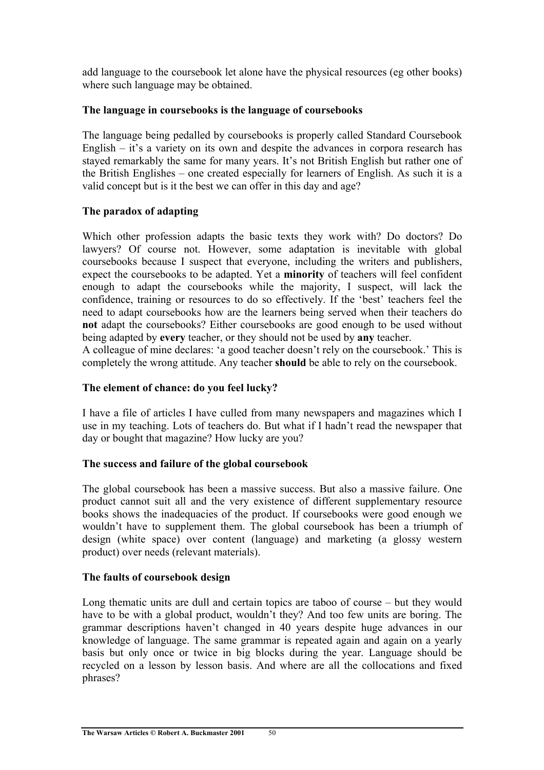add language to the coursebook let alone have the physical resources (eg other books) where such language may be obtained.

**The language in coursebooks is the language of coursebooks**

The language being pedalled by coursebooks is properly called Standard Coursebook English – it's a variety on its own and despite the advances in corpora research has stayed remarkably the same for many years. It's not British English but rather one of the British Englishes – one created especially for learners of English. As such it is a valid concept but is it the best we can offer in this day and age?

**The paradox of adapting**

Which other profession adapts the basic texts they work with? Do doctors? Do lawyers? Of course not. However, some adaptation is inevitable with global coursebooks because I suspect that everyone, including the writers and publishers, expect the coursebooks to be adapted. Yet a **minority** of teachers will feel confident enough to adapt the coursebooks while the majority, I suspect, will lack the confidence, training or resources to do so effectively. If the 'best' teachers feel the need to adapt coursebooks how are the learners being served when their teachers do **not** adapt the coursebooks? Either coursebooks are good enough to be used without being adapted by **every** teacher, or they should not be used by **any** teacher.
A colleague of mine declares: 'a good teacher doesn't rely on the coursebook.' This is completely the wrong attitude. Any teacher **should** be able to rely on the coursebook.

**The element of chance: do you feel lucky?**

I have a file of articles I have culled from many newspapers and magazines which I use in my teaching. Lots of teachers do. But what if I hadn't read the newspaper that day or bought that magazine? How lucky are you?

**The success and failure of the global coursebook**

The global coursebook has been a massive success. But also a massive failure. One product cannot suit all and the very existence of different supplementary resource books shows the inadequacies of the product. If coursebooks were good enough we wouldn't have to supplement them. The global coursebook has been a triumph of design (white space) over content (language) and marketing (a glossy western product) over needs (relevant materials).

**The faults of coursebook design**

Long thematic units are dull and certain topics are taboo of course – but they would have to be with a global product, wouldn't they? And too few units are boring. The grammar descriptions haven't changed in 40 years despite huge advances in our knowledge of language. The same grammar is repeated again and again on a yearly basis but only once or twice in big blocks during the year. Language should be recycled on a lesson by lesson basis. And where are all the collocations and fixed phrases?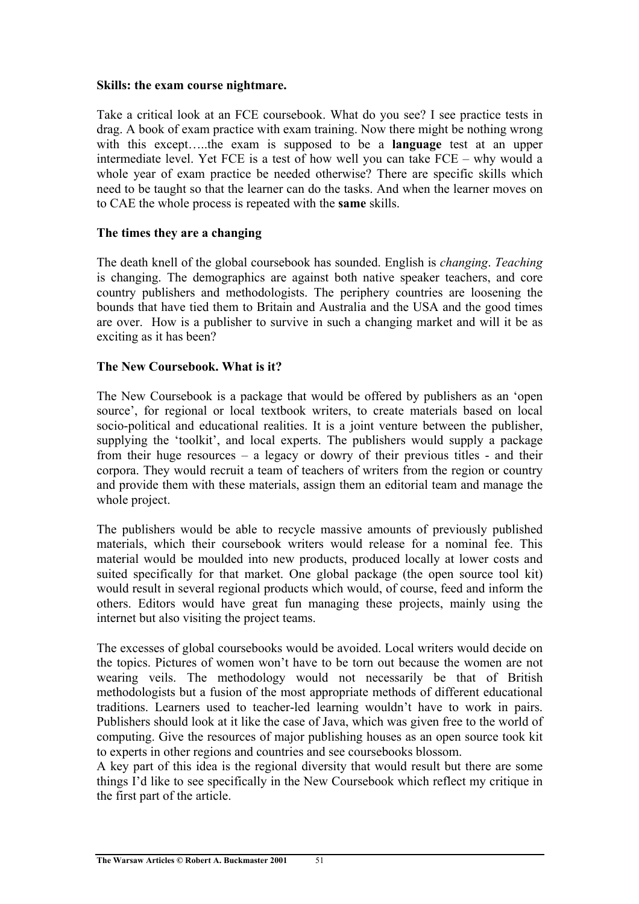### Skills: the exam course nightmare.

Take a critical look at an FCE coursebook. What do you see? I see practice tests in drag. A book of exam practice with exam training. Now there might be nothing wrong with this except…..the exam is supposed to be a **language** test at an upper intermediate level. Yet FCE is a test of how well you can take FCE – why would a whole year of exam practice be needed otherwise? There are specific skills which need to be taught so that the learner can do the tasks. And when the learner moves on to CAE the whole process is repeated with the **same** skills.

### The times they are a changing

The death knell of the global coursebook has sounded. English is *changing*. *Teaching* is changing. The demographics are against both native speaker teachers, and core country publishers and methodologists. The periphery countries are loosening the bounds that have tied them to Britain and Australia and the USA and the good times are over. How is a publisher to survive in such a changing market and will it be as exciting as it has been?

### The New Coursebook. What is it?

The New Coursebook is a package that would be offered by publishers as an 'open source', for regional or local textbook writers, to create materials based on local socio-political and educational realities. It is a joint venture between the publisher, supplying the 'toolkit', and local experts. The publishers would supply a package from their huge resources – a legacy or dowry of their previous titles - and their corpora. They would recruit a team of teachers of writers from the region or country and provide them with these materials, assign them an editorial team and manage the whole project.

The publishers would be able to recycle massive amounts of previously published materials, which their coursebook writers would release for a nominal fee. This material would be moulded into new products, produced locally at lower costs and suited specifically for that market. One global package (the open source tool kit) would result in several regional products which would, of course, feed and inform the others. Editors would have great fun managing these projects, mainly using the internet but also visiting the project teams.

The excesses of global coursebooks would be avoided. Local writers would decide on the topics. Pictures of women won't have to be torn out because the women are not wearing veils. The methodology would not necessarily be that of British methodologists but a fusion of the most appropriate methods of different educational traditions. Learners used to teacher-led learning wouldn't have to work in pairs. Publishers should look at it like the case of Java, which was given free to the world of computing. Give the resources of major publishing houses as an open source took kit to experts in other regions and countries and see coursebooks blossom.

A key part of this idea is the regional diversity that would result but there are some things I'd like to see specifically in the New Coursebook which reflect my critique in the first part of the article.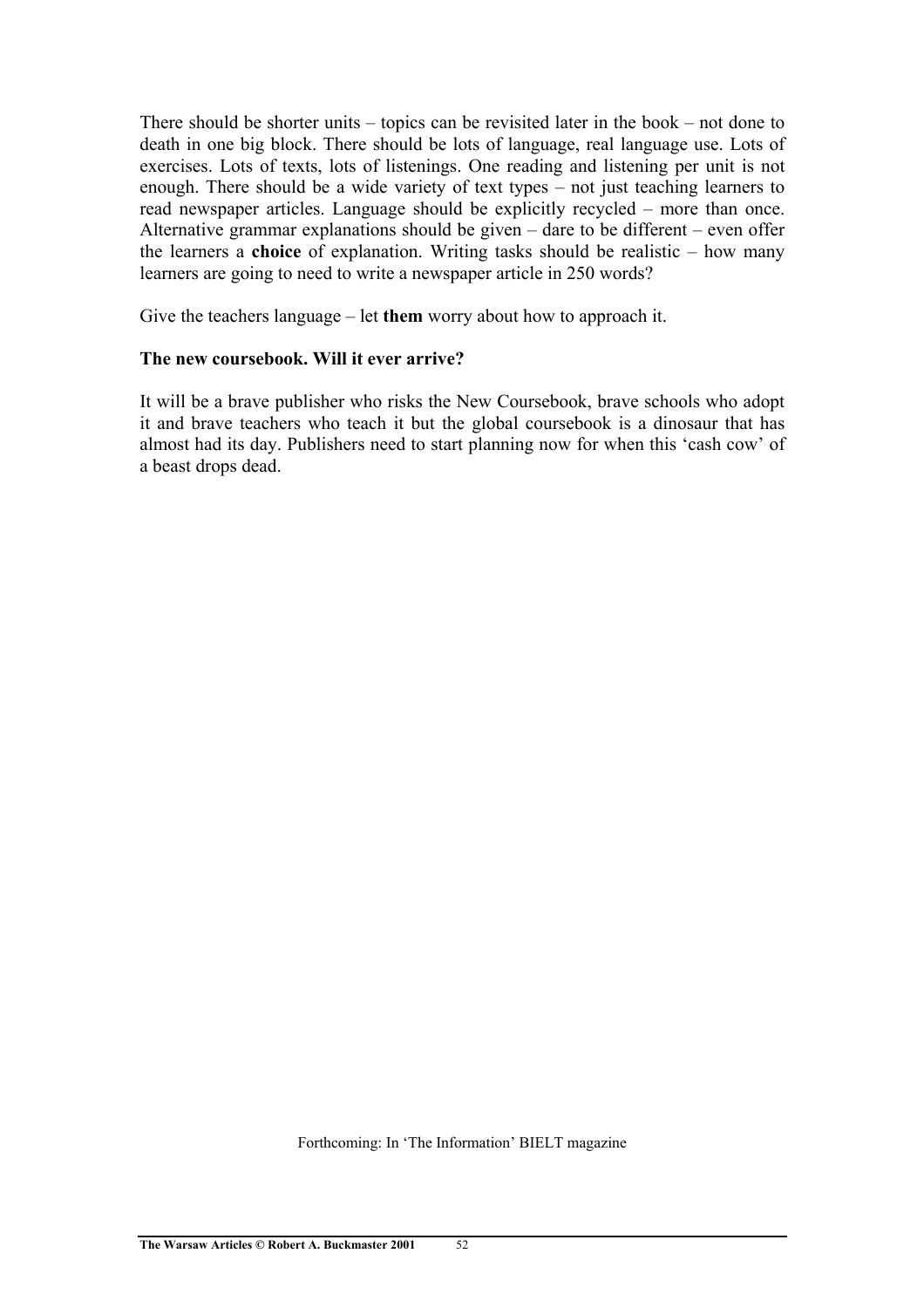There should be shorter units – topics can be revisited later in the book – not done to death in one big block. There should be lots of language, real language use. Lots of exercises. Lots of texts, lots of listenings. One reading and listening per unit is not enough. There should be a wide variety of text types – not just teaching learners to read newspaper articles. Language should be explicitly recycled – more than once. Alternative grammar explanations should be given – dare to be different – even offer the learners a **choice** of explanation. Writing tasks should be realistic – how many learners are going to need to write a newspaper article in 250 words?

Give the teachers language – let **them** worry about how to approach it.

**The new coursebook. Will it ever arrive?**

It will be a brave publisher who risks the New Coursebook, brave schools who adopt it and brave teachers who teach it but the global coursebook is a dinosaur that has almost had its day. Publishers need to start planning now for when this 'cash cow' of a beast drops dead.

Forthcoming: In 'The Information' BIELT magazine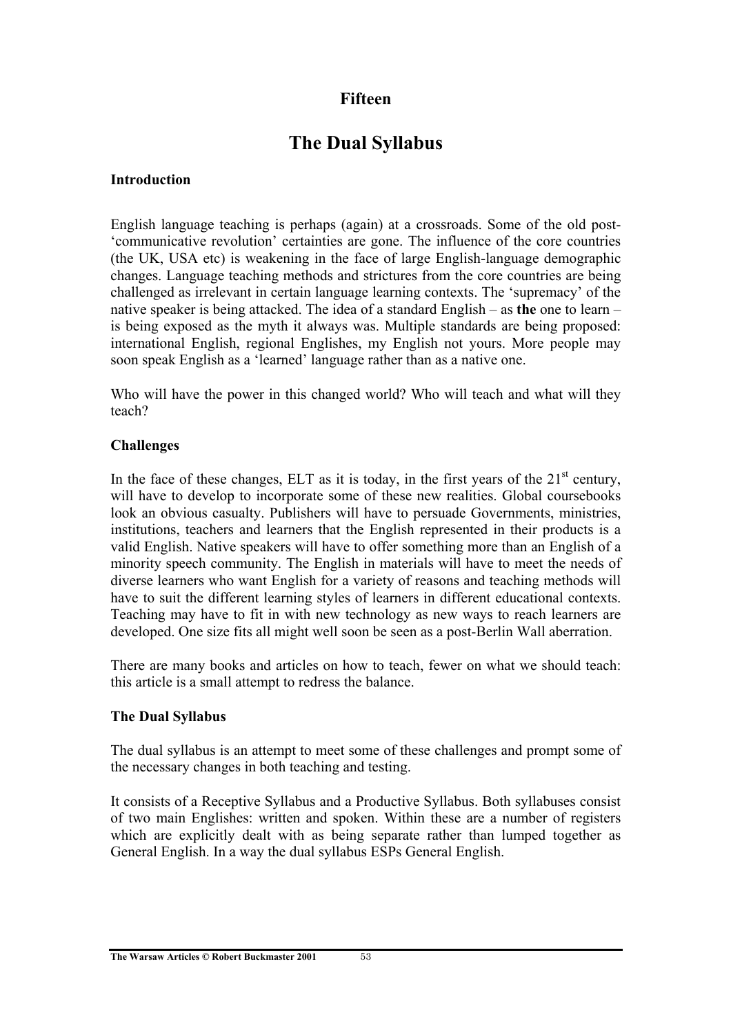# Fifteen

# The Dual Syllabus

### Introduction

English language teaching is perhaps (again) at a crossroads. Some of the old post-'communicative revolution' certainties are gone. The influence of the core countries (the UK, USA etc) is weakening in the face of large English-language demographic changes. Language teaching methods and strictures from the core countries are being challenged as irrelevant in certain language learning contexts. The 'supremacy' of the native speaker is being attacked. The idea of a standard English – as **the** one to learn – is being exposed as the myth it always was. Multiple standards are being proposed: international English, regional Englishes, my English not yours. More people may soon speak English as a 'learned' language rather than as a native one.

Who will have the power in this changed world? Who will teach and what will they teach?

### Challenges

In the face of these changes, ELT as it is today, in the first years of the 21st century, will have to develop to incorporate some of these new realities. Global coursebooks look an obvious casualty. Publishers will have to persuade Governments, ministries, institutions, teachers and learners that the English represented in their products is a valid English. Native speakers will have to offer something more than an English of a minority speech community. The English in materials will have to meet the needs of diverse learners who want English for a variety of reasons and teaching methods will have to suit the different learning styles of learners in different educational contexts. Teaching may have to fit in with new technology as new ways to reach learners are developed. One size fits all might well soon be seen as a post-Berlin Wall aberration.

There are many books and articles on how to teach, fewer on what we should teach: this article is a small attempt to redress the balance.

### The Dual Syllabus

The dual syllabus is an attempt to meet some of these challenges and prompt some of the necessary changes in both teaching and testing.

It consists of a Receptive Syllabus and a Productive Syllabus. Both syllabuses consist of two main Englishes: written and spoken. Within these are a number of registers which are explicitly dealt with as being separate rather than lumped together as General English. In a way the dual syllabus ESPs General English.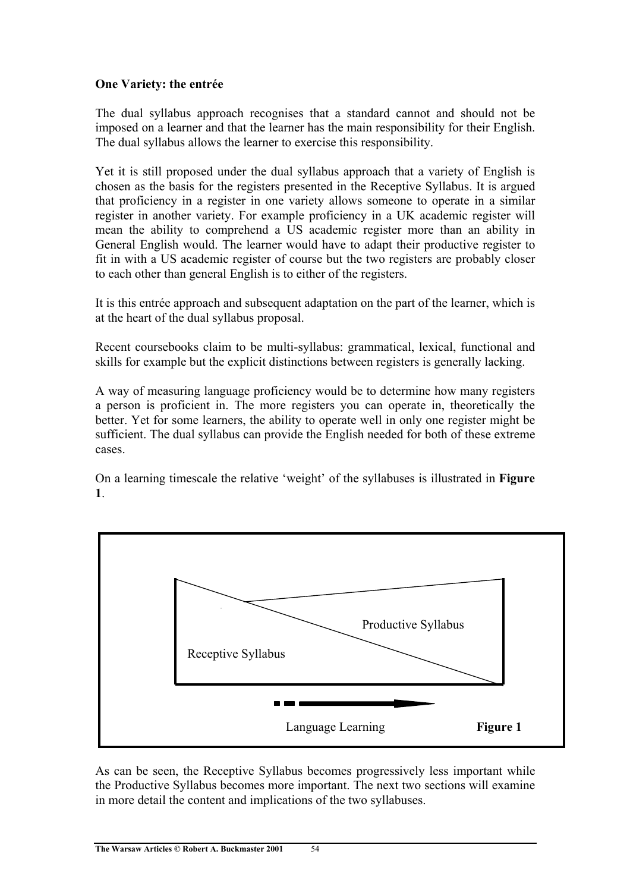**One Variety: the entrée**

The dual syllabus approach recognises that a standard cannot and should not be imposed on a learner and that the learner has the main responsibility for their English. The dual syllabus allows the learner to exercise this responsibility.

Yet it is still proposed under the dual syllabus approach that a variety of English is chosen as the basis for the registers presented in the Receptive Syllabus. It is argued that proficiency in a register in one variety allows someone to operate in a similar register in another variety. For example proficiency in a UK academic register will mean the ability to comprehend a US academic register more than an ability in General English would. The learner would have to adapt their productive register to fit in with a US academic register of course but the two registers are probably closer to each other than general English is to either of the registers.

It is this entrée approach and subsequent adaptation on the part of the learner, which is at the heart of the dual syllabus proposal.

Recent coursebooks claim to be multi-syllabus: grammatical, lexical, functional and skills for example but the explicit distinctions between registers is generally lacking.

A way of measuring language proficiency would be to determine how many registers a person is proficient in. The more registers you can operate in, theoretically the better. Yet for some learners, the ability to operate well in only one register might be sufficient. The dual syllabus can provide the English needed for both of these extreme cases.

On a learning timescale the relative 'weight' of the syllabuses is illustrated in **Figure 1**.

Productive Syllabus

Receptive Syllabus

Language Learning

**Figure 1**

As can be seen, the Receptive Syllabus becomes progressively less important while the Productive Syllabus becomes more important. The next two sections will examine in more detail the content and implications of the two syllabuses.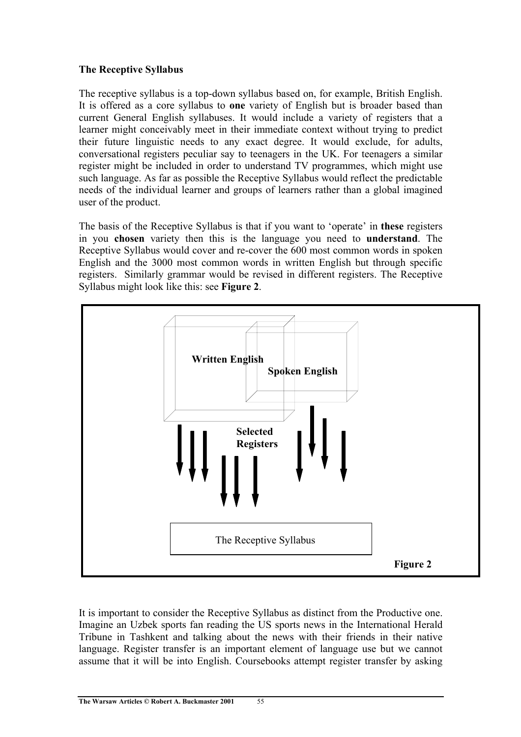**The Receptive Syllabus**

The receptive syllabus is a top-down syllabus based on, for example, British English. It is offered as a core syllabus to **one** variety of English but is broader based than current General English syllabuses. It would include a variety of registers that a learner might conceivably meet in their immediate context without trying to predict their future linguistic needs to any exact degree. It would exclude, for adults, conversational registers peculiar say to teenagers in the UK. For teenagers a similar register might be included in order to understand TV programmes, which might use such language. As far as possible the Receptive Syllabus would reflect the predictable needs of the individual learner and groups of learners rather than a global imagined user of the product.

The basis of the Receptive Syllabus is that if you want to 'operate' in **these** registers in you **chosen** variety then this is the language you need to **understand**. The Receptive Syllabus would cover and re-cover the 600 most common words in spoken English and the 3000 most common words in written English but through specific registers. Similarly grammar would be revised in different registers. The Receptive Syllabus might look like this: see **Figure 2**.

Written English

Spoken English

Selected Registers

The Receptive Syllabus

**Figure 2**

It is important to consider the Receptive Syllabus as distinct from the Productive one. Imagine an Uzbek sports fan reading the US sports news in the International Herald Tribune in Tashkent and talking about the news with their friends in their native language. Register transfer is an important element of language use but we cannot assume that it will be into English. Coursebooks attempt register transfer by asking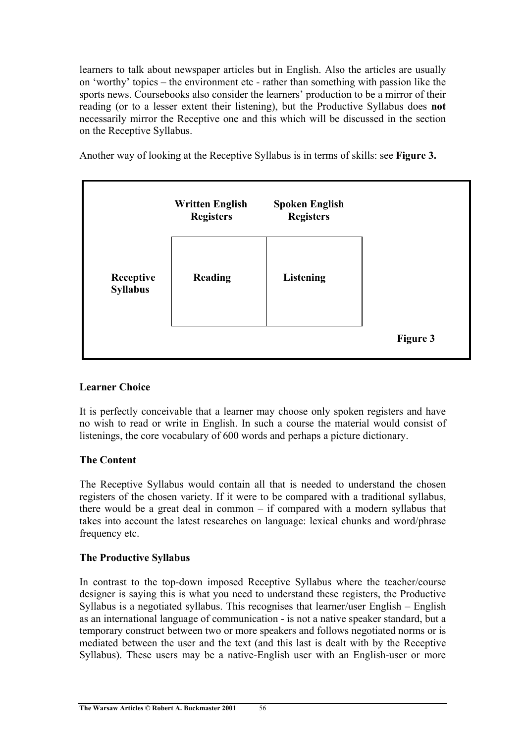learners to talk about newspaper articles but in English. Also the articles are usually on 'worthy' topics – the environment etc - rather than something with passion like the sports news. Coursebooks also consider the learners' production to be a mirror of their reading (or to a lesser extent their listening), but the Productive Syllabus does **not** necessarily mirror the Receptive one and this which will be discussed in the section on the Receptive Syllabus.

Another way of looking at the Receptive Syllabus is in terms of skills: see **Figure 3.**

| | **Written English Registers** | **Spoken English Registers** |
|---|---|---|
| **Receptive Syllabus** | **Reading** | **Listening** |

**Figure 3**

**Learner Choice**

It is perfectly conceivable that a learner may choose only spoken registers and have no wish to read or write in English. In such a course the material would consist of listenings, the core vocabulary of 600 words and perhaps a picture dictionary.

**The Content**

The Receptive Syllabus would contain all that is needed to understand the chosen registers of the chosen variety. If it were to be compared with a traditional syllabus, there would be a great deal in common – if compared with a modern syllabus that takes into account the latest researches on language: lexical chunks and word/phrase frequency etc.

**The Productive Syllabus**

In contrast to the top-down imposed Receptive Syllabus where the teacher/course designer is saying this is what you need to understand these registers, the Productive Syllabus is a negotiated syllabus. This recognises that learner/user English – English as an international language of communication - is not a native speaker standard, but a temporary construct between two or more speakers and follows negotiated norms or is mediated between the user and the text (and this last is dealt with by the Receptive Syllabus). These users may be a native-English user with an English-user or more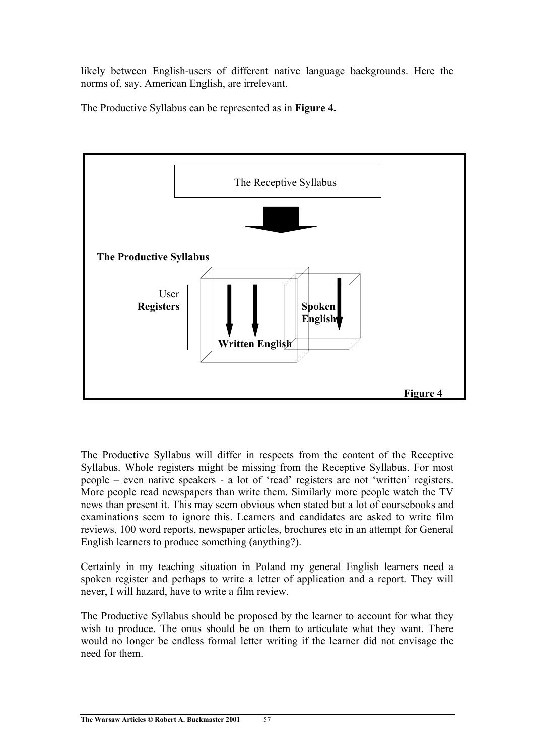likely between English-users of different native language backgrounds. Here the norms of, say, American English, are irrelevant.

The Productive Syllabus can be represented as in **Figure 4.**

The Receptive Syllabus

**The Productive Syllabus**

User **Registers**

**Spoken English**

**Written English**

**Figure 4**

The Productive Syllabus will differ in respects from the content of the Receptive Syllabus. Whole registers might be missing from the Receptive Syllabus. For most people – even native speakers - a lot of 'read' registers are not 'written' registers. More people read newspapers than write them. Similarly more people watch the TV news than present it. This may seem obvious when stated but a lot of coursebooks and examinations seem to ignore this. Learners and candidates are asked to write film reviews, 100 word reports, newspaper articles, brochures etc in an attempt for General English learners to produce something (anything?).

Certainly in my teaching situation in Poland my general English learners need a spoken register and perhaps to write a letter of application and a report. They will never, I will hazard, have to write a film review.

The Productive Syllabus should be proposed by the learner to account for what they wish to produce. The onus should be on them to articulate what they want. There would no longer be endless formal letter writing if the learner did not envisage the need for them.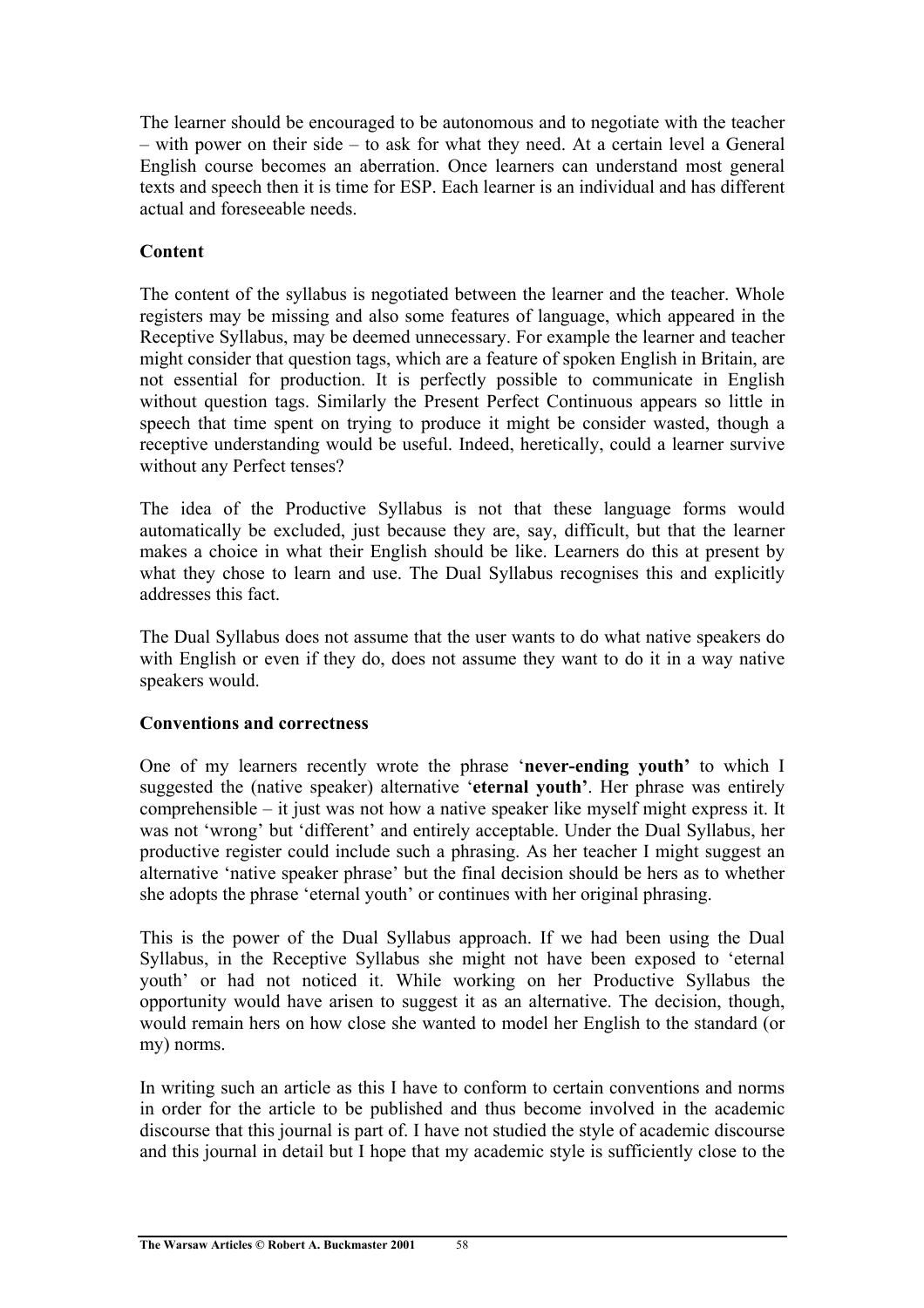The learner should be encouraged to be autonomous and to negotiate with the teacher – with power on their side – to ask for what they need. At a certain level a General English course becomes an aberration. Once learners can understand most general texts and speech then it is time for ESP. Each learner is an individual and has different actual and foreseeable needs.

**Content**

The content of the syllabus is negotiated between the learner and the teacher. Whole registers may be missing and also some features of language, which appeared in the Receptive Syllabus, may be deemed unnecessary. For example the learner and teacher might consider that question tags, which are a feature of spoken English in Britain, are not essential for production. It is perfectly possible to communicate in English without question tags. Similarly the Present Perfect Continuous appears so little in speech that time spent on trying to produce it might be consider wasted, though a receptive understanding would be useful. Indeed, heretically, could a learner survive without any Perfect tenses?

The idea of the Productive Syllabus is not that these language forms would automatically be excluded, just because they are, say, difficult, but that the learner makes a choice in what their English should be like. Learners do this at present by what they chose to learn and use. The Dual Syllabus recognises this and explicitly addresses this fact.

The Dual Syllabus does not assume that the user wants to do what native speakers do with English or even if they do, does not assume they want to do it in a way native speakers would.

**Conventions and correctness**

One of my learners recently wrote the phrase '**never-ending youth'** to which I suggested the (native speaker) alternative '**eternal youth'**. Her phrase was entirely comprehensible – it just was not how a native speaker like myself might express it. It was not 'wrong' but 'different' and entirely acceptable. Under the Dual Syllabus, her productive register could include such a phrasing. As her teacher I might suggest an alternative 'native speaker phrase' but the final decision should be hers as to whether she adopts the phrase 'eternal youth' or continues with her original phrasing.

This is the power of the Dual Syllabus approach. If we had been using the Dual Syllabus, in the Receptive Syllabus she might not have been exposed to 'eternal youth' or had not noticed it. While working on her Productive Syllabus the opportunity would have arisen to suggest it as an alternative. The decision, though, would remain hers on how close she wanted to model her English to the standard (or my) norms.

In writing such an article as this I have to conform to certain conventions and norms in order for the article to be published and thus become involved in the academic discourse that this journal is part of. I have not studied the style of academic discourse and this journal in detail but I hope that my academic style is sufficiently close to the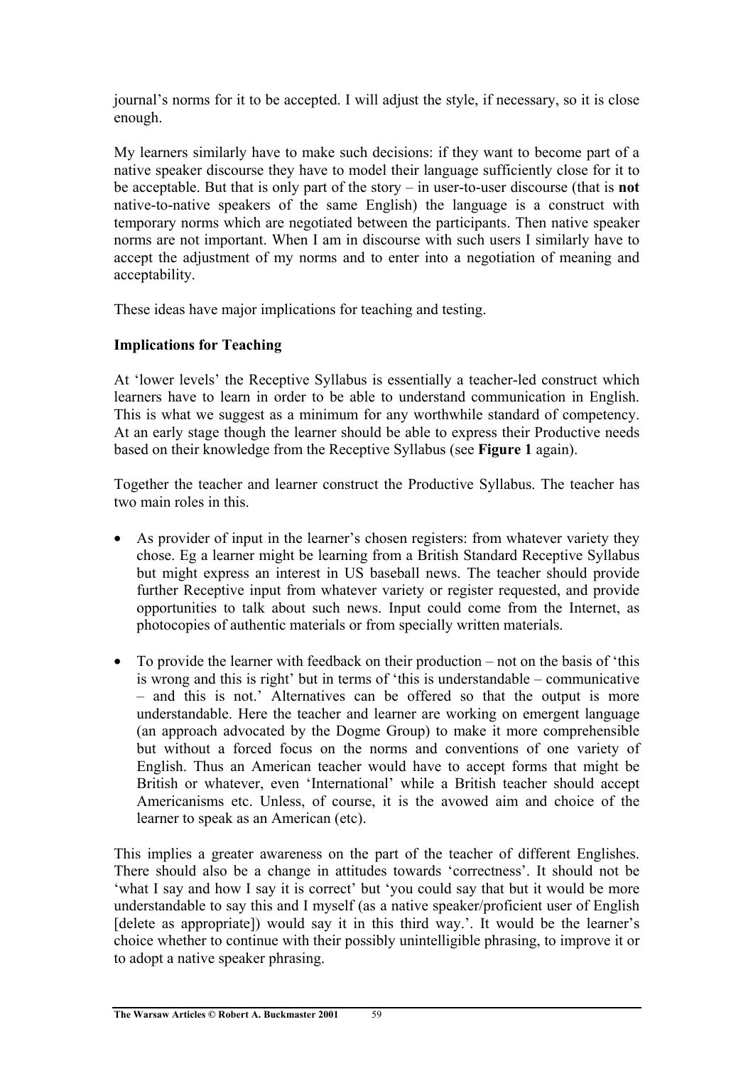journal's norms for it to be accepted. I will adjust the style, if necessary, so it is close enough.

My learners similarly have to make such decisions: if they want to become part of a native speaker discourse they have to model their language sufficiently close for it to be acceptable. But that is only part of the story – in user-to-user discourse (that is **not** native-to-native speakers of the same English) the language is a construct with temporary norms which are negotiated between the participants. Then native speaker norms are not important. When I am in discourse with such users I similarly have to accept the adjustment of my norms and to enter into a negotiation of meaning and acceptability.

These ideas have major implications for teaching and testing.

**Implications for Teaching**

At 'lower levels' the Receptive Syllabus is essentially a teacher-led construct which learners have to learn in order to be able to understand communication in English. This is what we suggest as a minimum for any worthwhile standard of competency. At an early stage though the learner should be able to express their Productive needs based on their knowledge from the Receptive Syllabus (see **Figure 1** again).

Together the teacher and learner construct the Productive Syllabus. The teacher has two main roles in this.

- As provider of input in the learner's chosen registers: from whatever variety they chose. Eg a learner might be learning from a British Standard Receptive Syllabus but might express an interest in US baseball news. The teacher should provide further Receptive input from whatever variety or register requested, and provide opportunities to talk about such news. Input could come from the Internet, as photocopies of authentic materials or from specially written materials.
- To provide the learner with feedback on their production – not on the basis of 'this is wrong and this is right' but in terms of 'this is understandable – communicative – and this is not.' Alternatives can be offered so that the output is more understandable. Here the teacher and learner are working on emergent language (an approach advocated by the Dogme Group) to make it more comprehensible but without a forced focus on the norms and conventions of one variety of English. Thus an American teacher would have to accept forms that might be British or whatever, even 'International' while a British teacher should accept Americanisms etc. Unless, of course, it is the avowed aim and choice of the learner to speak as an American (etc).

This implies a greater awareness on the part of the teacher of different Englishes. There should also be a change in attitudes towards 'correctness'. It should not be 'what I say and how I say it is correct' but 'you could say that but it would be more understandable to say this and I myself (as a native speaker/proficient user of English [delete as appropriate]) would say it in this third way.'. It would be the learner's choice whether to continue with their possibly unintelligible phrasing, to improve it or to adopt a native speaker phrasing.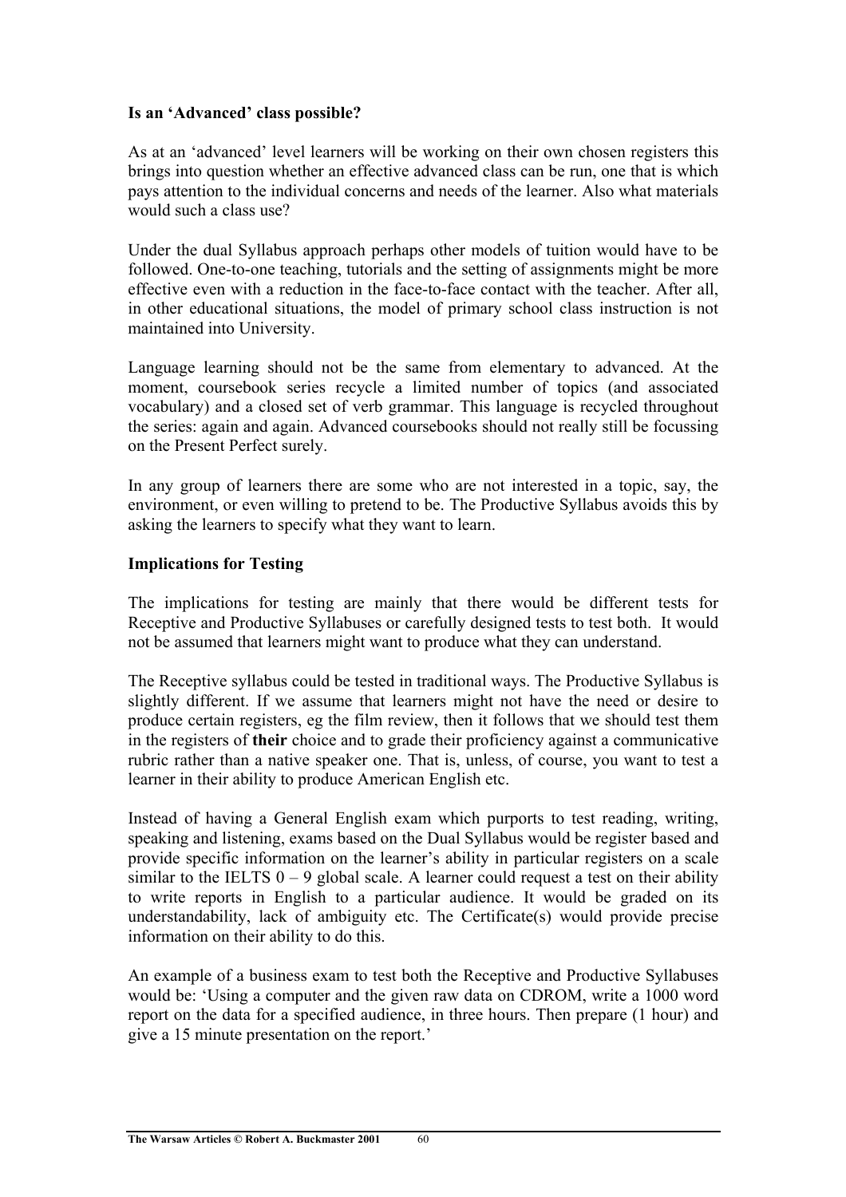**Is an 'Advanced' class possible?**

As at an 'advanced' level learners will be working on their own chosen registers this brings into question whether an effective advanced class can be run, one that is which pays attention to the individual concerns and needs of the learner. Also what materials would such a class use?

Under the dual Syllabus approach perhaps other models of tuition would have to be followed. One-to-one teaching, tutorials and the setting of assignments might be more effective even with a reduction in the face-to-face contact with the teacher. After all, in other educational situations, the model of primary school class instruction is not maintained into University.

Language learning should not be the same from elementary to advanced. At the moment, coursebook series recycle a limited number of topics (and associated vocabulary) and a closed set of verb grammar. This language is recycled throughout the series: again and again. Advanced coursebooks should not really still be focussing on the Present Perfect surely.

In any group of learners there are some who are not interested in a topic, say, the environment, or even willing to pretend to be. The Productive Syllabus avoids this by asking the learners to specify what they want to learn.

**Implications for Testing**

The implications for testing are mainly that there would be different tests for Receptive and Productive Syllabuses or carefully designed tests to test both. It would not be assumed that learners might want to produce what they can understand.

The Receptive syllabus could be tested in traditional ways. The Productive Syllabus is slightly different. If we assume that learners might not have the need or desire to produce certain registers, eg the film review, then it follows that we should test them in the registers of **their** choice and to grade their proficiency against a communicative rubric rather than a native speaker one. That is, unless, of course, you want to test a learner in their ability to produce American English etc.

Instead of having a General English exam which purports to test reading, writing, speaking and listening, exams based on the Dual Syllabus would be register based and provide specific information on the learner's ability in particular registers on a scale similar to the IELTS 0 – 9 global scale. A learner could request a test on their ability to write reports in English to a particular audience. It would be graded on its understandability, lack of ambiguity etc. The Certificate(s) would provide precise information on their ability to do this.

An example of a business exam to test both the Receptive and Productive Syllabuses would be: 'Using a computer and the given raw data on CDROM, write a 1000 word report on the data for a specified audience, in three hours. Then prepare (1 hour) and give a 15 minute presentation on the report.'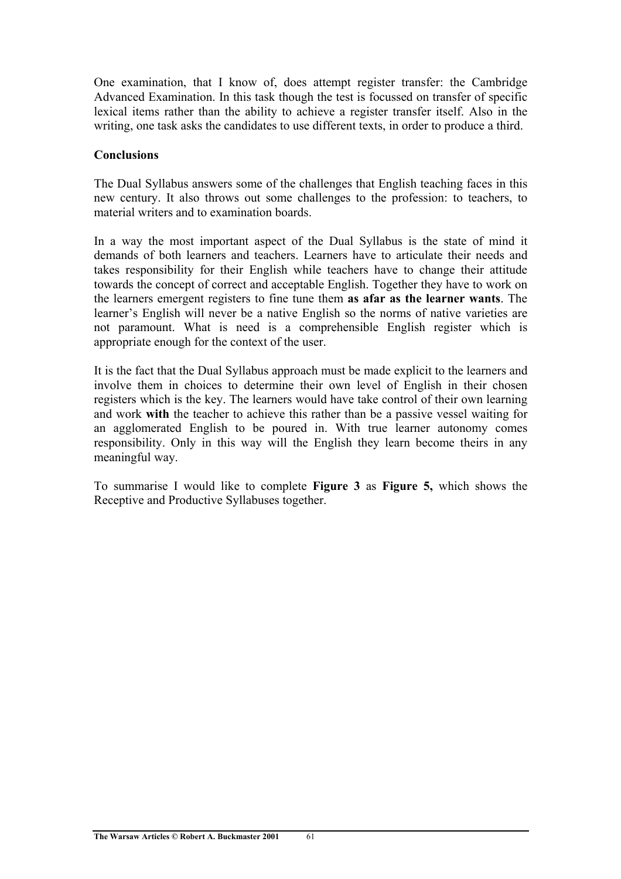One examination, that I know of, does attempt register transfer: the Cambridge Advanced Examination. In this task though the test is focussed on transfer of specific lexical items rather than the ability to achieve a register transfer itself. Also in the writing, one task asks the candidates to use different texts, in order to produce a third.

**Conclusions**

The Dual Syllabus answers some of the challenges that English teaching faces in this new century. It also throws out some challenges to the profession: to teachers, to material writers and to examination boards.

In a way the most important aspect of the Dual Syllabus is the state of mind it demands of both learners and teachers. Learners have to articulate their needs and takes responsibility for their English while teachers have to change their attitude towards the concept of correct and acceptable English. Together they have to work on the learners emergent registers to fine tune them **as afar as the learner wants**. The learner's English will never be a native English so the norms of native varieties are not paramount. What is need is a comprehensible English register which is appropriate enough for the context of the user.

It is the fact that the Dual Syllabus approach must be made explicit to the learners and involve them in choices to determine their own level of English in their chosen registers which is the key. The learners would have take control of their own learning and work **with** the teacher to achieve this rather than be a passive vessel waiting for an agglomerated English to be poured in. With true learner autonomy comes responsibility. Only in this way will the English they learn become theirs in any meaningful way.

To summarise I would like to complete **Figure 3** as **Figure 5,** which shows the Receptive and Productive Syllabuses together.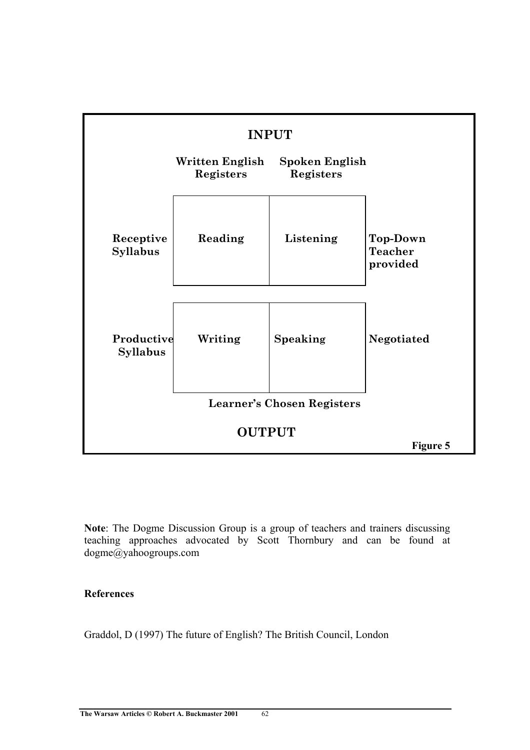INPUT

Written English Registers

Spoken English Registers

Receptive Syllabus

Reading

Listening

Top-Down Teacher provided

Productive Syllabus

Writing

Speaking

Negotiated

Learner's Chosen Registers

OUTPUT

Figure 5

**Note**: The Dogme Discussion Group is a group of teachers and trainers discussing teaching approaches advocated by Scott Thornbury and can be found at dogme@yahoogroups.com

**References**

Graddol, D (1997) The future of English? The British Council, London